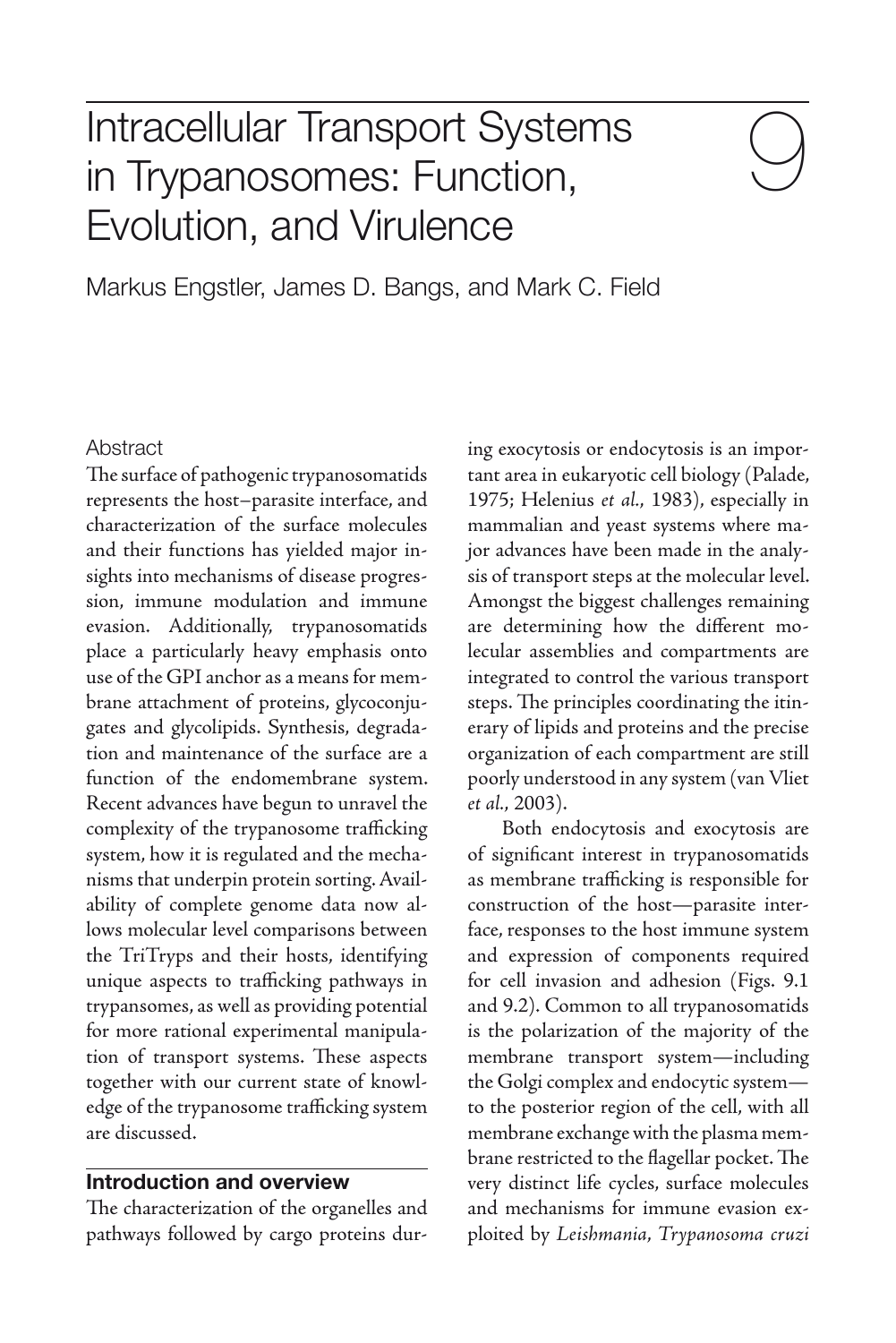# Intracellular Transport Systems in Trypanosomes: Function, Evolution, and Virulence

9

Markus Engstler, James D. Bangs, and Mark C. Field

### Abstract

The surface of pathogenic trypanosomatids represents the host–parasite interface, and characterization of the surface molecules and their functions has yielded major insights into mechanisms of disease progression, immune modulation and immune evasion. Additionally, trypanosomatids place a particularly heavy emphasis onto use of the GPI anchor as a means for membrane attachment of proteins, glycoconjugates and glycolipids. Synthesis, degradation and maintenance of the surface are a function of the endomembrane system. Recent advances have begun to unravel the complexity of the trypanosome trafficking system, how it is regulated and the mechanisms that underpin protein sorting. Availability of complete genome data now allows molecular level comparisons between the TriTryps and their hosts, identifying unique aspects to trafficking pathways in trypansomes, as well as providing potential for more rational experimental manipulation of transport systems. These aspects together with our current state of knowledge of the trypanosome trafficking system are discussed.

## Introduction and overview

The characterization of the organelles and pathways followed by cargo proteins during exocytosis or endocytosis is an important area in eukaryotic cell biology (Palade, 1975; Helenius *et al.*, 1983), especially in mammalian and yeast systems where major advances have been made in the analysis of transport steps at the molecular level. Amongst the biggest challenges remaining are determining how the different molecular assemblies and compartments are integrated to control the various transport steps. The principles coordinating the itinerary of lipids and proteins and the precise organization of each compartment are still poorly understood in any system (van Vliet *et al.*, 2003).

Both endocytosis and exocytosis are of significant interest in trypanosomatids as membrane trafficking is responsible for construction of the host—parasite interface, responses to the host immune system and expression of components required for cell invasion and adhesion (Figs. 9.1 and 9.2). Common to all trypanosomatids is the polarization of the majority of the membrane transport system—including the Golgi complex and endocytic system—to the posterior region of the cell, with all membrane exchange with the plasma membrane restricted to the flagellar pocket. The very distinct life cycles, surface molecules and mechanisms for immune evasion exploited by *Leishmania*, *Trypanosoma cruzi*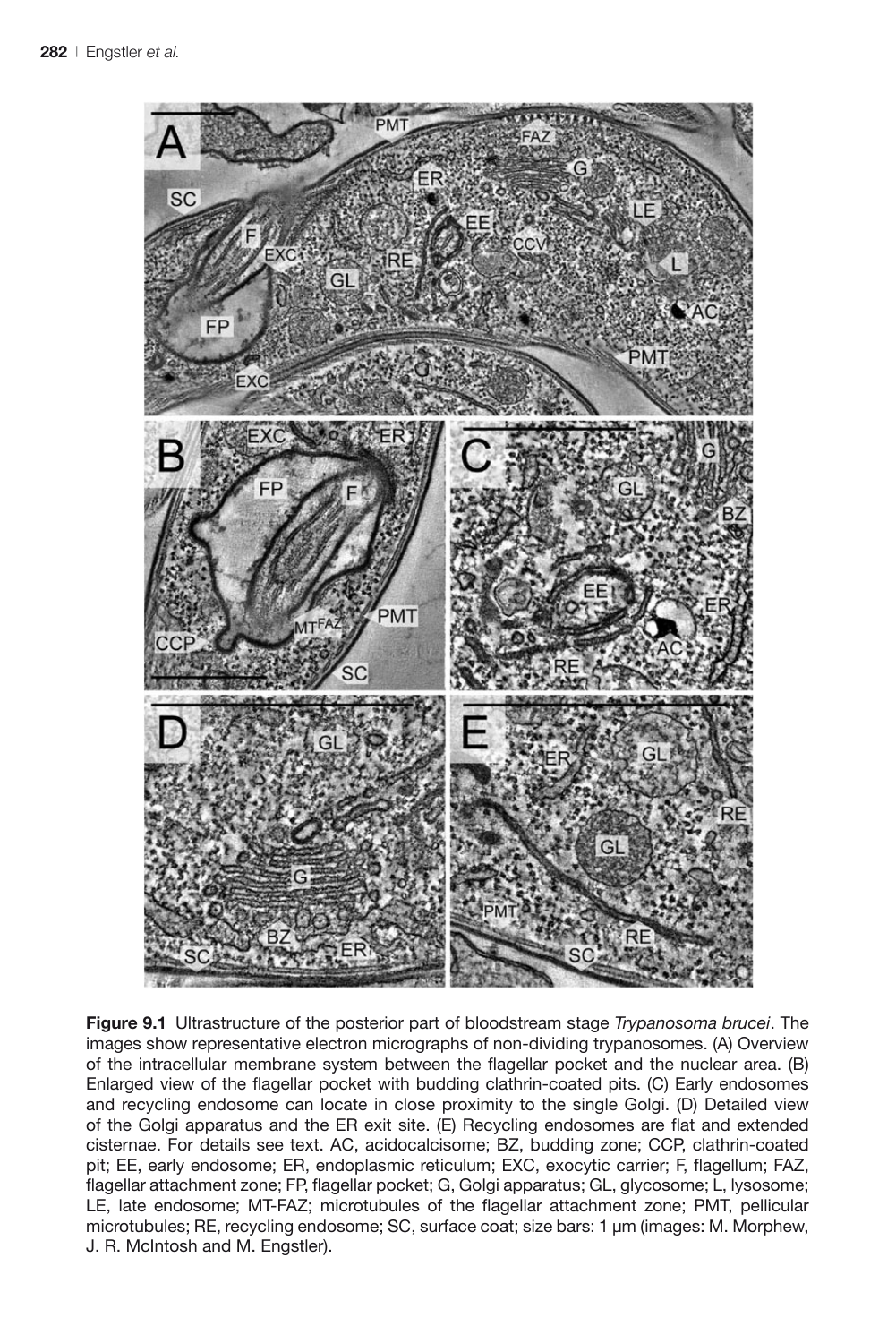**Figure 9.1** Ultrastructure of the posterior part of bloodstream stage *Trypanosoma brucei*. The images show representative electron micrographs of non-dividing trypanosomes. (A) Overview of the intracellular membrane system between the flagellar pocket and the nuclear area. (B) Enlarged view of the flagellar pocket with budding clathrin-coated pits. (C) Early endosomes and recycling endosome can locate in close proximity to the single Golgi. (D) Detailed view of the Golgi apparatus and the ER exit site. (E) Recycling endosomes are flat and extended cisternae. For details see text. AC, acidocalcisome; BZ, budding zone; CCP, clathrin-coated pit; EE, early endosome; ER, endoplasmic reticulum; EXC, exocytic carrier; F, flagellum; FAZ, flagellar attachment zone; FP, flagellar pocket; G, Golgi apparatus; GL, glycosome; L, lysosome; LE, late endosome; MT-FAZ; microtubules of the flagellar attachment zone; PMT, pellicular microtubules; RE, recycling endosome; SC, surface coat; size bars: 1 μm (images: M. Morphew, J. R. McIntosh and M. Engstler).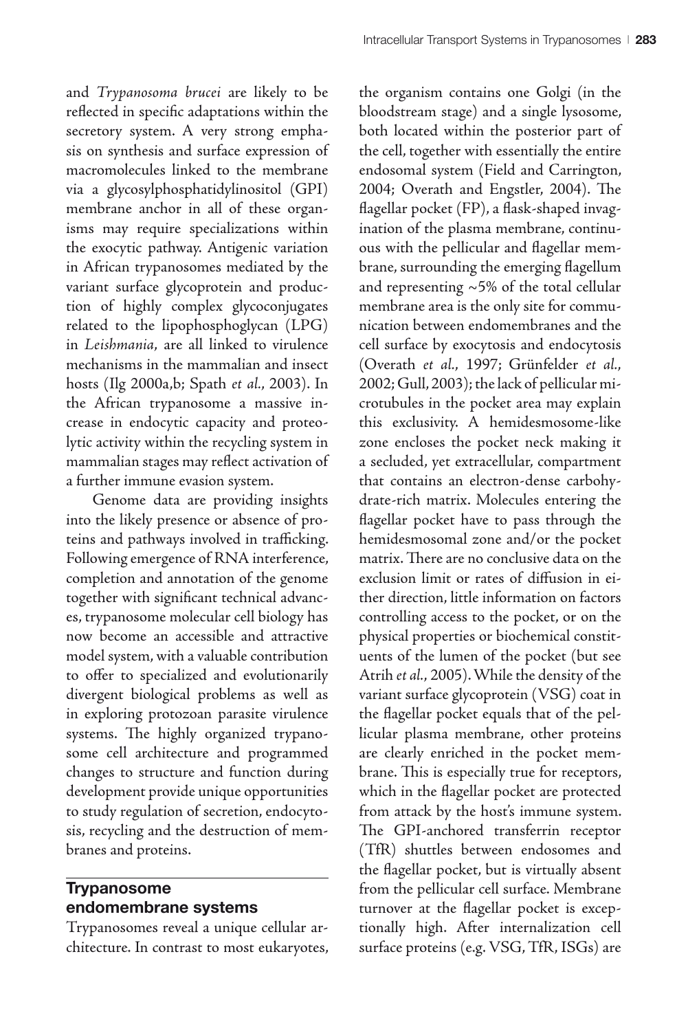and *Trypanosoma brucei* are likely to be reflected in specific adaptations within the secretory system. A very strong emphasis on synthesis and surface expression of macromolecules linked to the membrane via a glycosylphosphatidylinositol (GPI) membrane anchor in all of these organisms may require specializations within the exocytic pathway. Antigenic variation in African trypanosomes mediated by the variant surface glycoprotein and production of highly complex glycoconjugates related to the lipophosphoglycan (LPG) in *Leishmania*, are all linked to virulence mechanisms in the mammalian and insect hosts (Ilg 2000a,b; Spath *et al.*, 2003). In the African trypanosome a massive increase in endocytic capacity and proteolytic activity within the recycling system in mammalian stages may reflect activation of a further immune evasion system.

Genome data are providing insights into the likely presence or absence of proteins and pathways involved in trafficking. Following emergence of RNA interference, completion and annotation of the genome together with significant technical advances, trypanosome molecular cell biology has now become an accessible and attractive model system, with a valuable contribution to offer to specialized and evolutionarily divergent biological problems as well as in exploring protozoan parasite virulence systems. The highly organized trypanosome cell architecture and programmed changes to structure and function during development provide unique opportunities to study regulation of secretion, endocytosis, recycling and the destruction of membranes and proteins.

## Trypanosome endomembrane systems

Trypanosomes reveal a unique cellular architecture. In contrast to most eukaryotes, the organism contains one Golgi (in the bloodstream stage) and a single lysosome, both located within the posterior part of the cell, together with essentially the entire endosomal system (Field and Carrington, 2004; Overath and Engstler, 2004). The flagellar pocket (FP), a flask-shaped invagination of the plasma membrane, continuous with the pellicular and flagellar membrane, surrounding the emerging flagellum and representing ~5% of the total cellular membrane area is the only site for communication between endomembranes and the cell surface by exocytosis and endocytosis (Overath *et al.*, 1997; Grünfelder *et al.*, 2002; Gull, 2003); the lack of pellicular microtubules in the pocket area may explain this exclusivity. A hemidesmosome-like zone encloses the pocket neck making it a secluded, yet extracellular, compartment that contains an electron-dense carbohydrate-rich matrix. Molecules entering the flagellar pocket have to pass through the hemidesmosomal zone and/or the pocket matrix. There are no conclusive data on the exclusion limit or rates of diffusion in either direction, little information on factors controlling access to the pocket, or on the physical properties or biochemical constituents of the lumen of the pocket (but see Atrih *et al.*, 2005). While the density of the variant surface glycoprotein (VSG) coat in the flagellar pocket equals that of the pellicular plasma membrane, other proteins are clearly enriched in the pocket membrane. This is especially true for receptors, which in the flagellar pocket are protected from attack by the host's immune system. The GPI-anchored transferrin receptor (TfR) shuttles between endosomes and the flagellar pocket, but is virtually absent from the pellicular cell surface. Membrane turnover at the flagellar pocket is exceptionally high. After internalization cell surface proteins (e.g. VSG, TfR, ISGs) are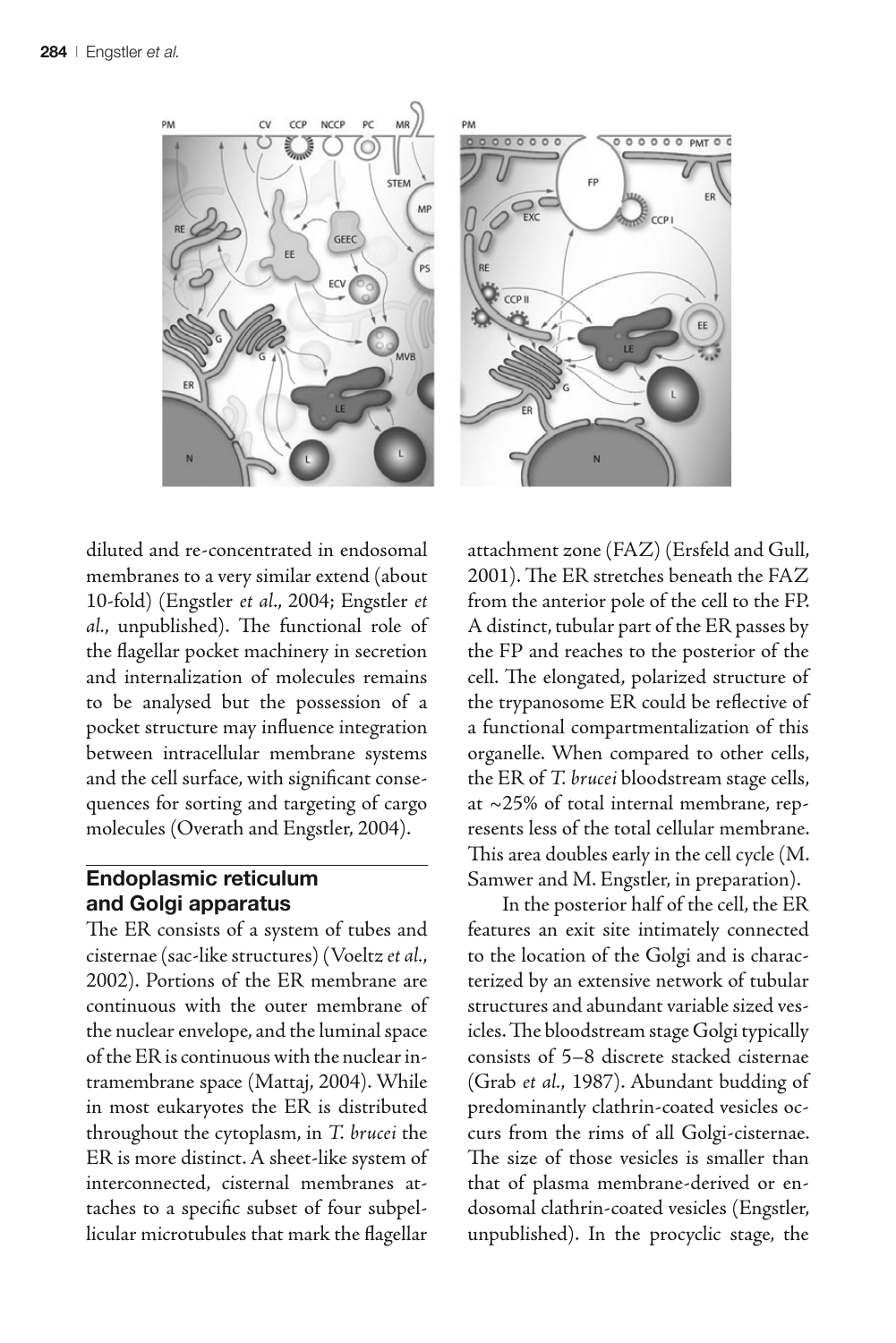diluted and re-concentrated in endosomal membranes to a very similar extend (about 10-fold) (Engstler *et al*., 2004; Engstler *et al*., unpublished). The functional role of the flagellar pocket machinery in secretion and internalization of molecules remains to be analysed but the possession of a pocket structure may influence integration between intracellular membrane systems and the cell surface, with significant consequences for sorting and targeting of cargo molecules (Overath and Engstler, 2004).

## Endoplasmic reticulum and Golgi apparatus

The ER consists of a system of tubes and cisternae (sac-like structures) (Voeltz *et al*., 2002). Portions of the ER membrane are continuous with the outer membrane of the nuclear envelope, and the luminal space of the ER is continuous with the nuclear intramembrane space (Mattaj, 2004). While in most eukaryotes the ER is distributed throughout the cytoplasm, in *T. brucei* the ER is more distinct. A sheet-like system of interconnected, cisternal membranes attaches to a specific subset of four subpellicular microtubules that mark the flagellar attachment zone (FAZ) (Ersfeld and Gull, 2001). The ER stretches beneath the FAZ from the anterior pole of the cell to the FP. A distinct, tubular part of the ER passes by the FP and reaches to the posterior of the cell. The elongated, polarized structure of the trypanosome ER could be reflective of a functional compartmentalization of this organelle. When compared to other cells, the ER of *T. brucei* bloodstream stage cells, at ~25% of total internal membrane, represents less of the total cellular membrane. This area doubles early in the cell cycle (M. Samwer and M. Engstler, in preparation).

In the posterior half of the cell, the ER features an exit site intimately connected to the location of the Golgi and is characterized by an extensive network of tubular structures and abundant variable sized vesicles. The bloodstream stage Golgi typically consists of 5–8 discrete stacked cisternae (Grab *et al*., 1987). Abundant budding of predominantly clathrin-coated vesicles occurs from the rims of all Golgi-cisternae. The size of those vesicles is smaller than that of plasma membrane-derived or endosomal clathrin-coated vesicles (Engstler, unpublished). In the procyclic stage, the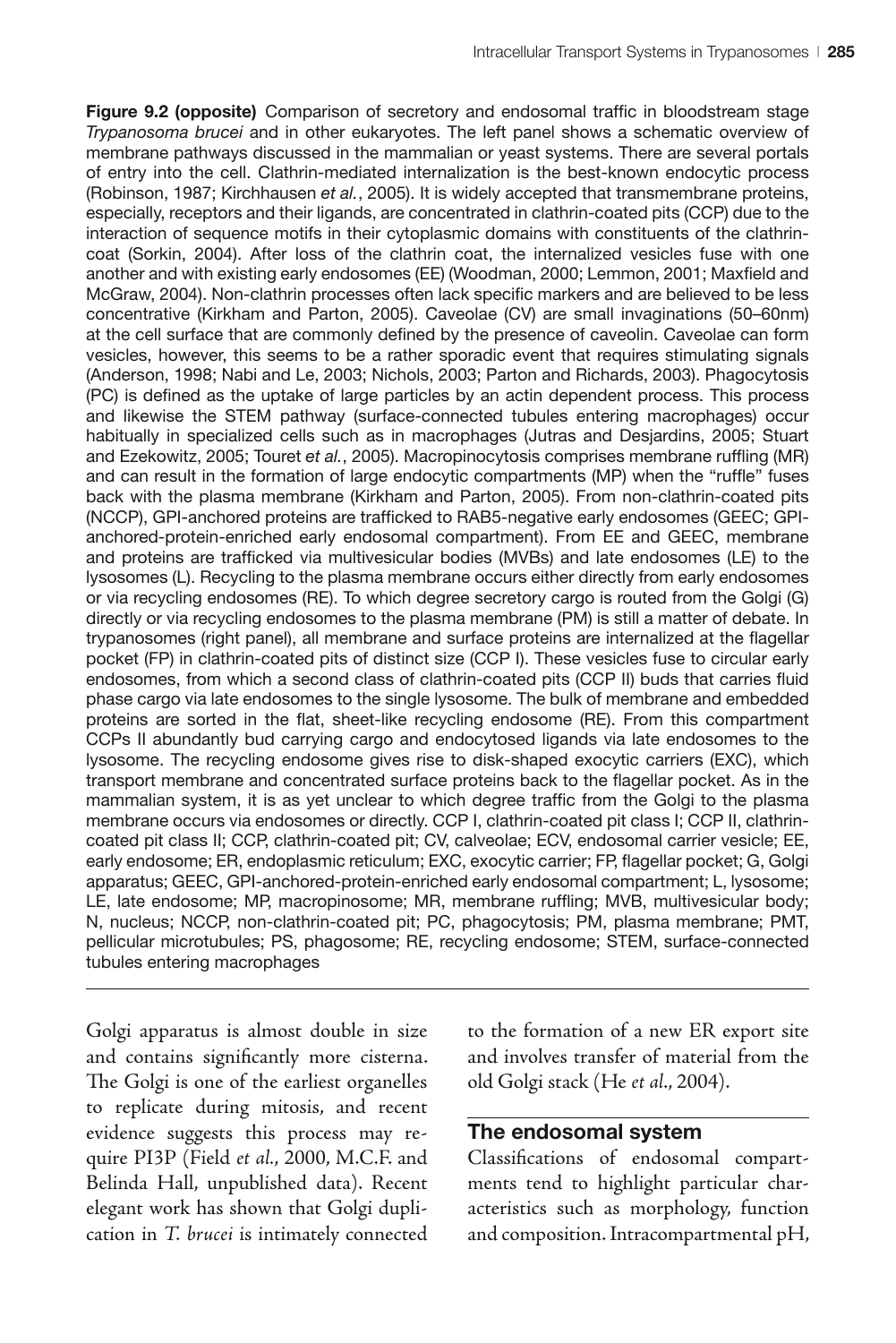**Figure 9.2 (opposite)** Comparison of secretory and endosomal traffic in bloodstream stage *Trypanosoma brucei* and in other eukaryotes. The left panel shows a schematic overview of membrane pathways discussed in the mammalian or yeast systems. There are several portals of entry into the cell. Clathrin-mediated internalization is the best-known endocytic process (Robinson, 1987; Kirchhausen *et al.*, 2005). It is widely accepted that transmembrane proteins, especially, receptors and their ligands, are concentrated in clathrin-coated pits (CCP) due to the interaction of sequence motifs in their cytoplasmic domains with constituents of the clathrin-coat (Sorkin, 2004). After loss of the clathrin coat, the internalized vesicles fuse with one another and with existing early endosomes (EE) (Woodman, 2000; Lemmon, 2001; Maxfield and McGraw, 2004). Non-clathrin processes often lack specific markers and are believed to be less concentrative (Kirkham and Parton, 2005). Caveolae (CV) are small invaginations (50–60nm) at the cell surface that are commonly defined by the presence of caveolin. Caveolae can form vesicles, however, this seems to be a rather sporadic event that requires stimulating signals (Anderson, 1998; Nabi and Le, 2003; Nichols, 2003; Parton and Richards, 2003). Phagocytosis (PC) is defined as the uptake of large particles by an actin dependent process. This process and likewise the STEM pathway (surface-connected tubules entering macrophages) occur habitually in specialized cells such as in macrophages (Jutras and Desjardins, 2005; Stuart and Ezekowitz, 2005; Touret *et al.*, 2005). Macropinocytosis comprises membrane ruffling (MR) and can result in the formation of large endocytic compartments (MP) when the "ruffle" fuses back with the plasma membrane (Kirkham and Parton, 2005). From non-clathrin-coated pits (NCCP), GPI-anchored proteins are trafficked to RAB5-negative early endosomes (GEEC; GPI-anchored-protein-enriched early endosomal compartment). From EE and GEEC, membrane and proteins are trafficked via multivesicular bodies (MVBs) and late endosomes (LE) to the lysosomes (L). Recycling to the plasma membrane occurs either directly from early endosomes or via recycling endosomes (RE). To which degree secretory cargo is routed from the Golgi (G) directly or via recycling endosomes to the plasma membrane (PM) is still a matter of debate. In trypanosomes (right panel), all membrane and surface proteins are internalized at the flagellar pocket (FP) in clathrin-coated pits of distinct size (CCP I). These vesicles fuse to circular early endosomes, from which a second class of clathrin-coated pits (CCP II) buds that carries fluid phase cargo via late endosomes to the single lysosome. The bulk of membrane and embedded proteins are sorted in the flat, sheet-like recycling endosome (RE). From this compartment CCPs II abundantly bud carrying cargo and endocytosed ligands via late endosomes to the lysosome. The recycling endosome gives rise to disk-shaped exocytic carriers (EXC), which transport membrane and concentrated surface proteins back to the flagellar pocket. As in the mammalian system, it is as yet unclear to which degree traffic from the Golgi to the plasma membrane occurs via endosomes or directly. CCP I, clathrin-coated pit class I; CCP II, clathrin-coated pit class II; CCP, clathrin-coated pit; CV, calveolae; ECV, endosomal carrier vesicle; EE, early endosome; ER, endoplasmic reticulum; EXC, exocytic carrier; FP, flagellar pocket; G, Golgi apparatus; GEEC, GPI-anchored-protein-enriched early endosomal compartment; L, lysosome; LE, late endosome; MP, macropinosome; MR, membrane ruffling; MVB, multivesicular body; N, nucleus; NCCP, non-clathrin-coated pit; PC, phagocytosis; PM, plasma membrane; PMT, pellicular microtubules; PS, phagosome; RE, recycling endosome; STEM, surface-connected tubules entering macrophages

Golgi apparatus is almost double in size and contains significantly more cisterna. The Golgi is one of the earliest organelles to replicate during mitosis, and recent evidence suggests this process may require PI3P (Field *et al.*, 2000, M.C.F. and Belinda Hall, unpublished data). Recent elegant work has shown that Golgi duplication in *T. brucei* is intimately connected to the formation of a new ER export site and involves transfer of material from the old Golgi stack (He *et al.*, 2004).

## The endosomal system

Classifications of endosomal compartments tend to highlight particular characteristics such as morphology, function and composition. Intracompartmental pH,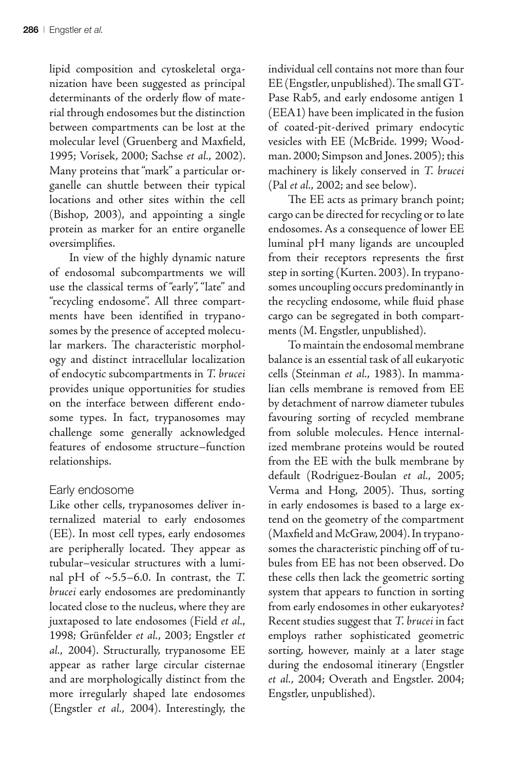lipid composition and cytoskeletal organization have been suggested as principal determinants of the orderly flow of material through endosomes but the distinction between compartments can be lost at the molecular level (Gruenberg and Maxfield, 1995; Vorisek, 2000; Sachse *et al.*, 2002). Many proteins that "mark" a particular organelle can shuttle between their typical locations and other sites within the cell (Bishop, 2003), and appointing a single protein as marker for an entire organelle oversimplifies.

In view of the highly dynamic nature of endosomal subcompartments we will use the classical terms of "early", "late" and "recycling endosome". All three compartments have been identified in trypanosomes by the presence of accepted molecular markers. The characteristic morphology and distinct intracellular localization of endocytic subcompartments in *T. brucei* provides unique opportunities for studies on the interface between different endosome types. In fact, trypanosomes may challenge some generally acknowledged features of endosome structure–function relationships.

## Early endosome

Like other cells, trypanosomes deliver internalized material to early endosomes (EE). In most cell types, early endosomes are peripherally located. They appear as tubular–vesicular structures with a luminal pH of ~5.5–6.0. In contrast, the *T. brucei* early endosomes are predominantly located close to the nucleus, where they are juxtaposed to late endosomes (Field *et al.*, 1998; Grünfelder *et al.*, 2003; Engstler *et al.*, 2004). Structurally, trypanosome EE appear as rather large circular cisternae and are morphologically distinct from the more irregularly shaped late endosomes (Engstler *et al.*, 2004). Interestingly, the individual cell contains not more than four EE (Engstler, unpublished). The small GTPase Rab5, and early endosome antigen 1 (EEA1) have been implicated in the fusion of coated-pit-derived primary endocytic vesicles with EE (McBride. 1999; Woodman. 2000; Simpson and Jones. 2005); this machinery is likely conserved in *T. brucei* (Pal *et al.*, 2002; and see below).

The EE acts as primary branch point; cargo can be directed for recycling or to late endosomes. As a consequence of lower EE luminal pH many ligands are uncoupled from their receptors represents the first step in sorting (Kurten. 2003). In trypanosomes uncoupling occurs predominantly in the recycling endosome, while fluid phase cargo can be segregated in both compartments (M. Engstler, unpublished).

To maintain the endosomal membrane balance is an essential task of all eukaryotic cells (Steinman *et al.*, 1983). In mammalian cells membrane is removed from EE by detachment of narrow diameter tubules favouring sorting of recycled membrane from soluble molecules. Hence internalized membrane proteins would be routed from the EE with the bulk membrane by default (Rodriguez-Boulan *et al.*, 2005; Verma and Hong, 2005). Thus, sorting in early endosomes is based to a large extend on the geometry of the compartment (Maxfield and McGraw, 2004). In trypanosomes the characteristic pinching off of tubules from EE has not been observed. Do these cells then lack the geometric sorting system that appears to function in sorting from early endosomes in other eukaryotes? Recent studies suggest that *T. brucei* in fact employs rather sophisticated geometric sorting, however, mainly at a later stage during the endosomal itinerary (Engstler *et al.*, 2004; Overath and Engstler. 2004; Engstler, unpublished).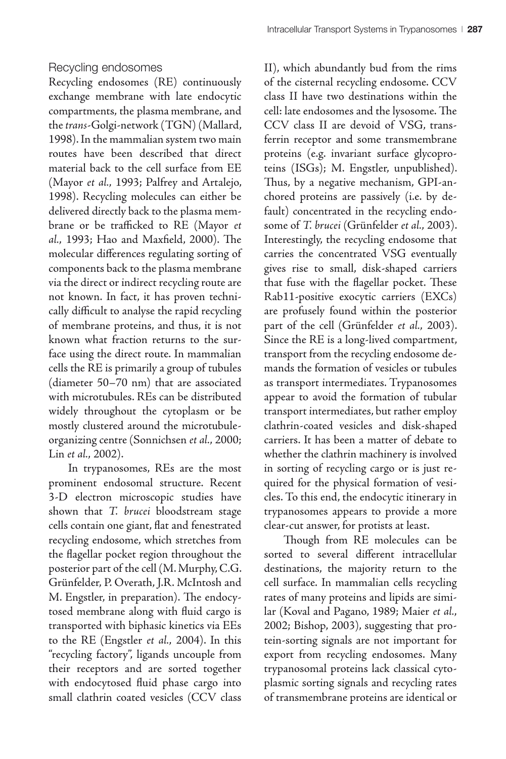## Recycling endosomes

Recycling endosomes (RE) continuously exchange membrane with late endocytic compartments, the plasma membrane, and the *trans*-Golgi-network (TGN) (Mallard, 1998). In the mammalian system two main routes have been described that direct material back to the cell surface from EE (Mayor *et al.*, 1993; Palfrey and Artalejo, 1998). Recycling molecules can either be delivered directly back to the plasma membrane or be trafficked to RE (Mayor *et al.*, 1993; Hao and Maxfield, 2000). The molecular differences regulating sorting of components back to the plasma membrane via the direct or indirect recycling route are not known. In fact, it has proven technically difficult to analyse the rapid recycling of membrane proteins, and thus, it is not known what fraction returns to the surface using the direct route. In mammalian cells the RE is primarily a group of tubules (diameter 50–70 nm) that are associated with microtubules. REs can be distributed widely throughout the cytoplasm or be mostly clustered around the microtubule-organizing centre (Sonnichsen *et al.*, 2000; Lin *et al.*, 2002).

In trypanosomes, REs are the most prominent endosomal structure. Recent 3-D electron microscopic studies have shown that *T. brucei* bloodstream stage cells contain one giant, flat and fenestrated recycling endosome, which stretches from the flagellar pocket region throughout the posterior part of the cell (M. Murphy, C.G. Grünfelder, P. Overath, J.R. McIntosh and M. Engstler, in preparation). The endocytosed membrane along with fluid cargo is transported with biphasic kinetics via EEs to the RE (Engstler *et al.*, 2004). In this "recycling factory", ligands uncouple from their receptors and are sorted together with endocytosed fluid phase cargo into small clathrin coated vesicles (CCV class II), which abundantly bud from the rims of the cisternal recycling endosome. CCV class II have two destinations within the cell: late endosomes and the lysosome. The CCV class II are devoid of VSG, transferrin receptor and some transmembrane proteins (e.g. invariant surface glycoproteins (ISGs); M. Engstler, unpublished). Thus, by a negative mechanism, GPI-anchored proteins are passively (i.e. by default) concentrated in the recycling endosome of *T. brucei* (Grünfelder *et al.*, 2003). Interestingly, the recycling endosome that carries the concentrated VSG eventually gives rise to small, disk-shaped carriers that fuse with the flagellar pocket. These Rab11-positive exocytic carriers (EXCs) are profusely found within the posterior part of the cell (Grünfelder *et al.*, 2003). Since the RE is a long-lived compartment, transport from the recycling endosome demands the formation of vesicles or tubules as transport intermediates. Trypanosomes appear to avoid the formation of tubular transport intermediates, but rather employ clathrin-coated vesicles and disk-shaped carriers. It has been a matter of debate to whether the clathrin machinery is involved in sorting of recycling cargo or is just required for the physical formation of vesicles. To this end, the endocytic itinerary in trypanosomes appears to provide a more clear-cut answer, for protists at least.

Though from RE molecules can be sorted to several different intracellular destinations, the majority return to the cell surface. In mammalian cells recycling rates of many proteins and lipids are similar (Koval and Pagano, 1989; Maier *et al.*, 2002; Bishop, 2003), suggesting that protein-sorting signals are not important for export from recycling endosomes. Many trypanosomal proteins lack classical cytoplasmic sorting signals and recycling rates of transmembrane proteins are identical or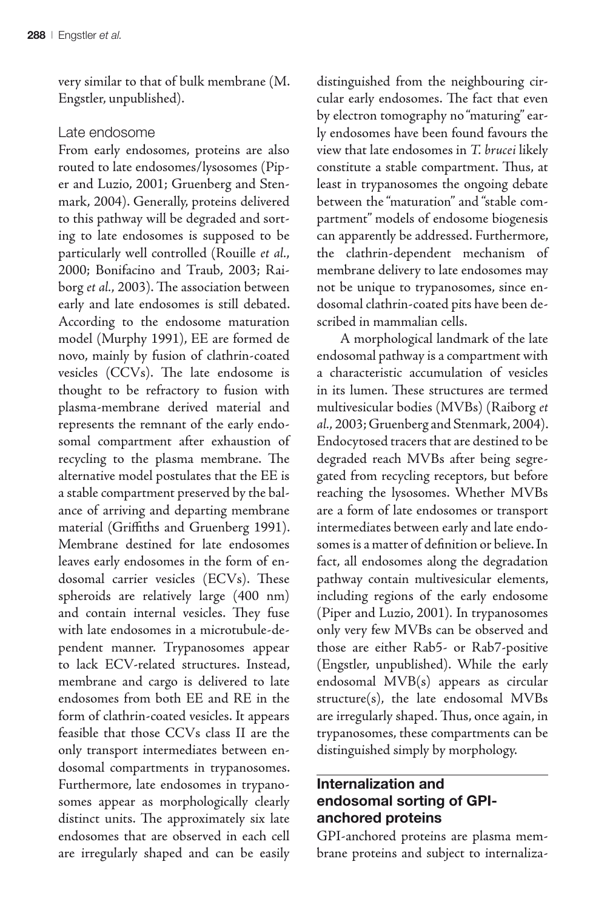very similar to that of bulk membrane (M. Engstler, unpublished).

### Late endosome

From early endosomes, proteins are also routed to late endosomes/lysosomes (Piper and Luzio, 2001; Gruenberg and Stenmark, 2004). Generally, proteins delivered to this pathway will be degraded and sorting to late endosomes is supposed to be particularly well controlled (Rouille *et al.*, 2000; Bonifacino and Traub, 2003; Raiborg *et al.*, 2003). The association between early and late endosomes is still debated. According to the endosome maturation model (Murphy 1991), EE are formed de novo, mainly by fusion of clathrin-coated vesicles (CCVs). The late endosome is thought to be refractory to fusion with plasma-membrane derived material and represents the remnant of the early endosomal compartment after exhaustion of recycling to the plasma membrane. The alternative model postulates that the EE is a stable compartment preserved by the balance of arriving and departing membrane material (Griffiths and Gruenberg 1991). Membrane destined for late endosomes leaves early endosomes in the form of endosomal carrier vesicles (ECVs). These spheroids are relatively large (400 nm) and contain internal vesicles. They fuse with late endosomes in a microtubule-dependent manner. Trypanosomes appear to lack ECV-related structures. Instead, membrane and cargo is delivered to late endosomes from both EE and RE in the form of clathrin-coated vesicles. It appears feasible that those CCVs class II are the only transport intermediates between endosomal compartments in trypanosomes. Furthermore, late endosomes in trypanosomes appear as morphologically clearly distinct units. The approximately six late endosomes that are observed in each cell are irregularly shaped and can be easily distinguished from the neighbouring circular early endosomes. The fact that even by electron tomography no "maturing" early endosomes have been found favours the view that late endosomes in *T. brucei* likely constitute a stable compartment. Thus, at least in trypanosomes the ongoing debate between the "maturation" and "stable compartment" models of endosome biogenesis can apparently be addressed. Furthermore, the clathrin-dependent mechanism of membrane delivery to late endosomes may not be unique to trypanosomes, since endosomal clathrin-coated pits have been described in mammalian cells.

A morphological landmark of the late endosomal pathway is a compartment with a characteristic accumulation of vesicles in its lumen. These structures are termed multivesicular bodies (MVBs) (Raiborg *et al.*, 2003; Gruenberg and Stenmark, 2004). Endocytosed tracers that are destined to be degraded reach MVBs after being segregated from recycling receptors, but before reaching the lysosomes. Whether MVBs are a form of late endosomes or transport intermediates between early and late endosomes is a matter of definition or believe. In fact, all endosomes along the degradation pathway contain multivesicular elements, including regions of the early endosome (Piper and Luzio, 2001). In trypanosomes only very few MVBs can be observed and those are either Rab5- or Rab7-positive (Engstler, unpublished). While the early endosomal MVB(s) appears as circular structure(s), the late endosomal MVBs are irregularly shaped. Thus, once again, in trypanosomes, these compartments can be distinguished simply by morphology.

## Internalization and endosomal sorting of GPI-anchored proteins

GPI-anchored proteins are plasma membrane proteins and subject to internaliza-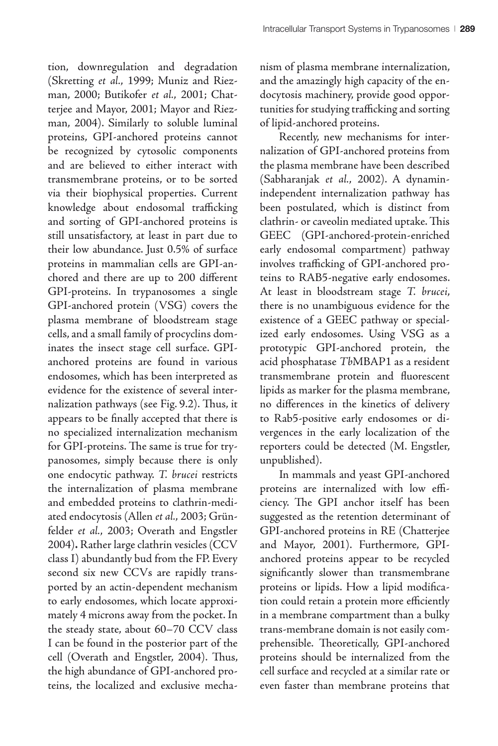tion, downregulation and degradation (Skretting *et al.*, 1999; Muniz and Riezman, 2000; Butikofer *et al.*, 2001; Chatterjee and Mayor, 2001; Mayor and Riezman, 2004). Similarly to soluble luminal proteins, GPI-anchored proteins cannot be recognized by cytosolic components and are believed to either interact with transmembrane proteins, or to be sorted via their biophysical properties. Current knowledge about endosomal trafficking and sorting of GPI-anchored proteins is still unsatisfactory, at least in part due to their low abundance. Just 0.5% of surface proteins in mammalian cells are GPI-anchored and there are up to 200 different GPI-proteins. In trypanosomes a single GPI-anchored protein (VSG) covers the plasma membrane of bloodstream stage cells, and a small family of procyclins dominates the insect stage cell surface. GPI-anchored proteins are found in various endosomes, which has been interpreted as evidence for the existence of several internalization pathways (see Fig. 9.2). Thus, it appears to be finally accepted that there is no specialized internalization mechanism for GPI-proteins. The same is true for trypanosomes, simply because there is only one endocytic pathway. *T. brucei* restricts the internalization of plasma membrane and embedded proteins to clathrin-mediated endocytosis (Allen *et al.*, 2003; Grünfelder *et al.*, 2003; Overath and Engstler 2004)**.** Rather large clathrin vesicles (CCV class I) abundantly bud from the FP. Every second six new CCVs are rapidly transported by an actin-dependent mechanism to early endosomes, which locate approximately 4 microns away from the pocket. In the steady state, about 60–70 CCV class I can be found in the posterior part of the cell (Overath and Engstler, 2004). Thus, the high abundance of GPI-anchored proteins, the localized and exclusive mechanism of plasma membrane internalization, and the amazingly high capacity of the endocytosis machinery, provide good opportunities for studying trafficking and sorting of lipid-anchored proteins.

Recently, new mechanisms for internalization of GPI-anchored proteins from the plasma membrane have been described (Sabharanjak *et al.*, 2002). A dynamin-independent internalization pathway has been postulated, which is distinct from clathrin- or caveolin mediated uptake. This GEEC (GPI-anchored-protein-enriched early endosomal compartment) pathway involves trafficking of GPI-anchored proteins to RAB5-negative early endosomes. At least in bloodstream stage *T. brucei*, there is no unambiguous evidence for the existence of a GEEC pathway or specialized early endosomes. Using VSG as a prototypic GPI-anchored protein, the acid phosphatase *Tb*MBAP1 as a resident transmembrane protein and fluorescent lipids as marker for the plasma membrane, no differences in the kinetics of delivery to Rab5-positive early endosomes or divergences in the early localization of the reporters could be detected (M. Engstler, unpublished).

In mammals and yeast GPI-anchored proteins are internalized with low efficiency. The GPI anchor itself has been suggested as the retention determinant of GPI-anchored proteins in RE (Chatterjee and Mayor, 2001). Furthermore, GPI-anchored proteins appear to be recycled significantly slower than transmembrane proteins or lipids. How a lipid modification could retain a protein more efficiently in a membrane compartment than a bulky trans-membrane domain is not easily comprehensible. Theoretically, GPI-anchored proteins should be internalized from the cell surface and recycled at a similar rate or even faster than membrane proteins that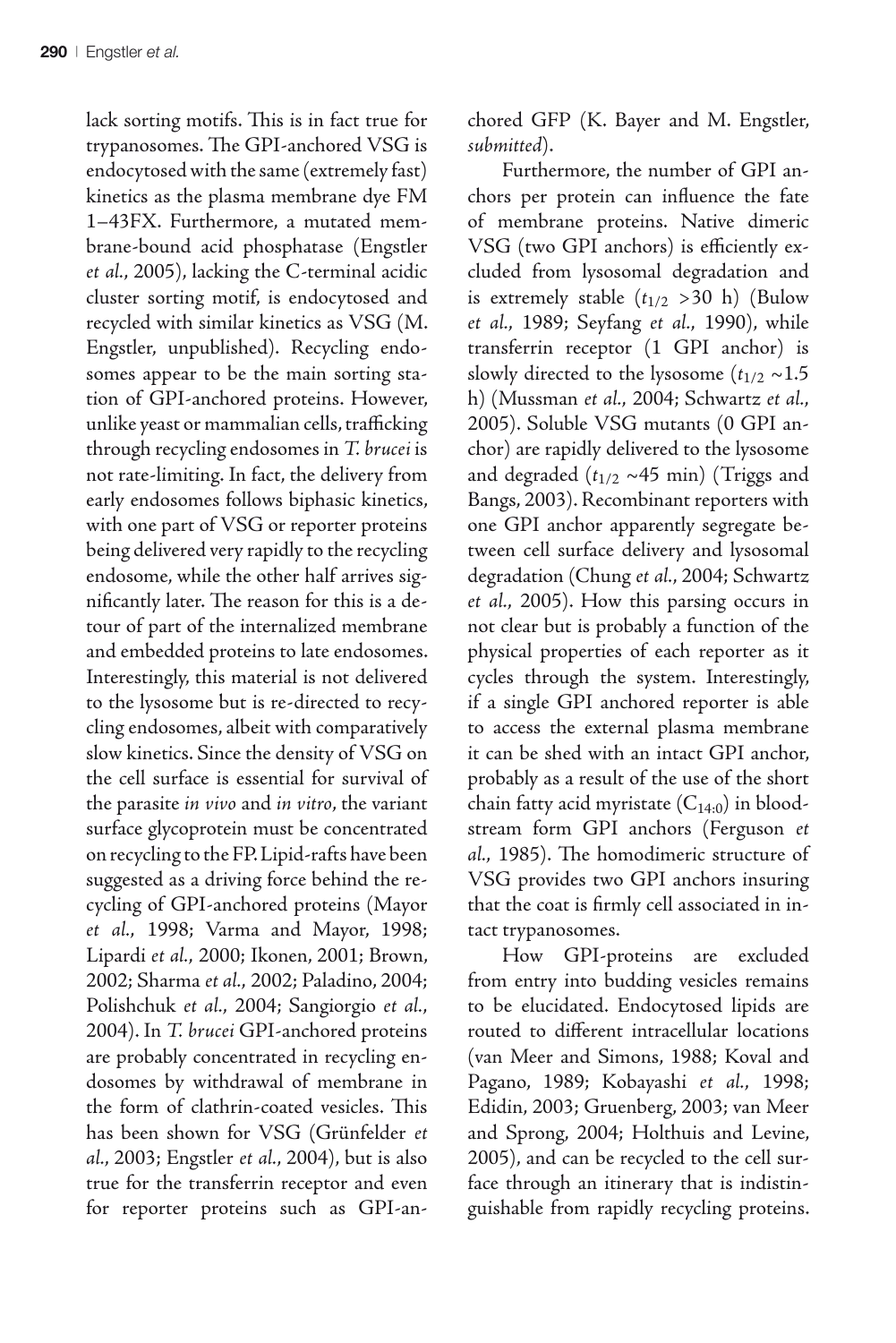lack sorting motifs. This is in fact true for trypanosomes. The GPI-anchored VSG is endocytosed with the same (extremely fast) kinetics as the plasma membrane dye FM 1–43FX. Furthermore, a mutated membrane-bound acid phosphatase (Engstler *et al.*, 2005), lacking the C-terminal acidic cluster sorting motif, is endocytosed and recycled with similar kinetics as VSG (M. Engstler, unpublished). Recycling endosomes appear to be the main sorting station of GPI-anchored proteins. However, unlike yeast or mammalian cells, trafficking through recycling endosomes in *T. brucei* is not rate-limiting. In fact, the delivery from early endosomes follows biphasic kinetics, with one part of VSG or reporter proteins being delivered very rapidly to the recycling endosome, while the other half arrives significantly later. The reason for this is a detour of part of the internalized membrane and embedded proteins to late endosomes. Interestingly, this material is not delivered to the lysosome but is re-directed to recycling endosomes, albeit with comparatively slow kinetics. Since the density of VSG on the cell surface is essential for survival of the parasite *in vivo* and *in vitro*, the variant surface glycoprotein must be concentrated on recycling to the FP. Lipid-rafts have been suggested as a driving force behind the recycling of GPI-anchored proteins (Mayor *et al.*, 1998; Varma and Mayor, 1998; Lipardi *et al.*, 2000; Ikonen, 2001; Brown, 2002; Sharma *et al.*, 2002; Paladino, 2004; Polishchuk *et al.*, 2004; Sangiorgio *et al.*, 2004). In *T. brucei* GPI-anchored proteins are probably concentrated in recycling endosomes by withdrawal of membrane in the form of clathrin-coated vesicles. This has been shown for VSG (Grünfelder *et al.*, 2003; Engstler *et al.*, 2004), but is also true for the transferrin receptor and even for reporter proteins such as GPI-anchored GFP (K. Bayer and M. Engstler, *submitted*).

Furthermore, the number of GPI anchors per protein can influence the fate of membrane proteins. Native dimeric VSG (two GPI anchors) is efficiently excluded from lysosomal degradation and is extremely stable ($t_{1/2}$ >30 h) (Bulow *et al.*, 1989; Seyfang *et al.*, 1990), while transferrin receptor (1 GPI anchor) is slowly directed to the lysosome ($t_{1/2}$ ~1.5 h) (Mussman *et al.*, 2004; Schwartz *et al.*, 2005). Soluble VSG mutants (0 GPI anchor) are rapidly delivered to the lysosome and degraded ($t_{1/2}$ ~45 min) (Triggs and Bangs, 2003). Recombinant reporters with one GPI anchor apparently segregate between cell surface delivery and lysosomal degradation (Chung *et al.*, 2004; Schwartz *et al.*, 2005). How this parsing occurs in not clear but is probably a function of the physical properties of each reporter as it cycles through the system. Interestingly, if a single GPI anchored reporter is able to access the external plasma membrane it can be shed with an intact GPI anchor, probably as a result of the use of the short chain fatty acid myristate ($C_{14:0}$) in bloodstream form GPI anchors (Ferguson *et al.*, 1985). The homodimeric structure of VSG provides two GPI anchors insuring that the coat is firmly cell associated in intact trypanosomes.

How GPI-proteins are excluded from entry into budding vesicles remains to be elucidated. Endocytosed lipids are routed to different intracellular locations (van Meer and Simons, 1988; Koval and Pagano, 1989; Kobayashi *et al.*, 1998; Edidin, 2003; Gruenberg, 2003; van Meer and Sprong, 2004; Holthuis and Levine, 2005), and can be recycled to the cell surface through an itinerary that is indistinguishable from rapidly recycling proteins.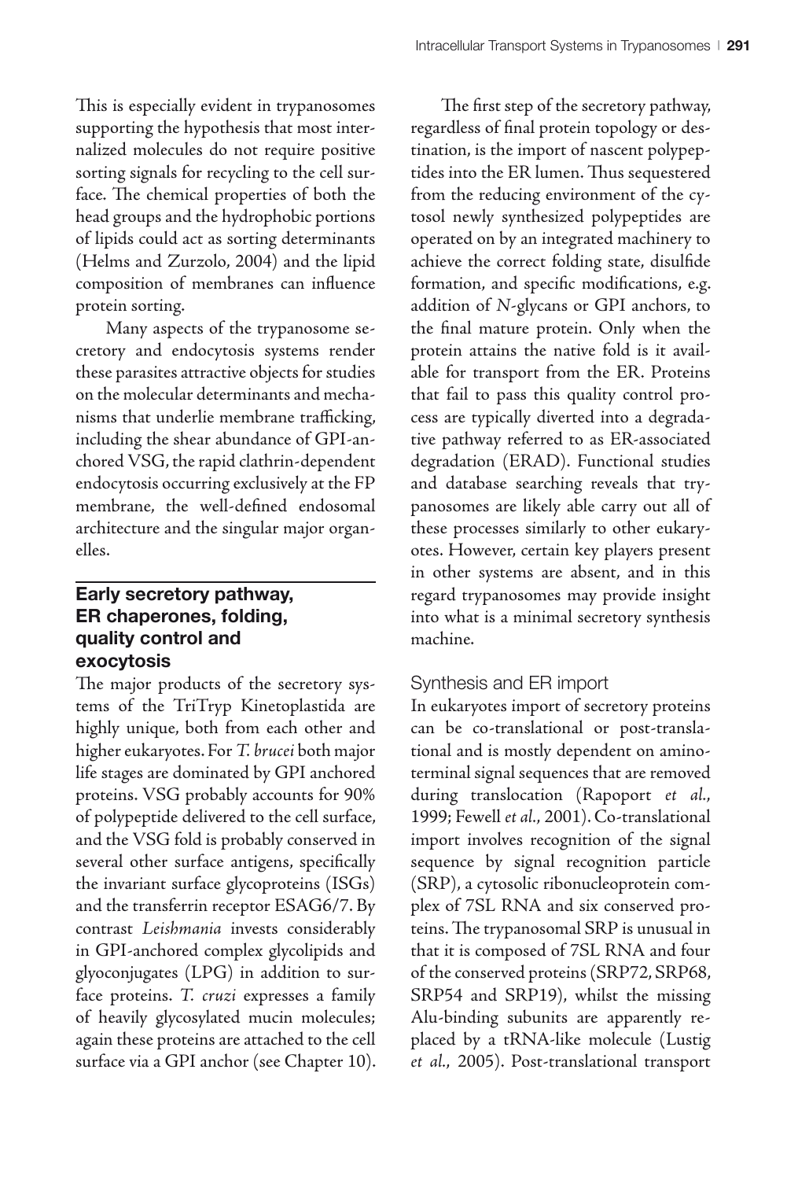This is especially evident in trypanosomes supporting the hypothesis that most internalized molecules do not require positive sorting signals for recycling to the cell surface. The chemical properties of both the head groups and the hydrophobic portions of lipids could act as sorting determinants (Helms and Zurzolo, 2004) and the lipid composition of membranes can influence protein sorting.

Many aspects of the trypanosome secretory and endocytosis systems render these parasites attractive objects for studies on the molecular determinants and mechanisms that underlie membrane trafficking, including the shear abundance of GPI-anchored VSG, the rapid clathrin-dependent endocytosis occurring exclusively at the FP membrane, the well-defined endosomal architecture and the singular major organelles.

## Early secretory pathway, ER chaperones, folding, quality control and exocytosis

The major products of the secretory systems of the TriTryp Kinetoplastida are highly unique, both from each other and higher eukaryotes. For *T. brucei* both major life stages are dominated by GPI anchored proteins. VSG probably accounts for 90% of polypeptide delivered to the cell surface, and the VSG fold is probably conserved in several other surface antigens, specifically the invariant surface glycoproteins (ISGs) and the transferrin receptor ESAG6/7. By contrast *Leishmania* invests considerably in GPI-anchored complex glycolipids and glyoconjugates (LPG) in addition to surface proteins. *T. cruzi* expresses a family of heavily glycosylated mucin molecules; again these proteins are attached to the cell surface via a GPI anchor (see Chapter 10).

The first step of the secretory pathway, regardless of final protein topology or destination, is the import of nascent polypeptides into the ER lumen. Thus sequestered from the reducing environment of the cytosol newly synthesized polypeptides are operated on by an integrated machinery to achieve the correct folding state, disulfide formation, and specific modifications, e.g. addition of *N*-glycans or GPI anchors, to the final mature protein. Only when the protein attains the native fold is it available for transport from the ER. Proteins that fail to pass this quality control process are typically diverted into a degradative pathway referred to as ER-associated degradation (ERAD). Functional studies and database searching reveals that trypanosomes are likely able carry out all of these processes similarly to other eukaryotes. However, certain key players present in other systems are absent, and in this regard trypanosomes may provide insight into what is a minimal secretory synthesis machine.

### Synthesis and ER import

In eukaryotes import of secretory proteins can be co-translational or post-translational and is mostly dependent on amino-terminal signal sequences that are removed during translocation (Rapoport *et al.*, 1999; Fewell *et al.*, 2001). Co-translational import involves recognition of the signal sequence by signal recognition particle (SRP), a cytosolic ribonucleoprotein complex of 7SL RNA and six conserved proteins. The trypanosomal SRP is unusual in that it is composed of 7SL RNA and four of the conserved proteins (SRP72, SRP68, SRP54 and SRP19), whilst the missing Alu-binding subunits are apparently replaced by a tRNA-like molecule (Lustig *et al.*, 2005). Post-translational transport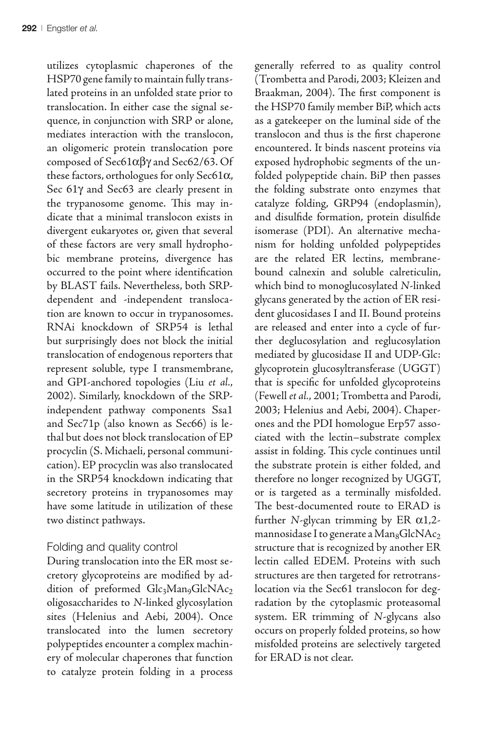utilizes cytoplasmic chaperones of the HSP70 gene family to maintain fully translated proteins in an unfolded state prior to translocation. In either case the signal sequence, in conjunction with SRP or alone, mediates interaction with the translocon, an oligomeric protein translocation pore composed of Sec61αβγ and Sec62/63. Of these factors, orthologues for only Sec61α, Sec 61γ and Sec63 are clearly present in the trypanosome genome. This may indicate that a minimal translocon exists in divergent eukaryotes or, given that several of these factors are very small hydrophobic membrane proteins, divergence has occurred to the point where identification by BLAST fails. Nevertheless, both SRP-dependent and -independent translocation are known to occur in trypanosomes. RNAi knockdown of SRP54 is lethal but surprisingly does not block the initial translocation of endogenous reporters that represent soluble, type I transmembrane, and GPI-anchored topologies (Liu *et al*., 2002). Similarly, knockdown of the SRP-independent pathway components Ssa1 and Sec71p (also known as Sec66) is lethal but does not block translocation of EP procyclin (S. Michaeli, personal communication). EP procyclin was also translocated in the SRP54 knockdown indicating that secretory proteins in trypanosomes may have some latitude in utilization of these two distinct pathways.

## Folding and quality control

During translocation into the ER most secretory glycoproteins are modified by addition of preformed $Glc_3Man_9GlcNAc_2$ oligosaccharides to *N*-linked glycosylation sites (Helenius and Aebi, 2004). Once translocated into the lumen secretory polypeptides encounter a complex machinery of molecular chaperones that function to catalyze protein folding in a process generally referred to as quality control (Trombetta and Parodi, 2003; Kleizen and Braakman, 2004). The first component is the HSP70 family member BiP, which acts as a gatekeeper on the luminal side of the translocon and thus is the first chaperone encountered. It binds nascent proteins via exposed hydrophobic segments of the unfolded polypeptide chain. BiP then passes the folding substrate onto enzymes that catalyze folding, GRP94 (endoplasmin), and disulfide formation, protein disulfide isomerase (PDI). An alternative mechanism for holding unfolded polypeptides are the related ER lectins, membrane-bound calnexin and soluble calreticulin, which bind to monoglucosylated *N*-linked glycans generated by the action of ER resident glucosidases I and II. Bound proteins are released and enter into a cycle of further deglucosylation and reglucosylation mediated by glucosidase II and UDP-Glc: glycoprotein glucosyltransferase (UGGT) that is specific for unfolded glycoproteins (Fewell *et al*., 2001; Trombetta and Parodi, 2003; Helenius and Aebi, 2004). Chaperones and the PDI homologue Erp57 associated with the lectin–substrate complex assist in folding. This cycle continues until the substrate protein is either folded, and therefore no longer recognized by UGGT, or is targeted as a terminally misfolded. The best-documented route to ERAD is further *N*-glycan trimming by ER α1,2-mannosidase I to generate a $Man_8GlcNAc_2$ structure that is recognized by another ER lectin called EDEM. Proteins with such structures are then targeted for retrotranslocation via the Sec61 translocon for degradation by the cytoplasmic proteasomal system. ER trimming of *N*-glycans also occurs on properly folded proteins, so how misfolded proteins are selectively targeted for ERAD is not clear.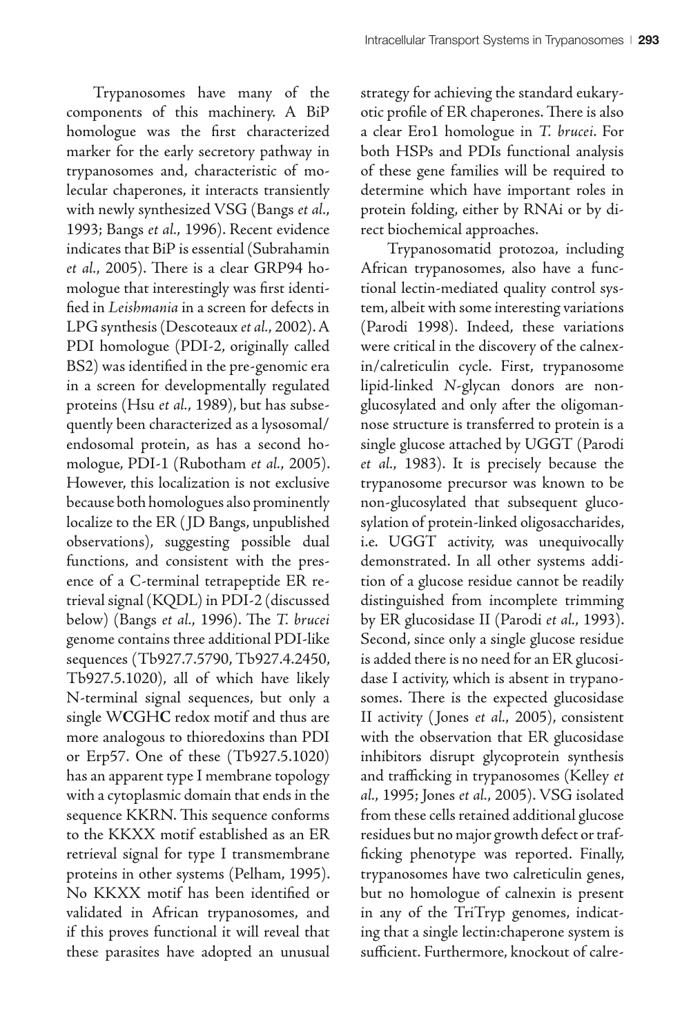Trypanosomes have many of the components of this machinery. A BiP homologue was the first characterized marker for the early secretory pathway in trypanosomes and, characteristic of molecular chaperones, it interacts transiently with newly synthesized VSG (Bangs *et al*., 1993; Bangs *et al*., 1996). Recent evidence indicates that BiP is essential (Subrahamin *et al*., 2005). There is a clear GRP94 homologue that interestingly was first identified in *Leishmania* in a screen for defects in LPG synthesis (Descoteaux *et al*., 2002). A PDI homologue (PDI-2, originally called BS2) was identified in the pre-genomic era in a screen for developmentally regulated proteins (Hsu *et al*., 1989), but has subsequently been characterized as a lysosomal/endosomal protein, as has a second homologue, PDI-1 (Rubotham *et al*., 2005). However, this localization is not exclusive because both homologues also prominently localize to the ER (JD Bangs, unpublished observations), suggesting possible dual functions, and consistent with the presence of a C-terminal tetrapeptide ER retrieval signal (KQDL) in PDI-2 (discussed below) (Bangs *et al*., 1996). The *T. brucei* genome contains three additional PDI-like sequences (Tb927.7.5790, Tb927.4.2450, Tb927.5.1020), all of which have likely N-terminal signal sequences, but only a single W**C**GH**C** redox motif and thus are more analogous to thioredoxins than PDI or Erp57. One of these (Tb927.5.1020) has an apparent type I membrane topology with a cytoplasmic domain that ends in the sequence KKRN. This sequence conforms to the KKXX motif established as an ER retrieval signal for type I transmembrane proteins in other systems (Pelham, 1995). No KKXX motif has been identified or validated in African trypanosomes, and if this proves functional it will reveal that these parasites have adopted an unusual strategy for achieving the standard eukaryotic profile of ER chaperones. There is also a clear Ero1 homologue in *T. brucei*. For both HSPs and PDIs functional analysis of these gene families will be required to determine which have important roles in protein folding, either by RNAi or by direct biochemical approaches.

Trypanosomatid protozoa, including African trypanosomes, also have a functional lectin-mediated quality control system, albeit with some interesting variations (Parodi 1998). Indeed, these variations were critical in the discovery of the calnexin/calreticulin cycle. First, trypanosome lipid-linked *N*-glycan donors are non-glucosylated and only after the oligomannose structure is transferred to protein is a single glucose attached by UGGT (Parodi *et al*., 1983). It is precisely because the trypanosome precursor was known to be non-glucosylated that subsequent glucosylation of protein-linked oligosaccharides, i.e. UGGT activity, was unequivocally demonstrated. In all other systems addition of a glucose residue cannot be readily distinguished from incomplete trimming by ER glucosidase II (Parodi *et al*., 1993). Second, since only a single glucose residue is added there is no need for an ER glucosidase I activity, which is absent in trypanosomes. There is the expected glucosidase II activity (Jones *et al*., 2005), consistent with the observation that ER glucosidase inhibitors disrupt glycoprotein synthesis and trafficking in trypanosomes (Kelley *et al*., 1995; Jones *et al*., 2005). VSG isolated from these cells retained additional glucose residues but no major growth defect or trafficking phenotype was reported. Finally, trypanosomes have two calreticulin genes, but no homologue of calnexin is present in any of the TriTryp genomes, indicating that a single lectin:chaperone system is sufficient. Furthermore, knockout of calre-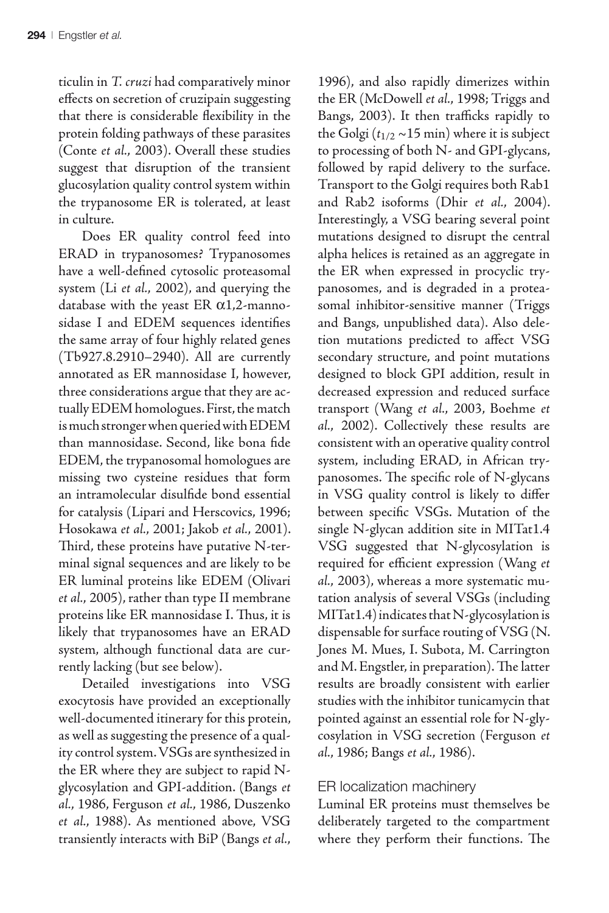ticulin in *T. cruzi* had comparatively minor effects on secretion of cruzipain suggesting that there is considerable flexibility in the protein folding pathways of these parasites (Conte *et al.*, 2003). Overall these studies suggest that disruption of the transient glucosylation quality control system within the trypanosome ER is tolerated, at least in culture.

Does ER quality control feed into ERAD in trypanosomes? Trypanosomes have a well-defined cytosolic proteasomal system (Li *et al.*, 2002), and querying the database with the yeast ER α1,2-mannosidase I and EDEM sequences identifies the same array of four highly related genes (Tb927.8.2910–2940). All are currently annotated as ER mannosidase I, however, three considerations argue that they are actually EDEM homologues. First, the match is much stronger when queried with EDEM than mannosidase. Second, like bona fide EDEM, the trypanosomal homologues are missing two cysteine residues that form an intramolecular disulfide bond essential for catalysis (Lipari and Herscovics, 1996; Hosokawa *et al.*, 2001; Jakob *et al.*, 2001). Third, these proteins have putative N-terminal signal sequences and are likely to be ER luminal proteins like EDEM (Olivari *et al.*, 2005), rather than type II membrane proteins like ER mannosidase I. Thus, it is likely that trypanosomes have an ERAD system, although functional data are currently lacking (but see below).

Detailed investigations into VSG exocytosis have provided an exceptionally well-documented itinerary for this protein, as well as suggesting the presence of a quality control system. VSGs are synthesized in the ER where they are subject to rapid N-glycosylation and GPI-addition. (Bangs *et al.*, 1986, Ferguson *et al.*, 1986, Duszenko *et al.*, 1988). As mentioned above, VSG transiently interacts with BiP (Bangs *et al.*, 1996), and also rapidly dimerizes within the ER (McDowell *et al.*, 1998; Triggs and Bangs, 2003). It then trafficks rapidly to the Golgi ($t_{1/2}$ ~15 min) where it is subject to processing of both N- and GPI-glycans, followed by rapid delivery to the surface. Transport to the Golgi requires both Rab1 and Rab2 isoforms (Dhir *et al.*, 2004). Interestingly, a VSG bearing several point mutations designed to disrupt the central alpha helices is retained as an aggregate in the ER when expressed in procyclic trypanosomes, and is degraded in a proteasomal inhibitor-sensitive manner (Triggs and Bangs, unpublished data). Also deletion mutations predicted to affect VSG secondary structure, and point mutations designed to block GPI addition, result in decreased expression and reduced surface transport (Wang *et al.*, 2003, Boehme *et al.*, 2002). Collectively these results are consistent with an operative quality control system, including ERAD, in African trypanosomes. The specific role of N-glycans in VSG quality control is likely to differ between specific VSGs. Mutation of the single N-glycan addition site in MITat1.4 VSG suggested that N-glycosylation is required for efficient expression (Wang *et al.*, 2003), whereas a more systematic mutation analysis of several VSGs (including MITat1.4) indicates that N-glycosylation is dispensable for surface routing of VSG (N. Jones M. Mues, I. Subota, M. Carrington and M. Engstler, in preparation). The latter results are broadly consistent with earlier studies with the inhibitor tunicamycin that pointed against an essential role for N-glycosylation in VSG secretion (Ferguson *et al.*, 1986; Bangs *et al.*, 1986).

## ER localization machinery

Luminal ER proteins must themselves be deliberately targeted to the compartment where they perform their functions. The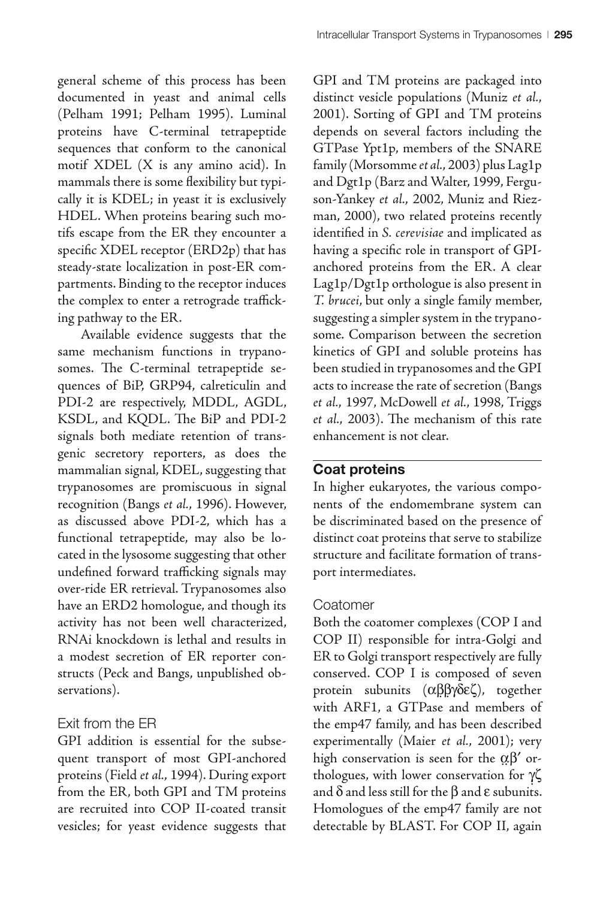general scheme of this process has been documented in yeast and animal cells (Pelham 1991; Pelham 1995). Luminal proteins have C-terminal tetrapeptide sequences that conform to the canonical motif XDEL (X is any amino acid). In mammals there is some flexibility but typically it is KDEL; in yeast it is exclusively HDEL. When proteins bearing such motifs escape from the ER they encounter a specific XDEL receptor (ERD2p) that has steady-state localization in post-ER compartments. Binding to the receptor induces the complex to enter a retrograde trafficking pathway to the ER.

Available evidence suggests that the same mechanism functions in trypanosomes. The C-terminal tetrapeptide sequences of BiP, GRP94, calreticulin and PDI-2 are respectively, MDDL, AGDL, KSDL, and KQDL. The BiP and PDI-2 signals both mediate retention of transgenic secretory reporters, as does the mammalian signal, KDEL, suggesting that trypanosomes are promiscuous in signal recognition (Bangs *et al.*, 1996). However, as discussed above PDI-2, which has a functional tetrapeptide, may also be located in the lysosome suggesting that other undefined forward trafficking signals may over-ride ER retrieval. Trypanosomes also have an ERD2 homologue, and though its activity has not been well characterized, RNAi knockdown is lethal and results in a modest secretion of ER reporter constructs (Peck and Bangs, unpublished observations).

### Exit from the ER

GPI addition is essential for the subsequent transport of most GPI-anchored proteins (Field *et al.*, 1994). During export from the ER, both GPI and TM proteins are recruited into COP II-coated transit vesicles; for yeast evidence suggests that GPI and TM proteins are packaged into distinct vesicle populations (Muniz *et al.*, 2001). Sorting of GPI and TM proteins depends on several factors including the GTPase Ypt1p, members of the SNARE family (Morsomme *et al.*, 2003) plus Lag1p and Dgt1p (Barz and Walter, 1999, Ferguson-Yankey *et al.*, 2002, Muniz and Riezman, 2000), two related proteins recently identified in *S. cerevisiae* and implicated as having a specific role in transport of GPI-anchored proteins from the ER. A clear Lag1p/Dgt1p orthologue is also present in *T. brucei*, but only a single family member, suggesting a simpler system in the trypanosome. Comparison between the secretion kinetics of GPI and soluble proteins has been studied in trypanosomes and the GPI acts to increase the rate of secretion (Bangs *et al.*, 1997, McDowell *et al.*, 1998, Triggs *et al.*, 2003). The mechanism of this rate enhancement is not clear.

## Coat proteins

In higher eukaryotes, the various components of the endomembrane system can be discriminated based on the presence of distinct coat proteins that serve to stabilize structure and facilitate formation of transport intermediates.

### Coatomer

Both the coatomer complexes (COP I and COP II) responsible for intra-Golgi and ER to Golgi transport respectively are fully conserved. COP I is composed of seven protein subunits (αββ′γδεζ), together with ARF1, a GTPase and members of the emp47 family, and has been described experimentally (Maier *et al.*, 2001); very high conservation is seen for the αβ′ orthologues, with lower conservation for γζ and δ and less still for the β and ε subunits. Homologues of the emp47 family are not detectable by BLAST. For COP II, again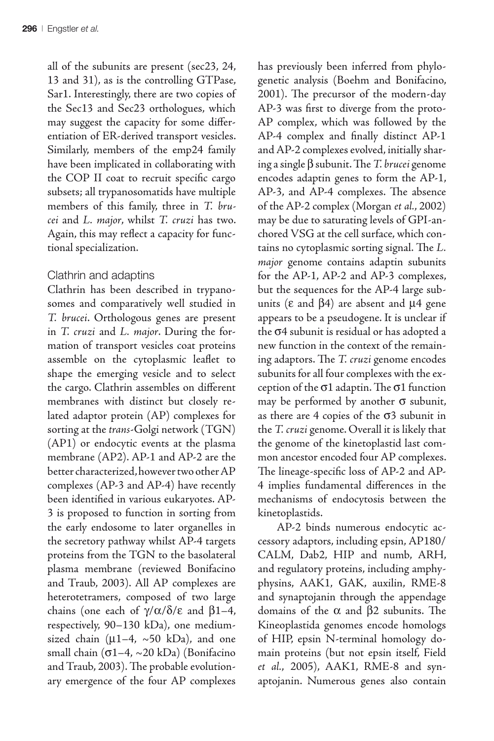all of the subunits are present (sec23, 24, 13 and 31), as is the controlling GTPase, Sar1. Interestingly, there are two copies of the Sec13 and Sec23 orthologues, which may suggest the capacity for some differentiation of ER-derived transport vesicles. Similarly, members of the emp24 family have been implicated in collaborating with the COP II coat to recruit specific cargo subsets; all trypanosomatids have multiple members of this family, three in *T. brucei* and *L. major*, whilst *T. cruzi* has two. Again, this may reflect a capacity for functional specialization.

## Clathrin and adaptins

Clathrin has been described in trypanosomes and comparatively well studied in *T. brucei*. Orthologous genes are present in *T. cruzi* and *L. major*. During the formation of transport vesicles coat proteins assemble on the cytoplasmic leaflet to shape the emerging vesicle and to select the cargo. Clathrin assembles on different membranes with distinct but closely related adaptor protein (AP) complexes for sorting at the *trans*-Golgi network (TGN) (AP1) or endocytic events at the plasma membrane (AP2). AP-1 and AP-2 are the better characterized, however two other AP complexes (AP-3 and AP-4) have recently been identified in various eukaryotes. AP-3 is proposed to function in sorting from the early endosome to later organelles in the secretory pathway whilst AP-4 targets proteins from the TGN to the basolateral plasma membrane (reviewed Bonifacino and Traub, 2003). All AP complexes are heterotetramers, composed of two large chains (one each of $\gamma/\alpha/\delta/\varepsilon$ and $\beta1$–4, respectively, 90–130 kDa), one medium-sized chain ($\mu1$–4, ~50 kDa), and one small chain ($\sigma1$–4, ~20 kDa) (Bonifacino and Traub, 2003). The probable evolutionary emergence of the four AP complexes has previously been inferred from phylogenetic analysis (Boehm and Bonifacino, 2001). The precursor of the modern-day AP-3 was first to diverge from the proto-AP complex, which was followed by the AP-4 complex and finally distinct AP-1 and AP-2 complexes evolved, initially sharing a single $\beta$ subunit. The *T. brucei* genome encodes adaptin genes to form the AP-1, AP-3, and AP-4 complexes. The absence of the AP-2 complex (Morgan *et al.*, 2002) may be due to saturating levels of GPI-anchored VSG at the cell surface, which contains no cytoplasmic sorting signal. The *L. major* genome contains adaptin subunits for the AP-1, AP-2 and AP-3 complexes, but the sequences for the AP-4 large subunits ($\varepsilon$ and $\beta4$) are absent and $\mu4$ gene appears to be a pseudogene. It is unclear if the $\sigma4$ subunit is residual or has adopted a new function in the context of the remaining adaptors. The *T. cruzi* genome encodes subunits for all four complexes with the exception of the $\sigma1$ adaptin. The $\sigma1$ function may be performed by another $\sigma$ subunit, as there are 4 copies of the $\sigma3$ subunit in the *T. cruzi* genome. Overall it is likely that the genome of the kinetoplastid last common ancestor encoded four AP complexes. The lineage-specific loss of AP-2 and AP-4 implies fundamental differences in the mechanisms of endocytosis between the kinetoplastids.

AP-2 binds numerous endocytic accessory adaptors, including epsin, AP180/CALM, Dab2, HIP and numb, ARH, and regulatory proteins, including amphyphysins, AAK1, GAK, auxilin, RME-8 and synaptojanin through the appendage domains of the $\alpha$ and $\beta2$ subunits. The Kineoplastida genomes encode homologs of HIP, epsin N-terminal homology domain proteins (but not epsin itself, Field *et al.*, 2005), AAK1, RME-8 and synaptojanin. Numerous genes also contain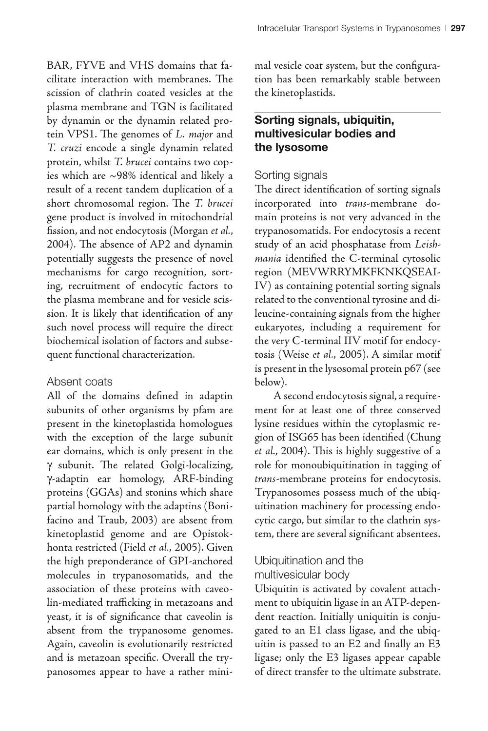BAR, FYVE and VHS domains that facilitate interaction with membranes. The scission of clathrin coated vesicles at the plasma membrane and TGN is facilitated by dynamin or the dynamin related protein VPS1. The genomes of *L. major* and *T. cruzi* encode a single dynamin related protein, whilst *T. brucei* contains two copies which are ~98% identical and likely a result of a recent tandem duplication of a short chromosomal region. The *T. brucei* gene product is involved in mitochondrial fission, and not endocytosis (Morgan *et al.*, 2004). The absence of AP2 and dynamin potentially suggests the presence of novel mechanisms for cargo recognition, sorting, recruitment of endocytic factors to the plasma membrane and for vesicle scission. It is likely that identification of any such novel process will require the direct biochemical isolation of factors and subsequent functional characterization.

### Absent coats

All of the domains defined in adaptin subunits of other organisms by pfam are present in the kinetoplastida homologues with the exception of the large subunit ear domains, which is only present in the γ subunit. The related Golgi-localizing, γ-adaptin ear homology, ARF-binding proteins (GGAs) and stonins which share partial homology with the adaptins (Bonifacino and Traub, 2003) are absent from kinetoplastid genome and are Opistokhonta restricted (Field *et al.*, 2005). Given the high preponderance of GPI-anchored molecules in trypanosomatids, and the association of these proteins with caveolin-mediated trafficking in metazoans and yeast, it is of significance that caveolin is absent from the trypanosome genomes. Again, caveolin is evolutionarily restricted and is metazoan specific. Overall the trypanosomes appear to have a rather minimal vesicle coat system, but the configuration has been remarkably stable between the kinetoplastids.

## Sorting signals, ubiquitin, multivesicular bodies and the lysosome

### Sorting signals

The direct identification of sorting signals incorporated into *trans*-membrane domain proteins is not very advanced in the trypanosomatids. For endocytosis a recent study of an acid phosphatase from *Leishmania* identified the C-terminal cytosolic region (MEVWRRYMKFKNKQSEAIIV) as containing potential sorting signals related to the conventional tyrosine and dileucine-containing signals from the higher eukaryotes, including a requirement for the very C-terminal IIV motif for endocytosis (Weise *et al.*, 2005). A similar motif is present in the lysosomal protein p67 (see below).

A second endocytosis signal, a requirement for at least one of three conserved lysine residues within the cytoplasmic region of ISG65 has been identified (Chung *et al.*, 2004). This is highly suggestive of a role for monoubiquitination in tagging of *trans*-membrane proteins for endocytosis. Trypanosomes possess much of the ubiquitination machinery for processing endocytic cargo, but similar to the clathrin system, there are several significant absentees.

### Ubiquitination and the multivesicular body

Ubiquitin is activated by covalent attachment to ubiquitin ligase in an ATP-dependent reaction. Initially uniquitin is conjugated to an E1 class ligase, and the ubiquitin is passed to an E2 and finally an E3 ligase; only the E3 ligases appear capable of direct transfer to the ultimate substrate.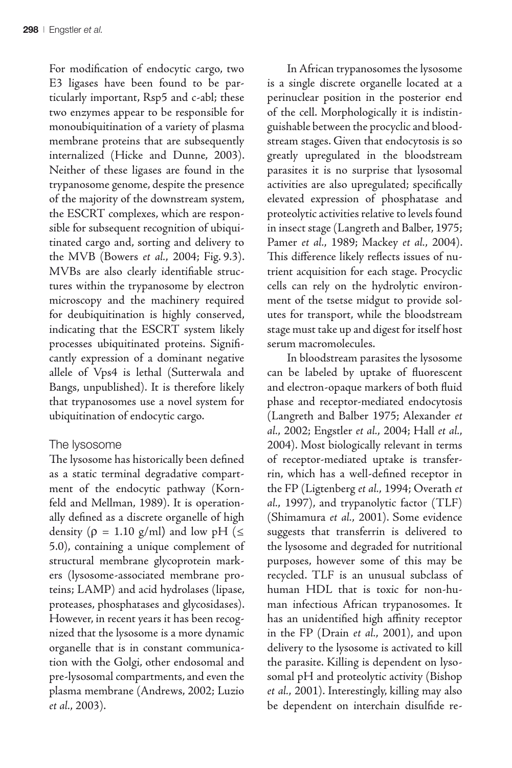For modification of endocytic cargo, two E3 ligases have been found to be particularly important, Rsp5 and c-abl; these two enzymes appear to be responsible for monoubiquitination of a variety of plasma membrane proteins that are subsequently internalized (Hicke and Dunne, 2003). Neither of these ligases are found in the trypanosome genome, despite the presence of the majority of the downstream system, the ESCRT complexes, which are responsible for subsequent recognition of ubiquitinated cargo and, sorting and delivery to the MVB (Bowers *et al.*, 2004; Fig. 9.3). MVBs are also clearly identifiable structures within the trypanosome by electron microscopy and the machinery required for deubiquitination is highly conserved, indicating that the ESCRT system likely processes ubiquitinated proteins. Significantly expression of a dominant negative allele of Vps4 is lethal (Sutterwala and Bangs, unpublished). It is therefore likely that trypanosomes use a novel system for ubiquitination of endocytic cargo.

## The lysosome

The lysosome has historically been defined as a static terminal degradative compartment of the endocytic pathway (Kornfeld and Mellman, 1989). It is operationally defined as a discrete organelle of high density ($\rho$ = 1.10 g/ml) and low pH ($\leq$ 5.0), containing a unique complement of structural membrane glycoprotein markers (lysosome-associated membrane proteins; LAMP) and acid hydrolases (lipase, proteases, phosphatases and glycosidases). However, in recent years it has been recognized that the lysosome is a more dynamic organelle that is in constant communication with the Golgi, other endosomal and pre-lysosomal compartments, and even the plasma membrane (Andrews, 2002; Luzio *et al.*, 2003).

In African trypanosomes the lysosome is a single discrete organelle located at a perinuclear position in the posterior end of the cell. Morphologically it is indistinguishable between the procyclic and bloodstream stages. Given that endocytosis is so greatly upregulated in the bloodstream parasites it is no surprise that lysosomal activities are also upregulated; specifically elevated expression of phosphatase and proteolytic activities relative to levels found in insect stage (Langreth and Balber, 1975; Pamer *et al.*, 1989; Mackey *et al.*, 2004). This difference likely reflects issues of nutrient acquisition for each stage. Procyclic cells can rely on the hydrolytic environment of the tsetse midgut to provide solutes for transport, while the bloodstream stage must take up and digest for itself host serum macromolecules.

In bloodstream parasites the lysosome can be labeled by uptake of fluorescent and electron-opaque markers of both fluid phase and receptor-mediated endocytosis (Langreth and Balber 1975; Alexander *et al.*, 2002; Engstler *et al.*, 2004; Hall *et al.*, 2004). Most biologically relevant in terms of receptor-mediated uptake is transferrin, which has a well-defined receptor in the FP (Ligtenberg *et al.*, 1994; Overath *et al.*, 1997), and trypanolytic factor (TLF) (Shimamura *et al.*, 2001). Some evidence suggests that transferrin is delivered to the lysosome and degraded for nutritional purposes, however some of this may be recycled. TLF is an unusual subclass of human HDL that is toxic for non-human infectious African trypanosomes. It has an unidentified high affinity receptor in the FP (Drain *et al.*, 2001), and upon delivery to the lysosome is activated to kill the parasite. Killing is dependent on lysosomal pH and proteolytic activity (Bishop *et al.*, 2001). Interestingly, killing may also be dependent on interchain disulfide re-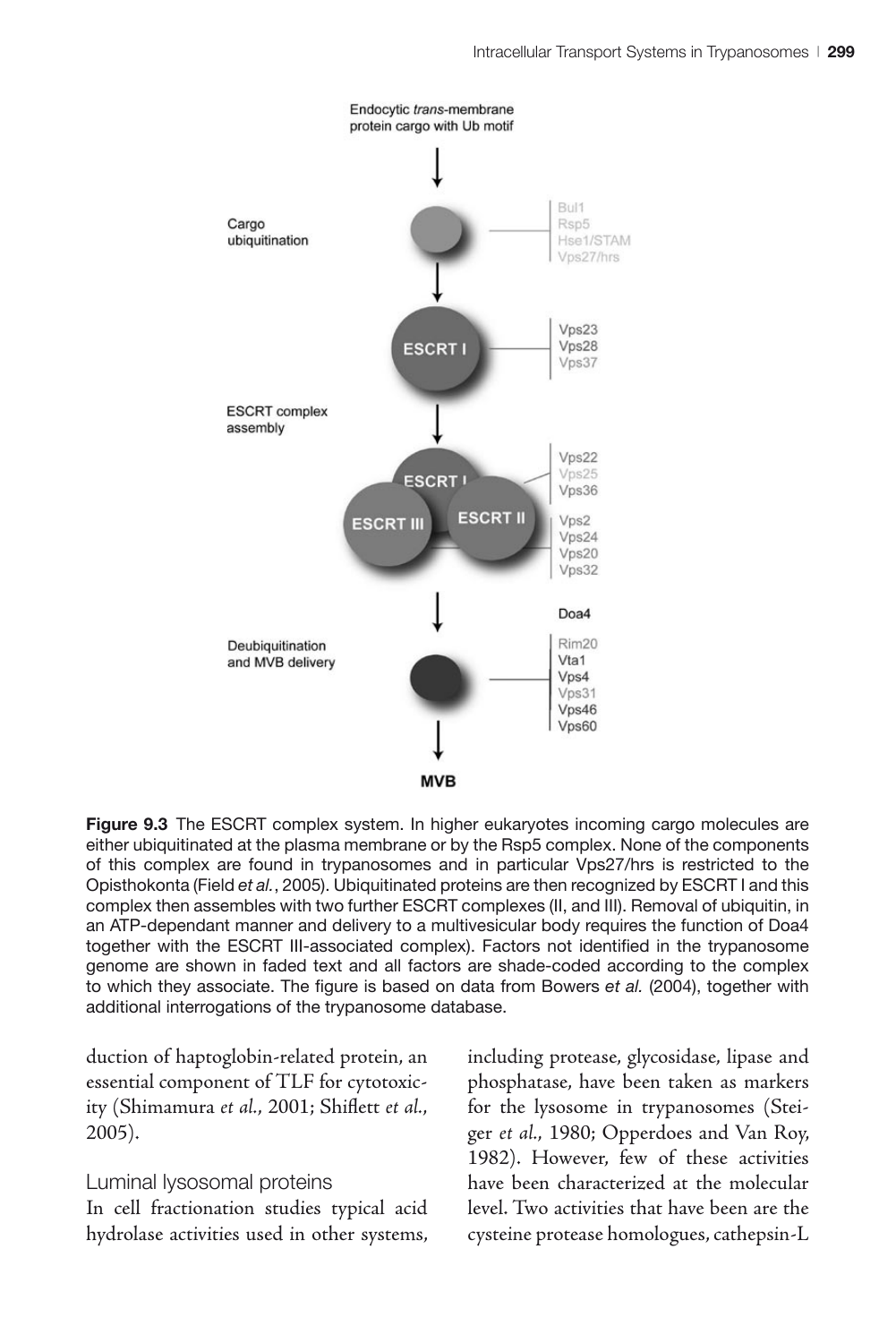**Figure 9.3** The ESCRT complex system. In higher eukaryotes incoming cargo molecules are either ubiquitinated at the plasma membrane or by the Rsp5 complex. None of the components of this complex are found in trypanosomes and in particular Vps27/hrs is restricted to the Opisthokonta (Field *et al.*, 2005). Ubiquitinated proteins are then recognized by ESCRT I and this complex then assembles with two further ESCRT complexes (II, and III). Removal of ubiquitin, in an ATP-dependant manner and delivery to a multivesicular body requires the function of Doa4 together with the ESCRT III-associated complex). Factors not identified in the trypanosome genome are shown in faded text and all factors are shade-coded according to the complex to which they associate. The figure is based on data from Bowers *et al.* (2004), together with additional interrogations of the trypanosome database.

duction of haptoglobin-related protein, an essential component of TLF for cytotoxicity (Shimamura *et al.*, 2001; Shiflett *et al.*, 2005).

### Luminal lysosomal proteins

In cell fractionation studies typical acid hydrolase activities used in other systems, including protease, glycosidase, lipase and phosphatase, have been taken as markers for the lysosome in trypanosomes (Steiger *et al.*, 1980; Opperdoes and Van Roy, 1982). However, few of these activities have been characterized at the molecular level. Two activities that have been are the cysteine protease homologues, cathepsin-L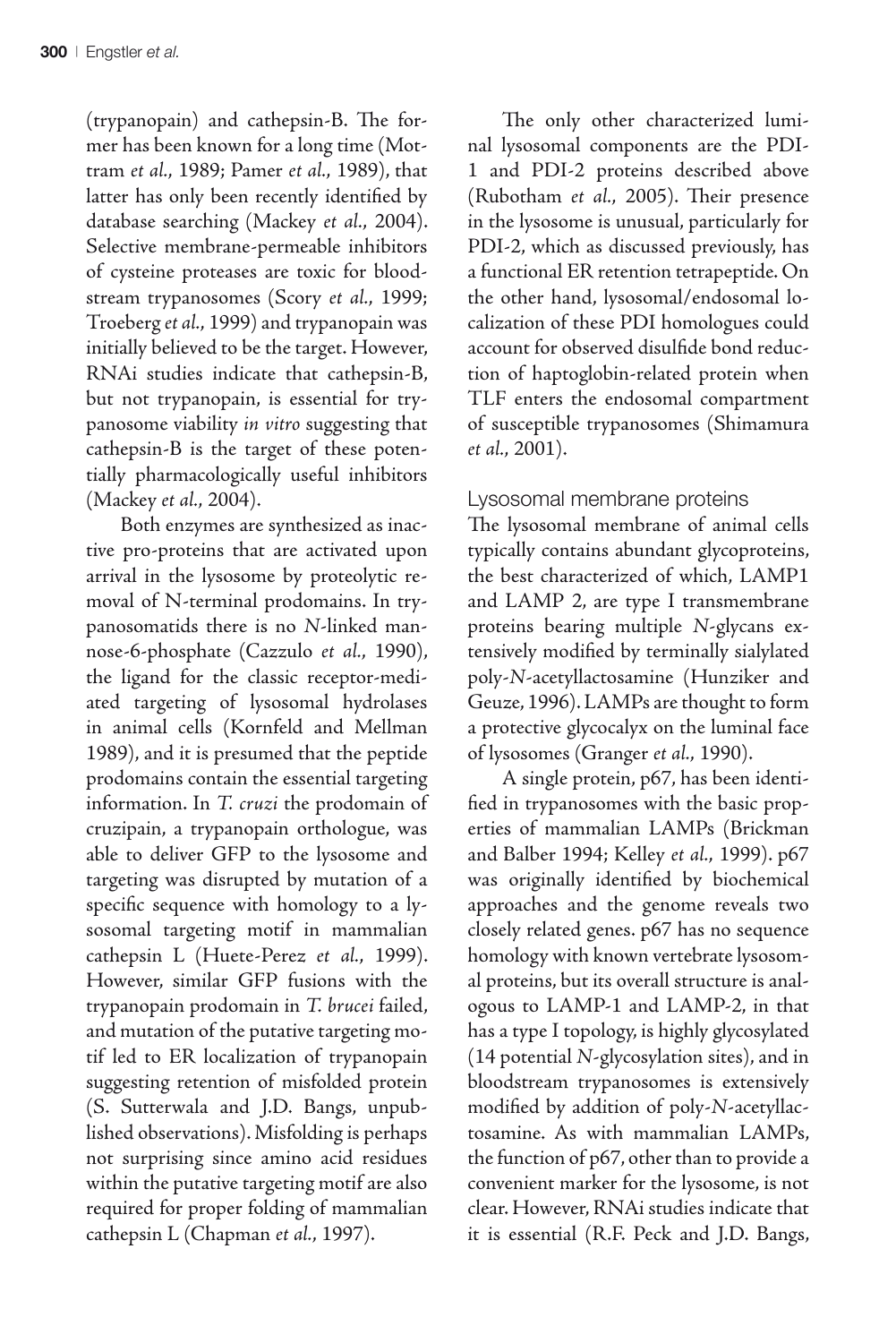(trypanopain) and cathepsin-B. The former has been known for a long time (Mottram *et al.*, 1989; Pamer *et al.*, 1989), that latter has only been recently identified by database searching (Mackey *et al.*, 2004). Selective membrane-permeable inhibitors of cysteine proteases are toxic for bloodstream trypanosomes (Scory *et al.*, 1999; Troeberg *et al.*, 1999) and trypanopain was initially believed to be the target. However, RNAi studies indicate that cathepsin-B, but not trypanopain, is essential for trypanosome viability *in vitro* suggesting that cathepsin-B is the target of these potentially pharmacologically useful inhibitors (Mackey *et al.*, 2004).

Both enzymes are synthesized as inactive pro-proteins that are activated upon arrival in the lysosome by proteolytic removal of N-terminal prodomains. In trypanosomatids there is no *N*-linked mannose-6-phosphate (Cazzulo *et al.*, 1990), the ligand for the classic receptor-mediated targeting of lysosomal hydrolases in animal cells (Kornfeld and Mellman 1989), and it is presumed that the peptide prodomains contain the essential targeting information. In *T. cruzi* the prodomain of cruzipain, a trypanopain orthologue, was able to deliver GFP to the lysosome and targeting was disrupted by mutation of a specific sequence with homology to a lysosomal targeting motif in mammalian cathepsin L (Huete-Perez *et al.*, 1999). However, similar GFP fusions with the trypanopain prodomain in *T. brucei* failed, and mutation of the putative targeting motif led to ER localization of trypanopain suggesting retention of misfolded protein (S. Sutterwala and J.D. Bangs, unpublished observations). Misfolding is perhaps not surprising since amino acid residues within the putative targeting motif are also required for proper folding of mammalian cathepsin L (Chapman *et al.*, 1997).

The only other characterized luminal lysosomal components are the PDI-1 and PDI-2 proteins described above (Rubotham *et al.*, 2005). Their presence in the lysosome is unusual, particularly for PDI-2, which as discussed previously, has a functional ER retention tetrapeptide. On the other hand, lysosomal/endosomal localization of these PDI homologues could account for observed disulfide bond reduction of haptoglobin-related protein when TLF enters the endosomal compartment of susceptible trypanosomes (Shimamura *et al.*, 2001).

### Lysosomal membrane proteins

The lysosomal membrane of animal cells typically contains abundant glycoproteins, the best characterized of which, LAMP1 and LAMP 2, are type I transmembrane proteins bearing multiple *N*-glycans extensively modified by terminally sialylated poly-*N*-acetyllactosamine (Hunziker and Geuze, 1996). LAMPs are thought to form a protective glycocalyx on the luminal face of lysosomes (Granger *et al.*, 1990).

A single protein, p67, has been identified in trypanosomes with the basic properties of mammalian LAMPs (Brickman and Balber 1994; Kelley *et al.*, 1999). p67 was originally identified by biochemical approaches and the genome reveals two closely related genes. p67 has no sequence homology with known vertebrate lysosomal proteins, but its overall structure is analogous to LAMP-1 and LAMP-2, in that has a type I topology, is highly glycosylated (14 potential *N*-glycosylation sites), and in bloodstream trypanosomes is extensively modified by addition of poly-*N*-acetyllactosamine. As with mammalian LAMPs, the function of p67, other than to provide a convenient marker for the lysosome, is not clear. However, RNAi studies indicate that it is essential (R.F. Peck and J.D. Bangs,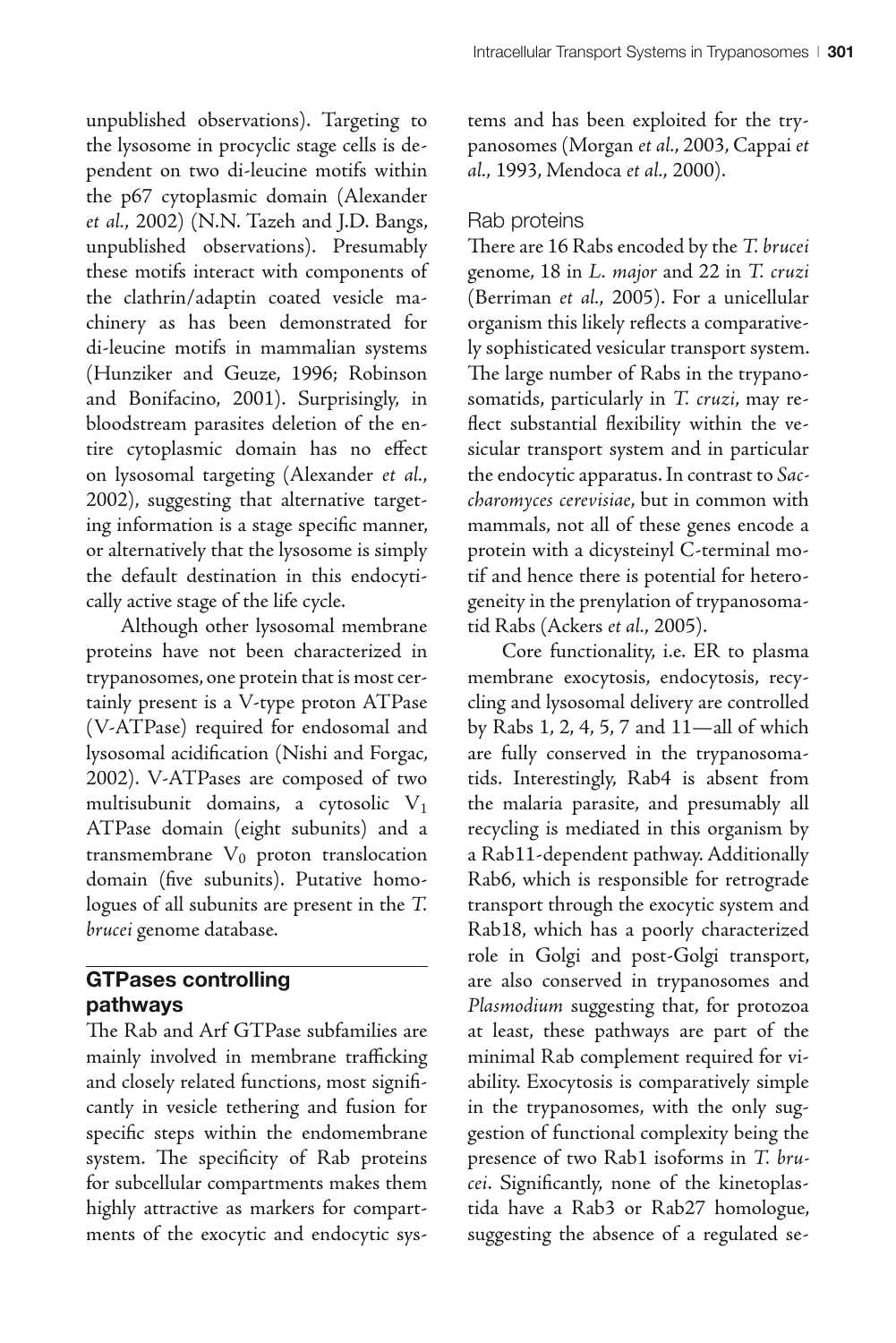unpublished observations). Targeting to the lysosome in procyclic stage cells is dependent on two di-leucine motifs within the p67 cytoplasmic domain (Alexander *et al.*, 2002) (N.N. Tazeh and J.D. Bangs, unpublished observations). Presumably these motifs interact with components of the clathrin/adaptin coated vesicle machinery as has been demonstrated for di-leucine motifs in mammalian systems (Hunziker and Geuze, 1996; Robinson and Bonifacino, 2001). Surprisingly, in bloodstream parasites deletion of the entire cytoplasmic domain has no effect on lysosomal targeting (Alexander *et al.*, 2002), suggesting that alternative targeting information is a stage specific manner, or alternatively that the lysosome is simply the default destination in this endocytically active stage of the life cycle.

Although other lysosomal membrane proteins have not been characterized in trypanosomes, one protein that is most certainly present is a V-type proton ATPase (V-ATPase) required for endosomal and lysosomal acidification (Nishi and Forgac, 2002). V-ATPases are composed of two multisubunit domains, a cytosolic $V_1$ ATPase domain (eight subunits) and a transmembrane $V_0$ proton translocation domain (five subunits). Putative homologues of all subunits are present in the *T. brucei* genome database.

## GTPases controlling pathways

The Rab and Arf GTPase subfamilies are mainly involved in membrane trafficking and closely related functions, most significantly in vesicle tethering and fusion for specific steps within the endomembrane system. The specificity of Rab proteins for subcellular compartments makes them highly attractive as markers for compartments of the exocytic and endocytic systems and has been exploited for the trypanosomes (Morgan *et al.*, 2003, Cappai *et al.*, 1993, Mendoca *et al.*, 2000).

### Rab proteins

There are 16 Rabs encoded by the *T. brucei* genome, 18 in *L. major* and 22 in *T. cruzi* (Berriman *et al.*, 2005). For a unicellular organism this likely reflects a comparatively sophisticated vesicular transport system. The large number of Rabs in the trypanosomatids, particularly in *T. cruzi*, may reflect substantial flexibility within the vesicular transport system and in particular the endocytic apparatus. In contrast to *Saccharomyces cerevisiae*, but in common with mammals, not all of these genes encode a protein with a dicysteinyl C-terminal motif and hence there is potential for heterogeneity in the prenylation of trypanosomatid Rabs (Ackers *et al.*, 2005).

Core functionality, i.e. ER to plasma membrane exocytosis, endocytosis, recycling and lysosomal delivery are controlled by Rabs 1, 2, 4, 5, 7 and 11—all of which are fully conserved in the trypanosomatids. Interestingly, Rab4 is absent from the malaria parasite, and presumably all recycling is mediated in this organism by a Rab11-dependent pathway. Additionally Rab6, which is responsible for retrograde transport through the exocytic system and Rab18, which has a poorly characterized role in Golgi and post-Golgi transport, are also conserved in trypanosomes and *Plasmodium* suggesting that, for protozoa at least, these pathways are part of the minimal Rab complement required for viability. Exocytosis is comparatively simple in the trypanosomes, with the only suggestion of functional complexity being the presence of two Rab1 isoforms in *T. brucei*. Significantly, none of the kinetoplastida have a Rab3 or Rab27 homologue, suggesting the absence of a regulated se-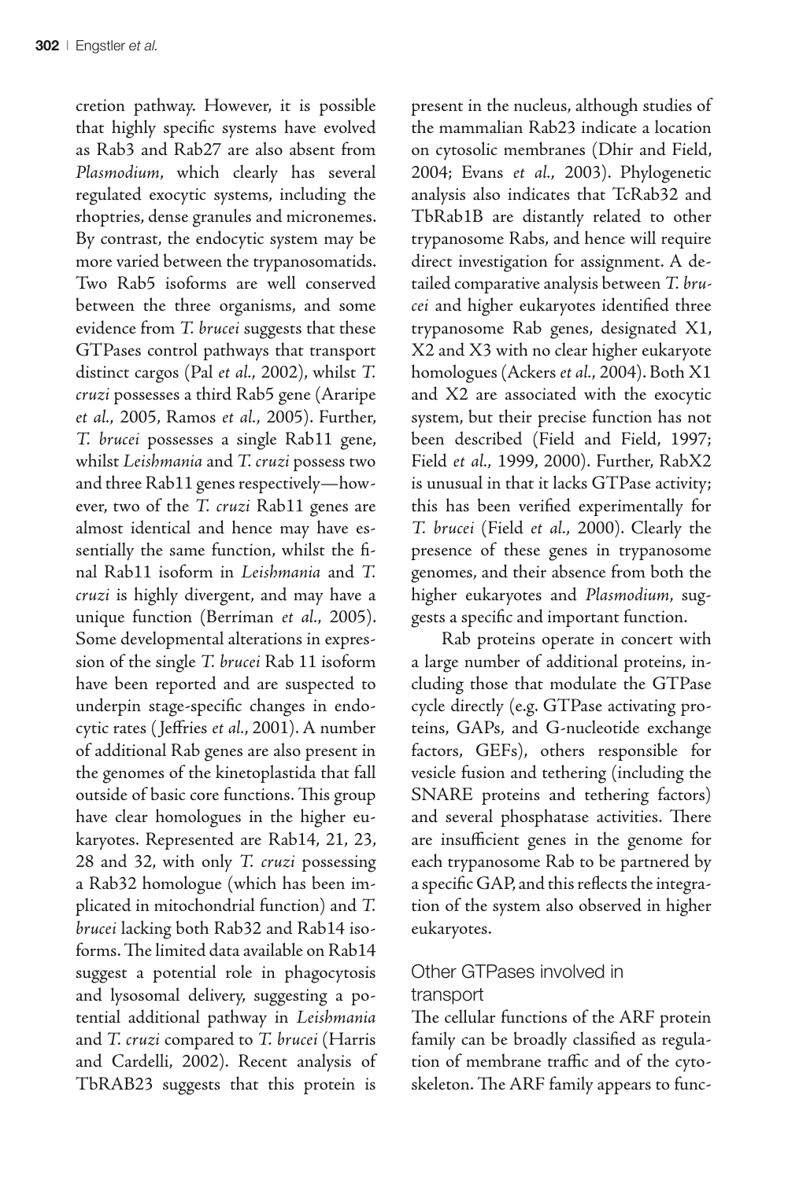cretion pathway. However, it is possible that highly specific systems have evolved as Rab3 and Rab27 are also absent from *Plasmodium*, which clearly has several regulated exocytic systems, including the rhoptries, dense granules and micronemes. By contrast, the endocytic system may be more varied between the trypanosomatids. Two Rab5 isoforms are well conserved between the three organisms, and some evidence from *T. brucei* suggests that these GTPases control pathways that transport distinct cargos (Pal *et al.*, 2002), whilst *T. cruzi* possesses a third Rab5 gene (Araripe *et al.*, 2005, Ramos *et al.*, 2005). Further, *T. brucei* possesses a single Rab11 gene, whilst *Leishmania* and *T. cruzi* possess two and three Rab11 genes respectively—however, two of the *T. cruzi* Rab11 genes are almost identical and hence may have essentially the same function, whilst the final Rab11 isoform in *Leishmania* and *T. cruzi* is highly divergent, and may have a unique function (Berriman *et al.*, 2005). Some developmental alterations in expression of the single *T. brucei* Rab 11 isoform have been reported and are suspected to underpin stage-specific changes in endocytic rates (Jeffries *et al.*, 2001). A number of additional Rab genes are also present in the genomes of the kinetoplastida that fall outside of basic core functions. This group have clear homologues in the higher eukaryotes. Represented are Rab14, 21, 23, 28 and 32, with only *T. cruzi* possessing a Rab32 homologue (which has been implicated in mitochondrial function) and *T. brucei* lacking both Rab32 and Rab14 isoforms. The limited data available on Rab14 suggest a potential role in phagocytosis and lysosomal delivery, suggesting a potential additional pathway in *Leishmania* and *T. cruzi* compared to *T. brucei* (Harris and Cardelli, 2002). Recent analysis of TbRAB23 suggests that this protein is present in the nucleus, although studies of the mammalian Rab23 indicate a location on cytosolic membranes (Dhir and Field, 2004; Evans *et al.*, 2003). Phylogenetic analysis also indicates that TcRab32 and TbRab1B are distantly related to other trypanosome Rabs, and hence will require direct investigation for assignment. A detailed comparative analysis between *T. brucei* and higher eukaryotes identified three trypanosome Rab genes, designated X1, X2 and X3 with no clear higher eukaryote homologues (Ackers *et al.*, 2004). Both X1 and X2 are associated with the exocytic system, but their precise function has not been described (Field and Field, 1997; Field *et al.*, 1999, 2000). Further, RabX2 is unusual in that it lacks GTPase activity; this has been verified experimentally for *T. brucei* (Field *et al.*, 2000). Clearly the presence of these genes in trypanosome genomes, and their absence from both the higher eukaryotes and *Plasmodium*, suggests a specific and important function.

Rab proteins operate in concert with a large number of additional proteins, including those that modulate the GTPase cycle directly (e.g. GTPase activating proteins, GAPs, and G-nucleotide exchange factors, GEFs), others responsible for vesicle fusion and tethering (including the SNARE proteins and tethering factors) and several phosphatase activities. There are insufficient genes in the genome for each trypanosome Rab to be partnered by a specific GAP, and this reflects the integration of the system also observed in higher eukaryotes.

## Other GTPases involved in transport

The cellular functions of the ARF protein family can be broadly classified as regulation of membrane traffic and of the cytoskeleton. The ARF family appears to func-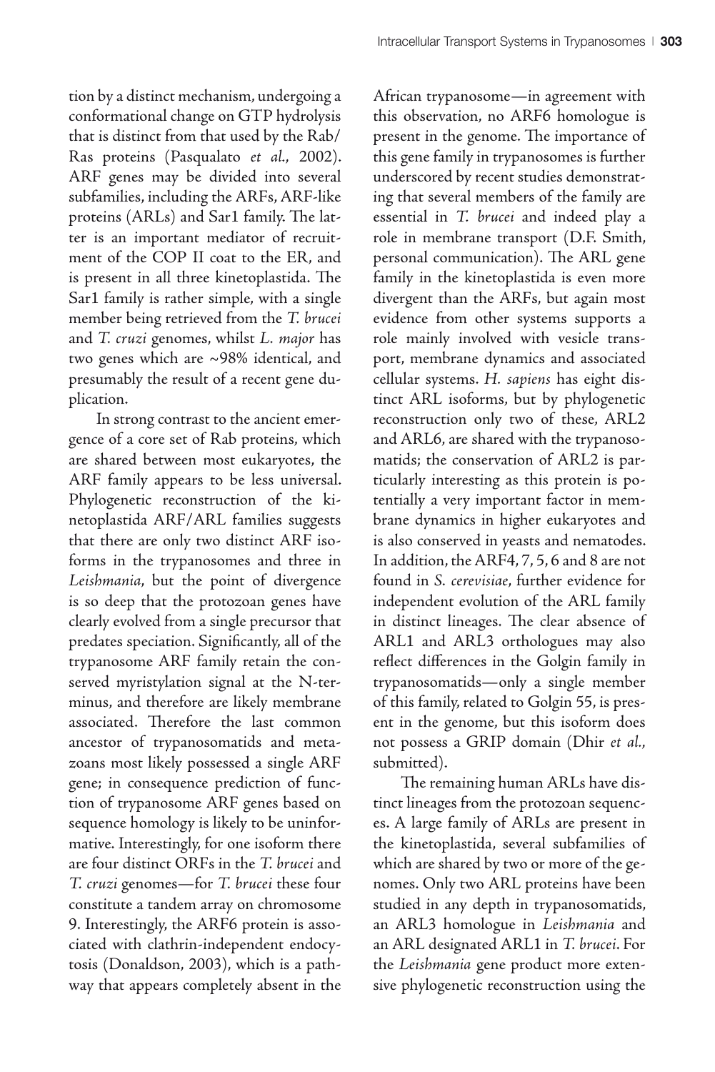tion by a distinct mechanism, undergoing a conformational change on GTP hydrolysis that is distinct from that used by the Rab/Ras proteins (Pasqualato *et al*., 2002). ARF genes may be divided into several subfamilies, including the ARFs, ARF-like proteins (ARLs) and Sar1 family. The latter is an important mediator of recruitment of the COP II coat to the ER, and is present in all three kinetoplastida. The Sar1 family is rather simple, with a single member being retrieved from the *T. brucei* and *T. cruzi* genomes, whilst *L. major* has two genes which are ~98% identical, and presumably the result of a recent gene duplication.

In strong contrast to the ancient emergence of a core set of Rab proteins, which are shared between most eukaryotes, the ARF family appears to be less universal. Phylogenetic reconstruction of the kinetoplastida ARF/ARL families suggests that there are only two distinct ARF isoforms in the trypanosomes and three in *Leishmania*, but the point of divergence is so deep that the protozoan genes have clearly evolved from a single precursor that predates speciation. Significantly, all of the trypanosome ARF family retain the conserved myristylation signal at the N-terminus, and therefore are likely membrane associated. Therefore the last common ancestor of trypanosomatids and metazoans most likely possessed a single ARF gene; in consequence prediction of function of trypanosome ARF genes based on sequence homology is likely to be uninformative. Interestingly, for one isoform there are four distinct ORFs in the *T. brucei* and *T. cruzi* genomes—for *T. brucei* these four constitute a tandem array on chromosome 9. Interestingly, the ARF6 protein is associated with clathrin-independent endocytosis (Donaldson, 2003), which is a pathway that appears completely absent in the African trypanosome—in agreement with this observation, no ARF6 homologue is present in the genome. The importance of this gene family in trypanosomes is further underscored by recent studies demonstrating that several members of the family are essential in *T. brucei* and indeed play a role in membrane transport (D.F. Smith, personal communication). The ARL gene family in the kinetoplastida is even more divergent than the ARFs, but again most evidence from other systems supports a role mainly involved with vesicle transport, membrane dynamics and associated cellular systems. *H. sapiens* has eight distinct ARL isoforms, but by phylogenetic reconstruction only two of these, ARL2 and ARL6, are shared with the trypanosomatids; the conservation of ARL2 is particularly interesting as this protein is potentially a very important factor in membrane dynamics in higher eukaryotes and is also conserved in yeasts and nematodes. In addition, the ARF4, 7, 5, 6 and 8 are not found in *S. cerevisiae*, further evidence for independent evolution of the ARL family in distinct lineages. The clear absence of ARL1 and ARL3 orthologues may also reflect differences in the Golgin family in trypanosomatids—only a single member of this family, related to Golgin 55, is present in the genome, but this isoform does not possess a GRIP domain (Dhir *et al*., submitted).

The remaining human ARLs have distinct lineages from the protozoan sequences. A large family of ARLs are present in the kinetoplastida, several subfamilies of which are shared by two or more of the genomes. Only two ARL proteins have been studied in any depth in trypanosomatids, an ARL3 homologue in *Leishmania* and an ARL designated ARL1 in *T. brucei*. For the *Leishmania* gene product more extensive phylogenetic reconstruction using the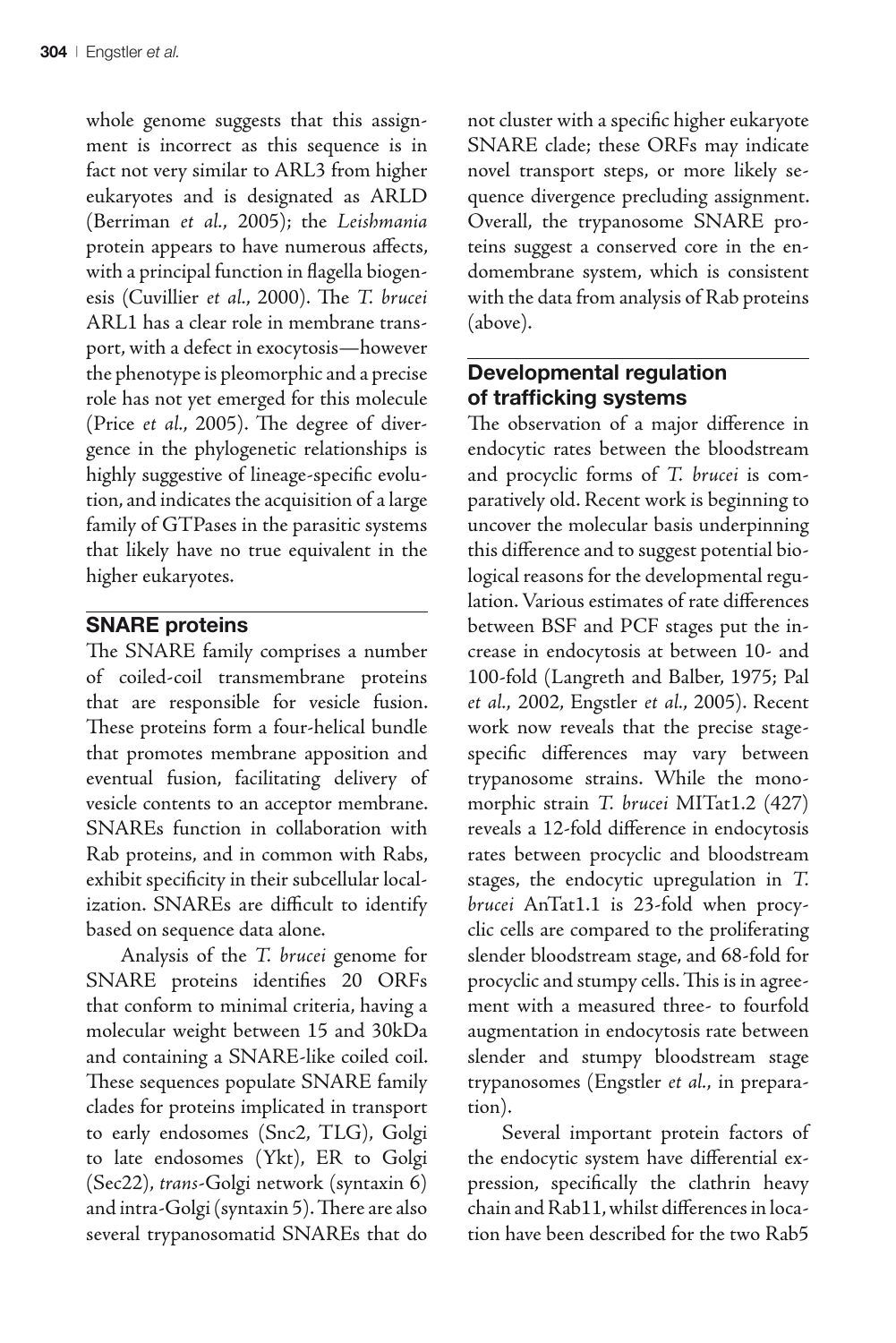whole genome suggests that this assignment is incorrect as this sequence is in fact not very similar to ARL3 from higher eukaryotes and is designated as ARLD (Berriman *et al.*, 2005); the *Leishmania* protein appears to have numerous affects, with a principal function in flagella biogenesis (Cuvillier *et al.*, 2000). The *T. brucei* ARL1 has a clear role in membrane transport, with a defect in exocytosis—however the phenotype is pleomorphic and a precise role has not yet emerged for this molecule (Price *et al.*, 2005). The degree of divergence in the phylogenetic relationships is highly suggestive of lineage-specific evolution, and indicates the acquisition of a large family of GTPases in the parasitic systems that likely have no true equivalent in the higher eukaryotes.

## SNARE proteins

The SNARE family comprises a number of coiled-coil transmembrane proteins that are responsible for vesicle fusion. These proteins form a four-helical bundle that promotes membrane apposition and eventual fusion, facilitating delivery of vesicle contents to an acceptor membrane. SNAREs function in collaboration with Rab proteins, and in common with Rabs, exhibit specificity in their subcellular localization. SNAREs are difficult to identify based on sequence data alone.

Analysis of the *T. brucei* genome for SNARE proteins identifies 20 ORFs that conform to minimal criteria, having a molecular weight between 15 and 30kDa and containing a SNARE-like coiled coil. These sequences populate SNARE family clades for proteins implicated in transport to early endosomes (Snc2, TLG), Golgi to late endosomes (Ykt), ER to Golgi (Sec22), *trans*-Golgi network (syntaxin 6) and intra-Golgi (syntaxin 5). There are also several trypanosomatid SNAREs that do not cluster with a specific higher eukaryote SNARE clade; these ORFs may indicate novel transport steps, or more likely sequence divergence precluding assignment. Overall, the trypanosome SNARE proteins suggest a conserved core in the endomembrane system, which is consistent with the data from analysis of Rab proteins (above).

## Developmental regulation of trafficking systems

The observation of a major difference in endocytic rates between the bloodstream and procyclic forms of *T. brucei* is comparatively old. Recent work is beginning to uncover the molecular basis underpinning this difference and to suggest potential biological reasons for the developmental regulation. Various estimates of rate differences between BSF and PCF stages put the increase in endocytosis at between 10- and 100-fold (Langreth and Balber, 1975; Pal *et al.*, 2002, Engstler *et al.*, 2005). Recent work now reveals that the precise stage-specific differences may vary between trypanosome strains. While the monomorphic strain *T. brucei* MITat1.2 (427) reveals a 12-fold difference in endocytosis rates between procyclic and bloodstream stages, the endocytic upregulation in *T. brucei* AnTat1.1 is 23-fold when procyclic cells are compared to the proliferating slender bloodstream stage, and 68-fold for procyclic and stumpy cells. This is in agreement with a measured three- to fourfold augmentation in endocytosis rate between slender and stumpy bloodstream stage trypanosomes (Engstler *et al.*, in preparation).

Several important protein factors of the endocytic system have differential expression, specifically the clathrin heavy chain and Rab11, whilst differences in location have been described for the two Rab5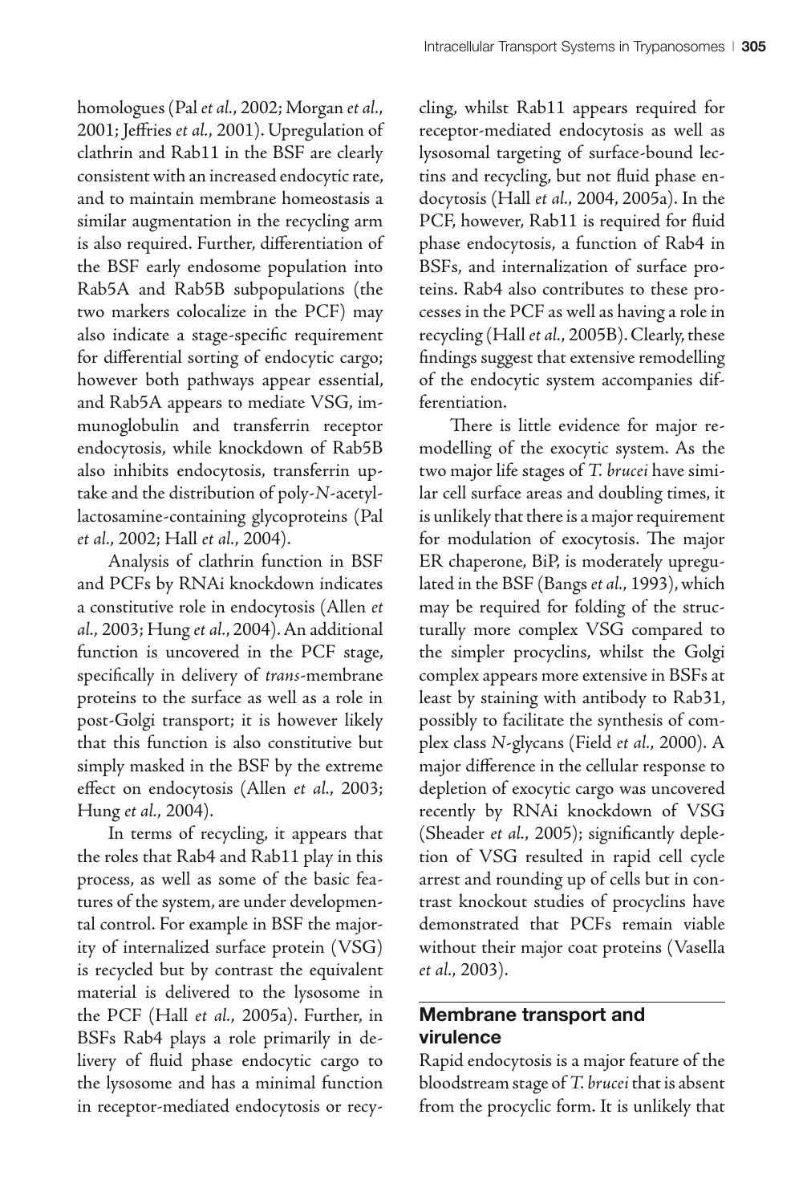homologues (Pal *et al.*, 2002; Morgan *et al.*, 2001; Jeffries *et al.*, 2001). Upregulation of clathrin and Rab11 in the BSF are clearly consistent with an increased endocytic rate, and to maintain membrane homeostasis a similar augmentation in the recycling arm is also required. Further, differentiation of the BSF early endosome population into Rab5A and Rab5B subpopulations (the two markers colocalize in the PCF) may also indicate a stage-specific requirement for differential sorting of endocytic cargo; however both pathways appear essential, and Rab5A appears to mediate VSG, immunoglobulin and transferrin receptor endocytosis, while knockdown of Rab5B also inhibits endocytosis, transferrin uptake and the distribution of poly-*N*-acetyllactosamine-containing glycoproteins (Pal *et al.*, 2002; Hall *et al.*, 2004).

Analysis of clathrin function in BSF and PCFs by RNAi knockdown indicates a constitutive role in endocytosis (Allen *et al.*, 2003; Hung *et al.*, 2004). An additional function is uncovered in the PCF stage, specifically in delivery of *trans*-membrane proteins to the surface as well as a role in post-Golgi transport; it is however likely that this function is also constitutive but simply masked in the BSF by the extreme effect on endocytosis (Allen *et al.*, 2003; Hung *et al.*, 2004).

In terms of recycling, it appears that the roles that Rab4 and Rab11 play in this process, as well as some of the basic features of the system, are under developmental control. For example in BSF the majority of internalized surface protein (VSG) is recycled but by contrast the equivalent material is delivered to the lysosome in the PCF (Hall *et al.*, 2005a). Further, in BSFs Rab4 plays a role primarily in delivery of fluid phase endocytic cargo to the lysosome and has a minimal function in receptor-mediated endocytosis or recycling, whilst Rab11 appears required for receptor-mediated endocytosis as well as lysosomal targeting of surface-bound lectins and recycling, but not fluid phase endocytosis (Hall *et al.*, 2004, 2005a). In the PCF, however, Rab11 is required for fluid phase endocytosis, a function of Rab4 in BSFs, and internalization of surface proteins. Rab4 also contributes to these processes in the PCF as well as having a role in recycling (Hall *et al.*, 2005B). Clearly, these findings suggest that extensive remodelling of the endocytic system accompanies differentiation.

There is little evidence for major remodelling of the exocytic system. As the two major life stages of *T. brucei* have similar cell surface areas and doubling times, it is unlikely that there is a major requirement for modulation of exocytosis. The major ER chaperone, BiP, is moderately upregulated in the BSF (Bangs *et al.*, 1993), which may be required for folding of the structurally more complex VSG compared to the simpler procyclins, whilst the Golgi complex appears more extensive in BSFs at least by staining with antibody to Rab31, possibly to facilitate the synthesis of complex class *N*-glycans (Field *et al.*, 2000). A major difference in the cellular response to depletion of exocytic cargo was uncovered recently by RNAi knockdown of VSG (Sheader *et al.*, 2005); significantly depletion of VSG resulted in rapid cell cycle arrest and rounding up of cells but in contrast knockout studies of procyclins have demonstrated that PCFs remain viable without their major coat proteins (Vasella *et al.*, 2003).

## Membrane transport and virulence

Rapid endocytosis is a major feature of the bloodstream stage of *T. brucei* that is absent from the procyclic form. It is unlikely that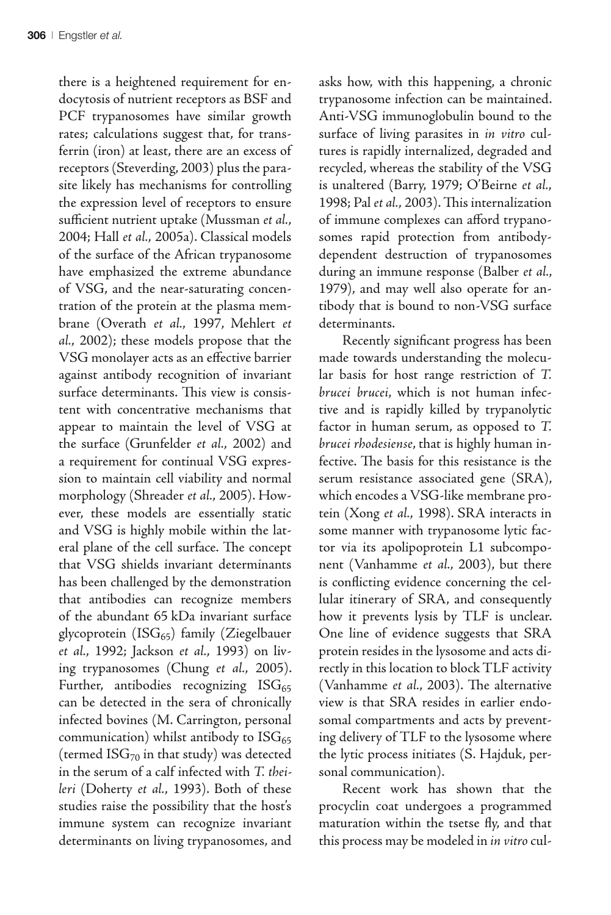there is a heightened requirement for endocytosis of nutrient receptors as BSF and PCF trypanosomes have similar growth rates; calculations suggest that, for transferrin (iron) at least, there are an excess of receptors (Steverding, 2003) plus the parasite likely has mechanisms for controlling the expression level of receptors to ensure sufficient nutrient uptake (Mussman *et al.*, 2004; Hall *et al.*, 2005a). Classical models of the surface of the African trypanosome have emphasized the extreme abundance of VSG, and the near-saturating concentration of the protein at the plasma membrane (Overath *et al.*, 1997, Mehlert *et al.*, 2002); these models propose that the VSG monolayer acts as an effective barrier against antibody recognition of invariant surface determinants. This view is consistent with concentrative mechanisms that appear to maintain the level of VSG at the surface (Grunfelder *et al.*, 2002) and a requirement for continual VSG expression to maintain cell viability and normal morphology (Shreader *et al.*, 2005). However, these models are essentially static and VSG is highly mobile within the lateral plane of the cell surface. The concept that VSG shields invariant determinants has been challenged by the demonstration that antibodies can recognize members of the abundant 65 kDa invariant surface glycoprotein ($ISG_{65}$) family (Ziegelbauer *et al.*, 1992; Jackson *et al.*, 1993) on living trypanosomes (Chung *et al.*, 2005). Further, antibodies recognizing $ISG_{65}$ can be detected in the sera of chronically infected bovines (M. Carrington, personal communication) whilst antibody to $ISG_{65}$ (termed $ISG_{70}$ in that study) was detected in the serum of a calf infected with *T. theileri* (Doherty *et al.*, 1993). Both of these studies raise the possibility that the host's immune system can recognize invariant determinants on living trypanosomes, and asks how, with this happening, a chronic trypanosome infection can be maintained. Anti-VSG immunoglobulin bound to the surface of living parasites in *in vitro* cultures is rapidly internalized, degraded and recycled, whereas the stability of the VSG is unaltered (Barry, 1979; O'Beirne *et al.*, 1998; Pal *et al.*, 2003). This internalization of immune complexes can afford trypanosomes rapid protection from antibody-dependent destruction of trypanosomes during an immune response (Balber *et al.*, 1979), and may well also operate for antibody that is bound to non-VSG surface determinants.

Recently significant progress has been made towards understanding the molecular basis for host range restriction of *T. brucei brucei*, which is not human infective and is rapidly killed by trypanolytic factor in human serum, as opposed to *T. brucei rhodesiense*, that is highly human infective. The basis for this resistance is the serum resistance associated gene (SRA), which encodes a VSG-like membrane protein (Xong *et al.*, 1998). SRA interacts in some manner with trypanosome lytic factor via its apolipoprotein L1 subcomponent (Vanhamme *et al.*, 2003), but there is conflicting evidence concerning the cellular itinerary of SRA, and consequently how it prevents lysis by TLF is unclear. One line of evidence suggests that SRA protein resides in the lysosome and acts directly in this location to block TLF activity (Vanhamme *et al.*, 2003). The alternative view is that SRA resides in earlier endosomal compartments and acts by preventing delivery of TLF to the lysosome where the lytic process initiates (S. Hajduk, personal communication).

Recent work has shown that the procyclin coat undergoes a programmed maturation within the tsetse fly, and that this process may be modeled in *in vitro* cul-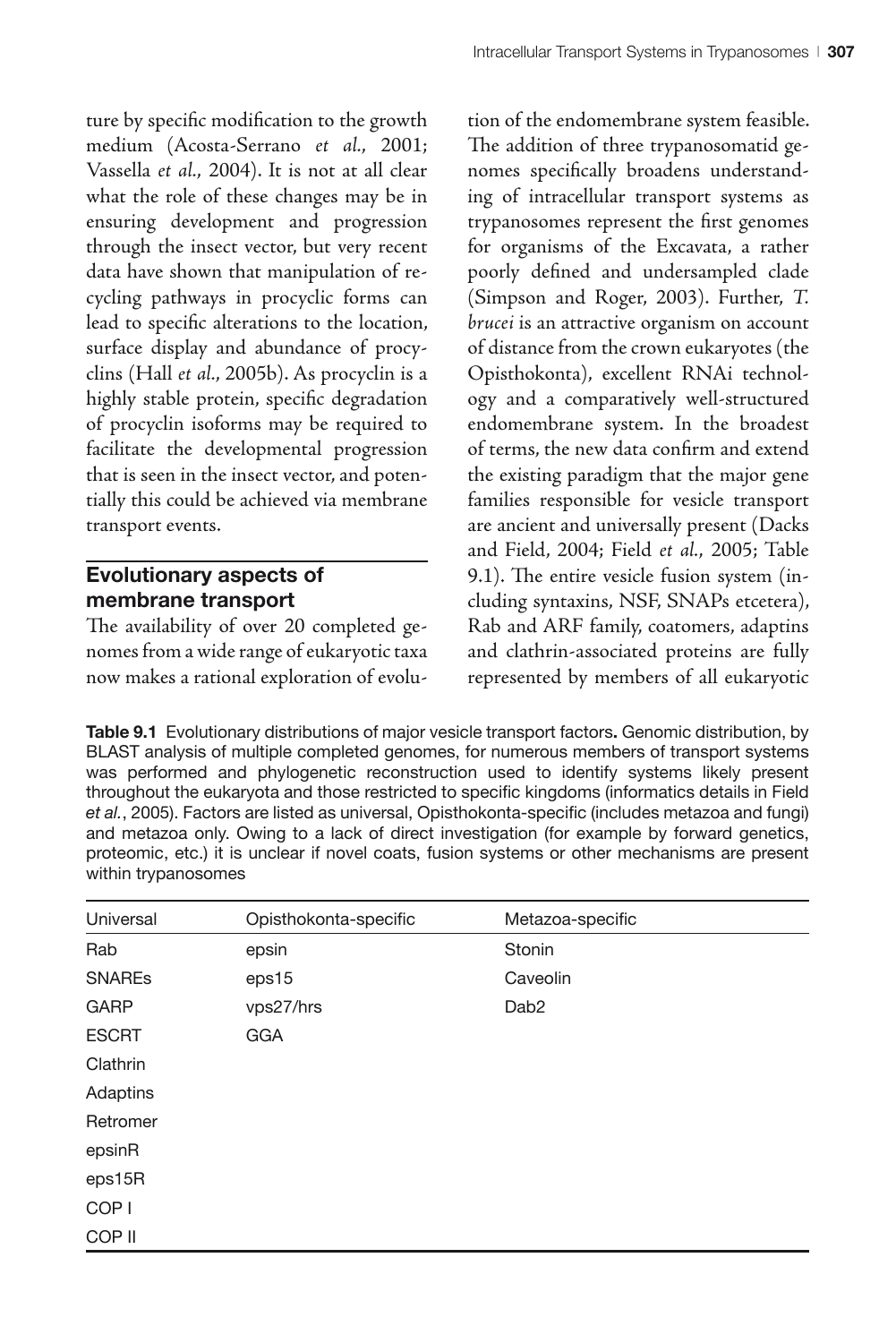ture by specific modification to the growth medium (Acosta-Serrano *et al.*, 2001; Vassella *et al.*, 2004). It is not at all clear what the role of these changes may be in ensuring development and progression through the insect vector, but very recent data have shown that manipulation of recycling pathways in procyclic forms can lead to specific alterations to the location, surface display and abundance of procyclins (Hall *et al.*, 2005b). As procyclin is a highly stable protein, specific degradation of procyclin isoforms may be required to facilitate the developmental progression that is seen in the insect vector, and potentially this could be achieved via membrane transport events.

## Evolutionary aspects of membrane transport

The availability of over 20 completed genomes from a wide range of eukaryotic taxa now makes a rational exploration of evolution of the endomembrane system feasible. The addition of three trypanosomatid genomes specifically broadens understanding of intracellular transport systems as trypanosomes represent the first genomes for organisms of the Excavata, a rather poorly defined and undersampled clade (Simpson and Roger, 2003). Further, *T. brucei* is an attractive organism on account of distance from the crown eukaryotes (the Opisthokonta), excellent RNAi technology and a comparatively well-structured endomembrane system. In the broadest of terms, the new data confirm and extend the existing paradigm that the major gene families responsible for vesicle transport are ancient and universally present (Dacks and Field, 2004; Field *et al.*, 2005; Table 9.1). The entire vesicle fusion system (including syntaxins, NSF, SNAPs etcetera), Rab and ARF family, coatomers, adaptins and clathrin-associated proteins are fully represented by members of all eukaryotic

**Table 9.1** Evolutionary distributions of major vesicle transport factors**.** Genomic distribution, by BLAST analysis of multiple completed genomes, for numerous members of transport systems was performed and phylogenetic reconstruction used to identify systems likely present throughout the eukaryota and those restricted to specific kingdoms (informatics details in Field *et al.*, 2005). Factors are listed as universal, Opisthokonta-specific (includes metazoa and fungi) and metazoa only. Owing to a lack of direct investigation (for example by forward genetics, proteomic, etc.) it is unclear if novel coats, fusion systems or other mechanisms are present within trypanosomes

| Universal | Opisthokonta-specific | Metazoa-specific |
|---|---|---|
| Rab | epsin | Stonin |
| SNAREs | eps15 | Caveolin |
| GARP | vps27/hrs | Dab2 |
| ESCRT | GGA | |
| Clathrin | | |
| Adaptins | | |
| Retromer | | |
| epsinR | | |
| eps15R | | |
| COP I | | |
| COP II | | |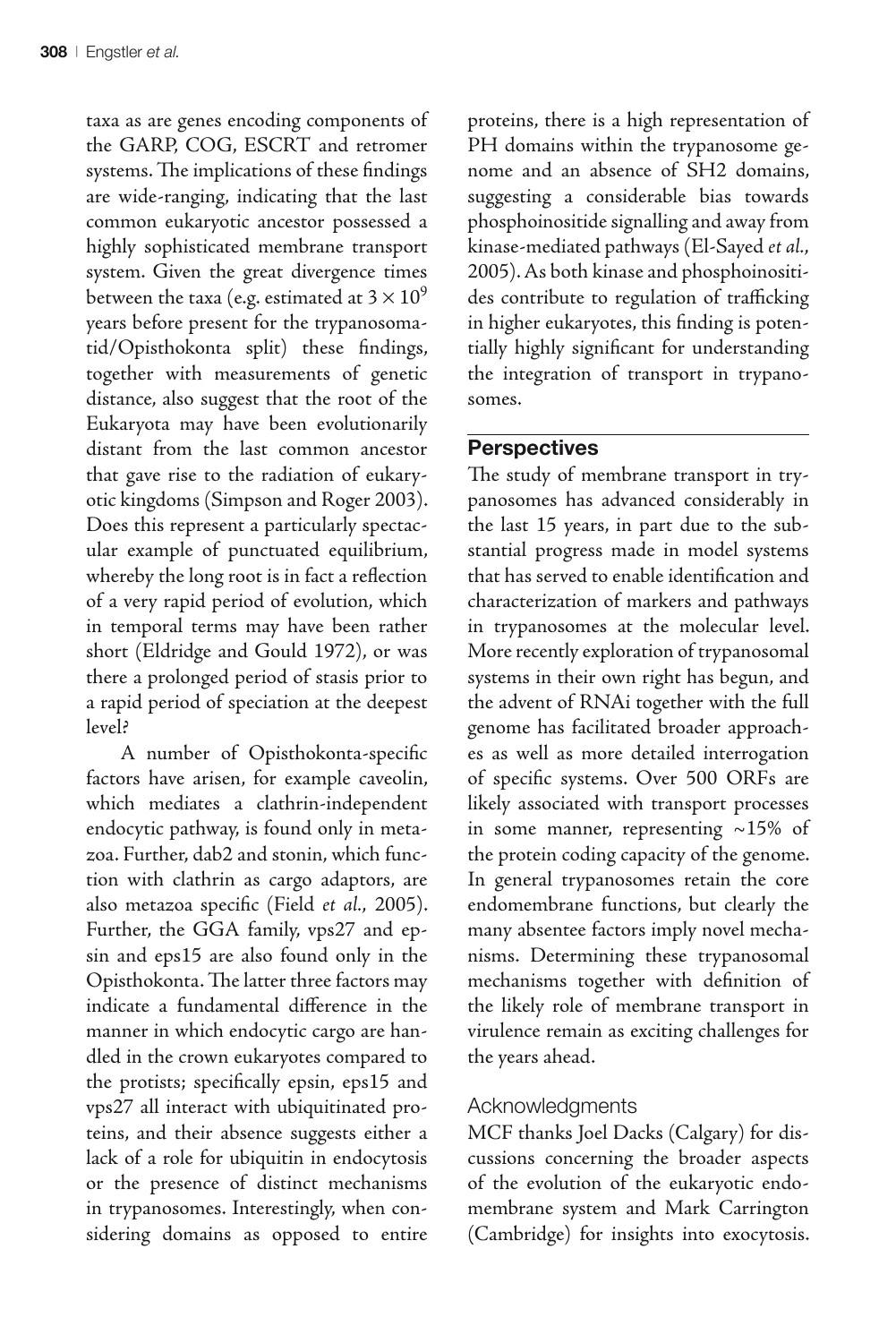taxa as are genes encoding components of the GARP, COG, ESCRT and retromer systems. The implications of these findings are wide-ranging, indicating that the last common eukaryotic ancestor possessed a highly sophisticated membrane transport system. Given the great divergence times between the taxa (e.g. estimated at $3 \times 10^9$ years before present for the trypanosomatid/Opisthokonta split) these findings, together with measurements of genetic distance, also suggest that the root of the Eukaryota may have been evolutionarily distant from the last common ancestor that gave rise to the radiation of eukaryotic kingdoms (Simpson and Roger 2003). Does this represent a particularly spectacular example of punctuated equilibrium, whereby the long root is in fact a reflection of a very rapid period of evolution, which in temporal terms may have been rather short (Eldridge and Gould 1972), or was there a prolonged period of stasis prior to a rapid period of speciation at the deepest level?

A number of Opisthokonta-specific factors have arisen, for example caveolin, which mediates a clathrin-independent endocytic pathway, is found only in metazoa. Further, dab2 and stonin, which function with clathrin as cargo adaptors, are also metazoa specific (Field *et al.*, 2005). Further, the GGA family, vps27 and epsin and eps15 are also found only in the Opisthokonta. The latter three factors may indicate a fundamental difference in the manner in which endocytic cargo are handled in the crown eukaryotes compared to the protists; specifically epsin, eps15 and vps27 all interact with ubiquitinated proteins, and their absence suggests either a lack of a role for ubiquitin in endocytosis or the presence of distinct mechanisms in trypanosomes. Interestingly, when considering domains as opposed to entire proteins, there is a high representation of PH domains within the trypanosome genome and an absence of SH2 domains, suggesting a considerable bias towards phosphoinositide signalling and away from kinase-mediated pathways (El-Sayed *et al.*, 2005). As both kinase and phosphoinositides contribute to regulation of trafficking in higher eukaryotes, this finding is potentially highly significant for understanding the integration of transport in trypanosomes.

## Perspectives

The study of membrane transport in trypanosomes has advanced considerably in the last 15 years, in part due to the substantial progress made in model systems that has served to enable identification and characterization of markers and pathways in trypanosomes at the molecular level. More recently exploration of trypanosomal systems in their own right has begun, and the advent of RNAi together with the full genome has facilitated broader approaches as well as more detailed interrogation of specific systems. Over 500 ORFs are likely associated with transport processes in some manner, representing ~15% of the protein coding capacity of the genome. In general trypanosomes retain the core endomembrane functions, but clearly the many absentee factors imply novel mechanisms. Determining these trypanosomal mechanisms together with definition of the likely role of membrane transport in virulence remain as exciting challenges for the years ahead.

### Acknowledgments

MCF thanks Joel Dacks (Calgary) for discussions concerning the broader aspects of the evolution of the eukaryotic endomembrane system and Mark Carrington (Cambridge) for insights into exocytosis.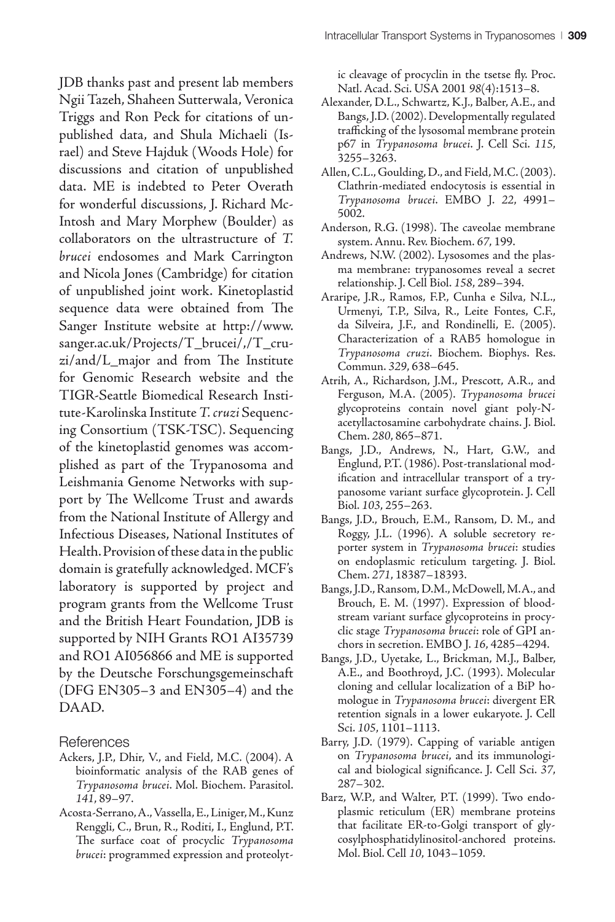JDB thanks past and present lab members Ngii Tazeh, Shaheen Sutterwala, Veronica Triggs and Ron Peck for citations of unpublished data, and Shula Michaeli (Israel) and Steve Hajduk (Woods Hole) for discussions and citation of unpublished data. ME is indebted to Peter Overath for wonderful discussions, J. Richard McIntosh and Mary Morphew (Boulder) as collaborators on the ultrastructure of *T. brucei* endosomes and Mark Carrington and Nicola Jones (Cambridge) for citation of unpublished joint work. Kinetoplastid sequence data were obtained from The Sanger Institute website at http://www.sanger.ac.uk/Projects/T_brucei/,/T_cruzi/and/L_major and from The Institute for Genomic Research website and the TIGR-Seattle Biomedical Research Institute-Karolinska Institute *T. cruzi* Sequencing Consortium (TSK-TSC). Sequencing of the kinetoplastid genomes was accomplished as part of the Trypanosoma and Leishmania Genome Networks with support by The Wellcome Trust and awards from the National Institute of Allergy and Infectious Diseases, National Institutes of Health. Provision of these data in the public domain is gratefully acknowledged. MCF's laboratory is supported by project and program grants from the Wellcome Trust and the British Heart Foundation, JDB is supported by NIH Grants RO1 AI35739 and RO1 AI056866 and ME is supported by the Deutsche Forschungsgemeinschaft (DFG EN305–3 and EN305–4) and the DAAD.

## References

Ackers, J.P., Dhir, V., and Field, M.C. (2004). A bioinformatic analysis of the RAB genes of *Trypanosoma brucei*. Mol. Biochem. Parasitol. *141*, 89–97.

Acosta-Serrano, A., Vassella, E., Liniger, M., Kunz Renggli, C., Brun, R., Roditi, I., Englund, P.T. The surface coat of procyclic *Trypanosoma brucei*: programmed expression and proteolytic cleavage of procyclin in the tsetse fly. Proc. Natl. Acad. Sci. USA 2001 *98*(4):1513–8.

Alexander, D.L., Schwartz, K.J., Balber, A.E., and Bangs, J.D. (2002). Developmentally regulated trafficking of the lysosomal membrane protein p67 in *Trypanosoma brucei*. J. Cell Sci. *115*, 3255–3263.

Allen, C.L., Goulding, D., and Field, M.C. (2003). Clathrin-mediated endocytosis is essential in *Trypanosoma brucei*. EMBO J. *22*, 4991–5002.

Anderson, R.G. (1998). The caveolae membrane system. Annu. Rev. Biochem. *67*, 199.

Andrews, N.W. (2002). Lysosomes and the plasma membrane: trypanosomes reveal a secret relationship. J. Cell Biol. *158*, 289–394.

Araripe, J.R., Ramos, F.P., Cunha e Silva, N.L., Urmenyi, T.P., Silva, R., Leite Fontes, C.F., da Silveira, J.F., and Rondinelli, E. (2005). Characterization of a RAB5 homologue in *Trypanosoma cruzi*. Biochem. Biophys. Res. Commun. *329*, 638–645.

Atrih, A., Richardson, J.M., Prescott, A.R., and Ferguson, M.A. (2005). *Trypanosoma brucei* glycoproteins contain novel giant poly-N-acetyllactosamine carbohydrate chains. J. Biol. Chem. *280*, 865–871.

Bangs, J.D., Andrews, N., Hart, G.W., and Englund, P.T. (1986). Post-translational modification and intracellular transport of a trypanosome variant surface glycoprotein. J. Cell Biol. *103*, 255–263.

Bangs, J.D., Brouch, E.M., Ransom, D. M., and Roggy, J.L. (1996). A soluble secretory reporter system in *Trypanosoma brucei*: studies on endoplasmic reticulum targeting. J. Biol. Chem. *271*, 18387–18393.

Bangs, J.D., Ransom, D.M., McDowell, M.A., and Brouch, E. M. (1997). Expression of bloodstream variant surface glycoproteins in procyclic stage *Trypanosoma brucei*: role of GPI anchors in secretion. EMBO J. *16*, 4285–4294.

Bangs, J.D., Uyetake, L., Brickman, M.J., Balber, A.E., and Boothroyd, J.C. (1993). Molecular cloning and cellular localization of a BiP homologue in *Trypanosoma brucei*: divergent ER retention signals in a lower eukaryote. J. Cell Sci. *105*, 1101–1113.

Barry, J.D. (1979). Capping of variable antigen on *Trypanosoma brucei*, and its immunological and biological significance. J. Cell Sci. *37*, 287–302.

Barz, W.P., and Walter, P.T. (1999). Two endoplasmic reticulum (ER) membrane proteins that facilitate ER-to-Golgi transport of glycosylphosphatidylinositol-anchored proteins. Mol. Biol. Cell *10*, 1043–1059.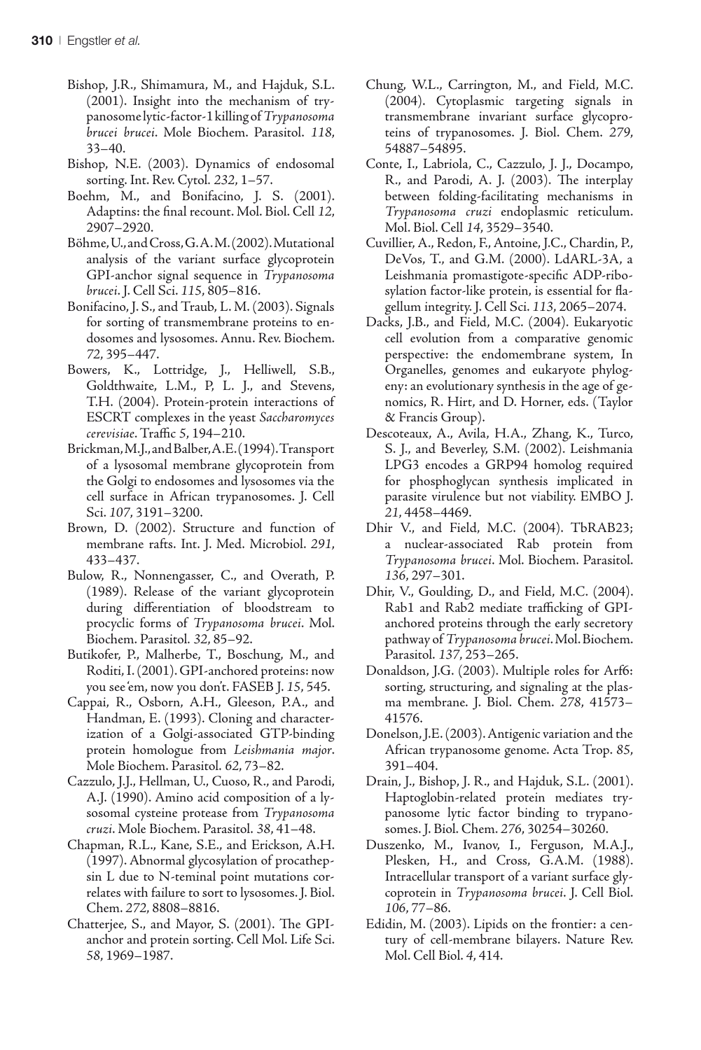Bishop, J.R., Shimamura, M., and Hajduk, S.L. (2001). Insight into the mechanism of trypanosome lytic-factor-1 killing of *Trypanosoma brucei brucei*. Mole Biochem. Parasitol. *118*, 33–40.

Bishop, N.E. (2003). Dynamics of endosomal sorting. Int. Rev. Cytol. *232*, 1–57.

Boehm, M., and Bonifacino, J. S. (2001). Adaptins: the final recount. Mol. Biol. Cell *12*, 2907–2920.

Böhme, U., and Cross, G.A.M. (2002). Mutational analysis of the variant surface glycoprotein GPI-anchor signal sequence in *Trypanosoma brucei*. J. Cell Sci. *115*, 805–816.

Bonifacino, J. S., and Traub, L. M. (2003). Signals for sorting of transmembrane proteins to endosomes and lysosomes. Annu. Rev. Biochem. *72*, 395–447.

Bowers, K., Lottridge, J., Helliwell, S.B., Goldthwaite, L.M., P, L. J., and Stevens, T.H. (2004). Protein-protein interactions of ESCRT complexes in the yeast *Saccharomyces cerevisiae*. Traffic *5*, 194–210.

Brickman, M.J., and Balber, A.E. (1994). Transport of a lysosomal membrane glycoprotein from the Golgi to endosomes and lysosomes via the cell surface in African trypanosomes. J. Cell Sci. *107*, 3191–3200.

Brown, D. (2002). Structure and function of membrane rafts. Int. J. Med. Microbiol. *291*, 433–437.

Bulow, R., Nonnengasser, C., and Overath, P. (1989). Release of the variant glycoprotein during differentiation of bloodstream to procyclic forms of *Trypanosoma brucei*. Mol. Biochem. Parasitol. *32*, 85–92.

Butikofer, P., Malherbe, T., Boschung, M., and Roditi, I. (2001). GPI-anchored proteins: now you see 'em, now you don't. FASEB J. *15*, 545.

Cappai, R., Osborn, A.H., Gleeson, P.A., and Handman, E. (1993). Cloning and characterization of a Golgi-associated GTP-binding protein homologue from *Leishmania major*. Mole Biochem. Parasitol. *62*, 73–82.

Cazzulo, J.J., Hellman, U., Cuoso, R., and Parodi, A.J. (1990). Amino acid composition of a lysosomal cysteine protease from *Trypanosoma cruzi*. Mole Biochem. Parasitol. *38*, 41–48.

Chapman, R.L., Kane, S.E., and Erickson, A.H. (1997). Abnormal glycosylation of procathepsin L due to N-teminal point mutations correlates with failure to sort to lysosomes. J. Biol. Chem. *272*, 8808–8816.

Chatterjee, S., and Mayor, S. (2001). The GPI-anchor and protein sorting. Cell Mol. Life Sci. *58*, 1969–1987.

Chung, W.L., Carrington, M., and Field, M.C. (2004). Cytoplasmic targeting signals in transmembrane invariant surface glycoproteins of trypanosomes. J. Biol. Chem. *279*, 54887–54895.

Conte, I., Labriola, C., Cazzulo, J. J., Docampo, R., and Parodi, A. J. (2003). The interplay between folding-facilitating mechanisms in *Trypanosoma cruzi* endoplasmic reticulum. Mol. Biol. Cell *14*, 3529–3540.

Cuvillier, A., Redon, F., Antoine, J.C., Chardin, P., DeVos, T., and G.M. (2000). LdARL-3A, a Leishmania promastigote-specific ADP-ribosylation factor-like protein, is essential for flagellum integrity. J. Cell Sci. *113*, 2065–2074.

Dacks, J.B., and Field, M.C. (2004). Eukaryotic cell evolution from a comparative genomic perspective: the endomembrane system, In Organelles, genomes and eukaryote phylogeny: an evolutionary synthesis in the age of genomics, R. Hirt, and D. Horner, eds. (Taylor & Francis Group).

Descoteaux, A., Avila, H.A., Zhang, K., Turco, S. J., and Beverley, S.M. (2002). Leishmania LPG3 encodes a GRP94 homolog required for phosphoglycan synthesis implicated in parasite virulence but not viability. EMBO J. *21*, 4458–4469.

Dhir V., and Field, M.C. (2004). TbRAB23; a nuclear-associated Rab protein from *Trypanosoma brucei*. Mol. Biochem. Parasitol. *136*, 297–301.

Dhir, V., Goulding, D., and Field, M.C. (2004). Rab1 and Rab2 mediate trafficking of GPI-anchored proteins through the early secretory pathway of *Trypanosoma brucei*. Mol. Biochem. Parasitol. *137*, 253–265.

Donaldson, J.G. (2003). Multiple roles for Arf6: sorting, structuring, and signaling at the plasma membrane. J. Biol. Chem. *278*, 41573–41576.

Donelson, J.E. (2003). Antigenic variation and the African trypanosome genome. Acta Trop. *85*, 391–404.

Drain, J., Bishop, J. R., and Hajduk, S.L. (2001). Haptoglobin-related protein mediates trypanosome lytic factor binding to trypanosomes. J. Biol. Chem. *276*, 30254–30260.

Duszenko, M., Ivanov, I., Ferguson, M.A.J., Plesken, H., and Cross, G.A.M. (1988). Intracellular transport of a variant surface glycoprotein in *Trypanosoma brucei*. J. Cell Biol. *106*, 77–86.

Edidin, M. (2003). Lipids on the frontier: a century of cell-membrane bilayers. Nature Rev. Mol. Cell Biol. *4*, 414.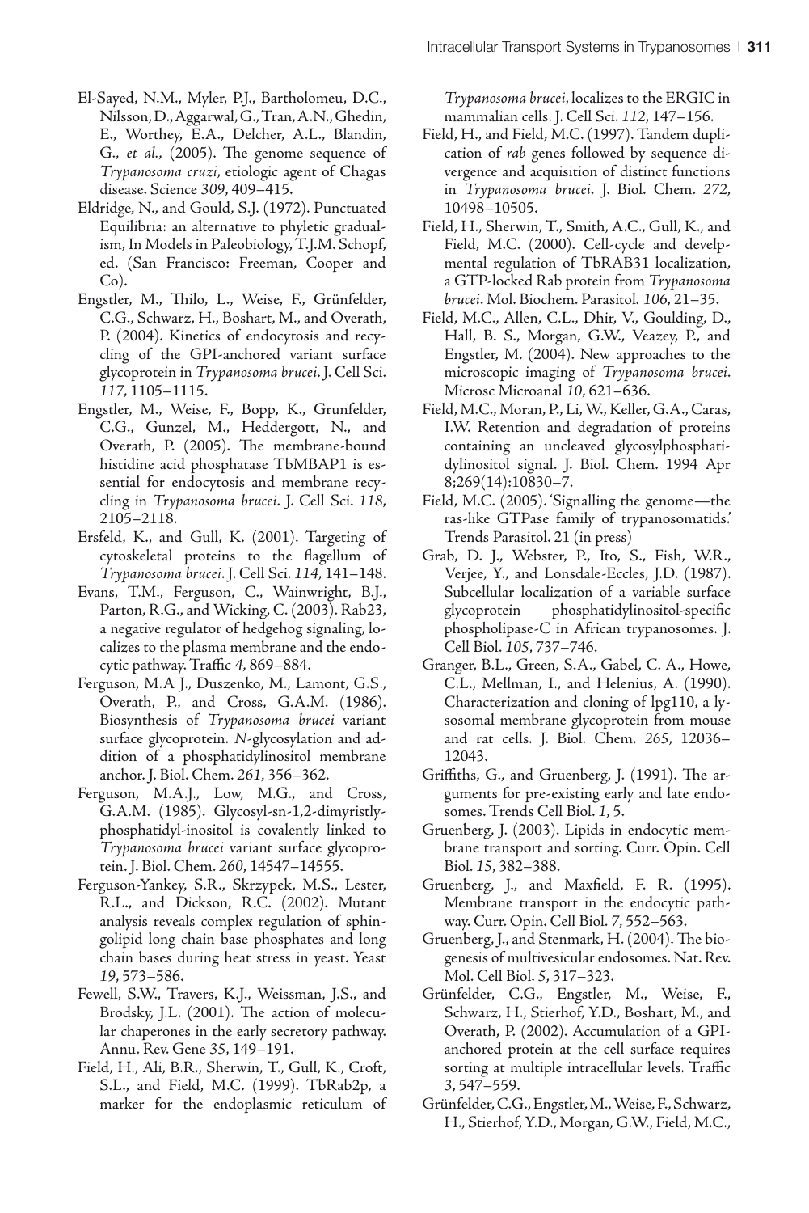El-Sayed, N.M., Myler, P.J., Bartholomeu, D.C., Nilsson, D., Aggarwal, G., Tran, A.N., Ghedin, E., Worthey, E.A., Delcher, A.L., Blandin, G., *et al.*, (2005). The genome sequence of *Trypanosoma cruzi*, etiologic agent of Chagas disease. Science *309*, 409–415.

Eldridge, N., and Gould, S.J. (1972). Punctuated Equilibria: an alternative to phyletic gradualism, In Models in Paleobiology, T.J.M. Schopf, ed. (San Francisco: Freeman, Cooper and Co).

Engstler, M., Thilo, L., Weise, F., Grünfelder, C.G., Schwarz, H., Boshart, M., and Overath, P. (2004). Kinetics of endocytosis and recycling of the GPI-anchored variant surface glycoprotein in *Trypanosoma brucei*. J. Cell Sci. *117*, 1105–1115.

Engstler, M., Weise, F., Bopp, K., Grunfelder, C.G., Gunzel, M., Heddergott, N., and Overath, P. (2005). The membrane-bound histidine acid phosphatase TbMBAP1 is essential for endocytosis and membrane recycling in *Trypanosoma brucei*. J. Cell Sci. *118*, 2105–2118.

Ersfeld, K., and Gull, K. (2001). Targeting of cytoskeletal proteins to the flagellum of *Trypanosoma brucei*. J. Cell Sci. *114*, 141–148.

Evans, T.M., Ferguson, C., Wainwright, B.J., Parton, R.G., and Wicking, C. (2003). Rab23, a negative regulator of hedgehog signaling, localizes to the plasma membrane and the endocytic pathway. Traffic *4*, 869–884.

Ferguson, M.A J., Duszenko, M., Lamont, G.S., Overath, P., and Cross, G.A.M. (1986). Biosynthesis of *Trypanosoma brucei* variant surface glycoprotein. *N*-glycosylation and addition of a phosphatidylinositol membrane anchor. J. Biol. Chem. *261*, 356–362.

Ferguson, M.A.J., Low, M.G., and Cross, G.A.M. (1985). Glycosyl-sn-1,2-dimyristlyphosphatidyl-inositol is covalently linked to *Trypanosoma brucei* variant surface glycoprotein. J. Biol. Chem. *260*, 14547–14555.

Ferguson-Yankey, S.R., Skrzypek, M.S., Lester, R.L., and Dickson, R.C. (2002). Mutant analysis reveals complex regulation of sphingolipid long chain base phosphates and long chain bases during heat stress in yeast. Yeast *19*, 573–586.

Fewell, S.W., Travers, K.J., Weissman, J.S., and Brodsky, J.L. (2001). The action of molecular chaperones in the early secretory pathway. Annu. Rev. Gene *35*, 149–191.

Field, H., Ali, B.R., Sherwin, T., Gull, K., Croft, S.L., and Field, M.C. (1999). TbRab2p, a marker for the endoplasmic reticulum of *Trypanosoma brucei*, localizes to the ERGIC in mammalian cells. J. Cell Sci. *112*, 147–156.

Field, H., and Field, M.C. (1997). Tandem duplication of *rab* genes followed by sequence divergence and acquisition of distinct functions in *Trypanosoma brucei*. J. Biol. Chem. *272*, 10498–10505.

Field, H., Sherwin, T., Smith, A.C., Gull, K., and Field, M.C. (2000). Cell-cycle and developmental regulation of TbRAB31 localization, a GTP-locked Rab protein from *Trypanosoma brucei*. Mol. Biochem. Parasitol. *106*, 21–35.

Field, M.C., Allen, C.L., Dhir, V., Goulding, D., Hall, B. S., Morgan, G.W., Veazey, P., and Engstler, M. (2004). New approaches to the microscopic imaging of *Trypanosoma brucei*. Microsc Microanal *10*, 621–636.

Field, M.C., Moran, P., Li, W., Keller, G.A., Caras, I.W. Retention and degradation of proteins containing an uncleaved glycosylphosphatidylinositol signal. J. Biol. Chem. 1994 Apr 8;269(14):10830–7.

Field, M.C. (2005). 'Signalling the genome—the ras-like GTPase family of trypanosomatids.' Trends Parasitol. 21 (in press)

Grab, D. J., Webster, P., Ito, S., Fish, W.R., Verjee, Y., and Lonsdale-Eccles, J.D. (1987). Subcellular localization of a variable surface glycoprotein phosphatidylinositol-specific phospholipase-C in African trypanosomes. J. Cell Biol. *105*, 737–746.

Granger, B.L., Green, S.A., Gabel, C. A., Howe, C.L., Mellman, I., and Helenius, A. (1990). Characterization and cloning of lgp110, a lysosomal membrane glycoprotein from mouse and rat cells. J. Biol. Chem. *265*, 12036–12043.

Griffiths, G., and Gruenberg, J. (1991). The arguments for pre-existing early and late endosomes. Trends Cell Biol. *1*, 5.

Gruenberg, J. (2003). Lipids in endocytic membrane transport and sorting. Curr. Opin. Cell Biol. *15*, 382–388.

Gruenberg, J., and Maxfield, F. R. (1995). Membrane transport in the endocytic pathway. Curr. Opin. Cell Biol. *7*, 552–563.

Gruenberg, J., and Stenmark, H. (2004). The biogenesis of multivesicular endosomes. Nat. Rev. Mol. Cell Biol. *5*, 317–323.

Grünfelder, C.G., Engstler, M., Weise, F., Schwarz, H., Stierhof, Y.D., Boshart, M., and Overath, P. (2002). Accumulation of a GPI-anchored protein at the cell surface requires sorting at multiple intracellular levels. Traffic *3*, 547–559.

Grünfelder, C.G., Engstler, M., Weise, F., Schwarz, H., Stierhof, Y.D., Morgan, G.W., Field, M.C.,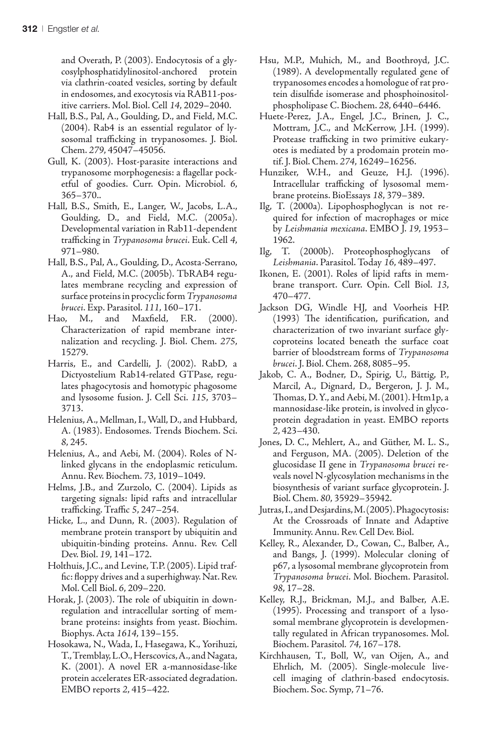and Overath, P. (2003). Endocytosis of a glycosylphosphatidylinositol-anchored protein via clathrin-coated vesicles, sorting by default in endosomes, and exocytosis via RAB11-positive carriers. Mol. Biol. Cell *14*, 2029–2040.

Hall, B.S., Pal, A., Goulding, D., and Field, M.C. (2004). Rab4 is an essential regulator of lysosomal trafficking in trypanosomes. J. Biol. Chem. *279*, 45047–45056.

Gull, K. (2003). Host-parasite interactions and trypanosome morphogenesis: a flagellar pocketful of goodies. Curr. Opin. Microbiol. *6*, 365–370..

Hall, B.S., Smith, E., Langer, W., Jacobs, L.A., Goulding, D., and Field, M.C. (2005a). Developmental variation in Rab11-dependent trafficking in *Trypanosoma brucei*. Euk. Cell *4*, 971–980.

Hall, B.S., Pal, A., Goulding, D., Acosta-Serrano, A., and Field, M.C. (2005b). TbRAB4 regulates membrane recycling and expression of surface proteins in procyclic form *Trypanosoma brucei*. Exp. Parasitol. *111*, 160–171.

Hao, M., and Maxfield, F.R. (2000). Characterization of rapid membrane internalization and recycling. J. Biol. Chem. *275*, 15279.

Harris, E., and Cardelli, J. (2002). RabD, a Dictyostelium Rab14-related GTPase, regulates phagocytosis and homotypic phagosome and lysosome fusion. J. Cell Sci. *115*, 3703–3713.

Helenius, A., Mellman, I., Wall, D., and Hubbard, A. (1983). Endosomes. Trends Biochem. Sci. *8*, 245.

Helenius, A., and Aebi, M. (2004). Roles of N-linked glycans in the endoplasmic reticulum. Annu. Rev. Biochem. *73*, 1019–1049.

Helms, J.B., and Zurzolo, C. (2004). Lipids as targeting signals: lipid rafts and intracellular trafficking. Traffic *5*, 247–254.

Hicke, L., and Dunn, R. (2003). Regulation of membrane protein transport by ubiquitin and ubiquitin-binding proteins. Annu. Rev. Cell Dev. Biol. *19*, 141–172.

Holthuis, J.C., and Levine, T.P. (2005). Lipid traffic: floppy drives and a superhighway. Nat. Rev. Mol. Cell Biol. *6*, 209–220.

Horak, J. (2003). The role of ubiquitin in downregulation and intracellular sorting of membrane proteins: insights from yeast. Biochim. Biophys. Acta *1614*, 139–155.

Hosokawa, N., Wada, I., Hasegawa, K., Yorihuzi, T., Tremblay, L.O., Herscovics, A., and Nagata, K. (2001). A novel ER a-mannosidase-like protein accelerates ER-associated degradation. EMBO reports *2*, 415–422.

Hsu, M.P., Muhich, M., and Boothroyd, J.C. (1989). A developmentally regulated gene of trypanosomes encodes a homologue of rat protein disulfide isomerase and phosphoinositol-phospholipase C. Biochem. *28*, 6440–6446.

Huete-Perez, J.A., Engel, J.C., Brinen, J. C., Mottram, J.C., and McKerrow, J.H. (1999). Protease trafficking in two primitive eukaryotes is mediated by a prodomain protein motif. J. Biol. Chem. *274*, 16249–16256.

Hunziker, W.H., and Geuze, H.J. (1996). Intracellular trafficking of lysosomal membrane proteins. BioEssays *18*, 379–389.

Ilg, T. (2000a). Lipophosphoglycan is not required for infection of macrophages or mice by *Leishmania mexicana*. EMBO J. *19*, 1953–1962.

Ilg, T. (2000b). Proteophosphoglycans of *Leishmania*. Parasitol. Today *16*, 489–497.

Ikonen, E. (2001). Roles of lipid rafts in membrane transport. Curr. Opin. Cell Biol. *13*, 470–477.

Jackson DG, Windle HJ, and Voorheis HP. (1993) The identification, purification, and characterization of two invariant surface glycoproteins located beneath the surface coat barrier of bloodstream forms of *Trypanosoma brucei*. J. Biol. Chem. 268, 8085–95.

Jakob, C. A., Bodner, D., Spirig, U., Bättig, P., Marcil, A., Dignard, D., Bergeron, J. J. M., Thomas, D. Y., and Aebi, M. (2001). Htm1p, a mannosidase-like protein, is involved in glycoprotein degradation in yeast. EMBO reports *2*, 423–430.

Jones, D. C., Mehlert, A., and Güther, M. L. S., and Ferguson, MA. (2005). Deletion of the glucosidase II gene in *Trypanosoma brucei* reveals novel N-glycosylation mechanisms in the biosynthesis of variant surface glycoprotein. J. Biol. Chem. *80*, 35929–35942.

Jutras, I., and Desjardins, M. (2005). Phagocytosis: At the Crossroads of Innate and Adaptive Immunity. Annu. Rev. Cell Dev. Biol.

Kelley, R., Alexander, D., Cowan, C., Balber, A., and Bangs, J. (1999). Molecular cloning of p67, a lysosomal membrane glycoprotein from *Trypanosoma brucei*. Mol. Biochem. Parasitol. *98*, 17–28.

Kelley, R.J., Brickman, M.J., and Balber, A.E. (1995). Processing and transport of a lysosomal membrane glycoprotein is developmentally regulated in African trypanosomes. Mol. Biochem. Parasitol. *74*, 167–178.

Kirchhausen, T., Boll, W., van Oijen, A., and Ehrlich, M. (2005). Single-molecule live-cell imaging of clathrin-based endocytosis. Biochem. Soc. Symp, 71–76.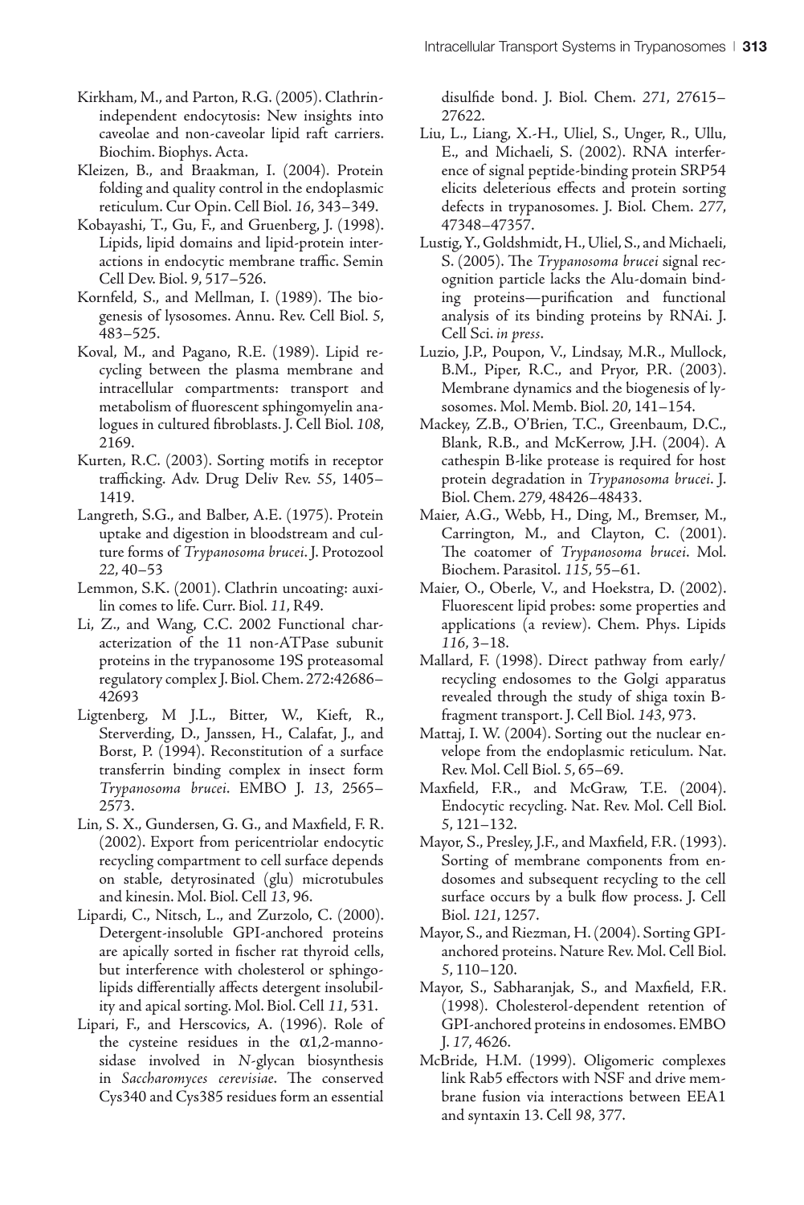Kirkham, M., and Parton, R.G. (2005). Clathrin-independent endocytosis: New insights into caveolae and non-caveolar lipid raft carriers. Biochim. Biophys. Acta.

Kleizen, B., and Braakman, I. (2004). Protein folding and quality control in the endoplasmic reticulum. Cur Opin. Cell Biol. *16*, 343–349.

Kobayashi, T., Gu, F., and Gruenberg, J. (1998). Lipids, lipid domains and lipid-protein interactions in endocytic membrane traffic. Semin Cell Dev. Biol. *9*, 517–526.

Kornfeld, S., and Mellman, I. (1989). The biogenesis of lysosomes. Annu. Rev. Cell Biol. *5*, 483–525.

Koval, M., and Pagano, R.E. (1989). Lipid recycling between the plasma membrane and intracellular compartments: transport and metabolism of fluorescent sphingomyelin analogues in cultured fibroblasts. J. Cell Biol. *108*, 2169.

Kurten, R.C. (2003). Sorting motifs in receptor trafficking. Adv. Drug Deliv Rev. *55*, 1405–1419.

Langreth, S.G., and Balber, A.E. (1975). Protein uptake and digestion in bloodstream and culture forms of *Trypanosoma brucei*. J. Protozool *22*, 40–53

Lemmon, S.K. (2001). Clathrin uncoating: auxilin comes to life. Curr. Biol. *11*, R49.

Li, Z., and Wang, C.C. 2002 Functional characterization of the 11 non-ATPase subunit proteins in the trypanosome 19S proteasomal regulatory complex J. Biol. Chem. 272:42686–42693

Ligtenberg, M J.L., Bitter, W., Kieft, R., Sterverding, D., Janssen, H., Calafat, J., and Borst, P. (1994). Reconstitution of a surface transferrin binding complex in insect form *Trypanosoma brucei*. EMBO J. *13*, 2565–2573.

Lin, S. X., Gundersen, G. G., and Maxfield, F. R. (2002). Export from pericentriolar endocytic recycling compartment to cell surface depends on stable, detyrosinated (glu) microtubules and kinesin. Mol. Biol. Cell *13*, 96.

Lipardi, C., Nitsch, L., and Zurzolo, C. (2000). Detergent-insoluble GPI-anchored proteins are apically sorted in fischer rat thyroid cells, but interference with cholesterol or sphingolipids differentially affects detergent insolubility and apical sorting. Mol. Biol. Cell *11*, 531.

Lipari, F., and Herscovics, A. (1996). Role of the cysteine residues in the α1,2-mannosidase involved in *N*-glycan biosynthesis in *Saccharomyces cerevisiae*. The conserved Cys340 and Cys385 residues form an essential disulfide bond. J. Biol. Chem. *271*, 27615–27622.

Liu, L., Liang, X.-H., Uliel, S., Unger, R., Ullu, E., and Michaeli, S. (2002). RNA interference of signal peptide-binding protein SRP54 elicits deleterious effects and protein sorting defects in trypanosomes. J. Biol. Chem. *277*, 47348–47357.

Lustig, Y., Goldshmidt, H., Uliel, S., and Michaeli, S. (2005). The *Trypanosoma brucei* signal recognition particle lacks the Alu-domain binding proteins—purification and functional analysis of its binding proteins by RNAi. J. Cell Sci. *in press*.

Luzio, J.P., Poupon, V., Lindsay, M.R., Mullock, B.M., Piper, R.C., and Pryor, P.R. (2003). Membrane dynamics and the biogenesis of lysosomes. Mol. Memb. Biol. *20*, 141–154.

Mackey, Z.B., O'Brien, T.C., Greenbaum, D.C., Blank, R.B., and McKerrow, J.H. (2004). A cathespin B-like protease is required for host protein degradation in *Trypanosoma brucei*. J. Biol. Chem. *279*, 48426–48433.

Maier, A.G., Webb, H., Ding, M., Bremser, M., Carrington, M., and Clayton, C. (2001). The coatomer of *Trypanosoma brucei*. Mol. Biochem. Parasitol. *115*, 55–61.

Maier, O., Oberle, V., and Hoekstra, D. (2002). Fluorescent lipid probes: some properties and applications (a review). Chem. Phys. Lipids *116*, 3–18.

Mallard, F. (1998). Direct pathway from early/recycling endosomes to the Golgi apparatus revealed through the study of shiga toxin B-fragment transport. J. Cell Biol. *143*, 973.

Mattaj, I. W. (2004). Sorting out the nuclear envelope from the endoplasmic reticulum. Nat. Rev. Mol. Cell Biol. *5*, 65–69.

Maxfield, F.R., and McGraw, T.E. (2004). Endocytic recycling. Nat. Rev. Mol. Cell Biol. *5*, 121–132.

Mayor, S., Presley, J.F., and Maxfield, F.R. (1993). Sorting of membrane components from endosomes and subsequent recycling to the cell surface occurs by a bulk flow process. J. Cell Biol. *121*, 1257.

Mayor, S., and Riezman, H. (2004). Sorting GPI-anchored proteins. Nature Rev. Mol. Cell Biol. *5*, 110–120.

Mayor, S., Sabharanjak, S., and Maxfield, F.R. (1998). Cholesterol-dependent retention of GPI-anchored proteins in endosomes. EMBO J. *17*, 4626.

McBride, H.M. (1999). Oligomeric complexes link Rab5 effectors with NSF and drive membrane fusion via interactions between EEA1 and syntaxin 13. Cell *98*, 377.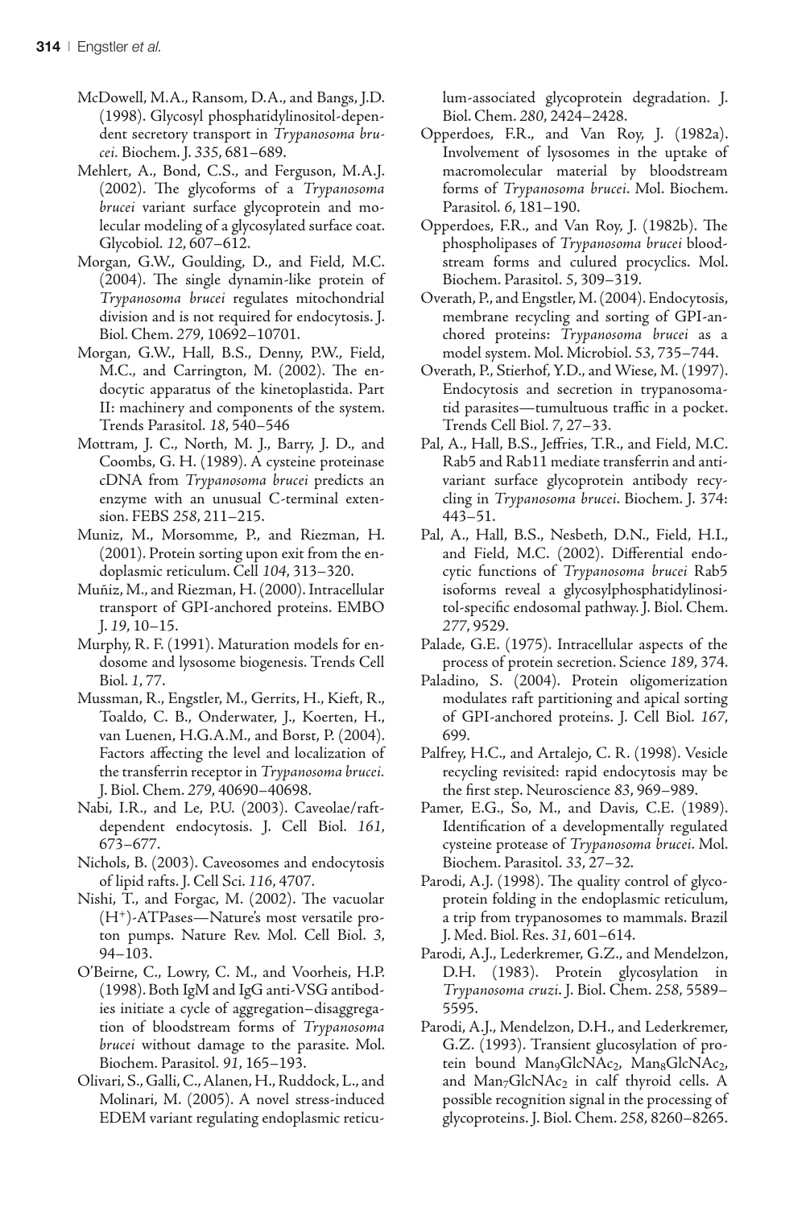McDowell, M.A., Ransom, D.A., and Bangs, J.D. (1998). Glycosyl phosphatidylinositol-dependent secretory transport in *Trypanosoma brucei*. Biochem. J. *335*, 681–689.

Mehlert, A., Bond, C.S., and Ferguson, M.A.J. (2002). The glycoforms of a *Trypanosoma brucei* variant surface glycoprotein and molecular modeling of a glycosylated surface coat. Glycobiol. *12*, 607–612.

Morgan, G.W., Goulding, D., and Field, M.C. (2004). The single dynamin-like protein of *Trypanosoma brucei* regulates mitochondrial division and is not required for endocytosis. J. Biol. Chem. *279*, 10692–10701.

Morgan, G.W., Hall, B.S., Denny, P.W., Field, M.C., and Carrington, M. (2002). The endocytic apparatus of the kinetoplastida. Part II: machinery and components of the system. Trends Parasitol. *18*, 540–546

Mottram, J. C., North, M. J., Barry, J. D., and Coombs, G. H. (1989). A cysteine proteinase cDNA from *Trypanosoma brucei* predicts an enzyme with an unusual C-terminal extension. FEBS *258*, 211–215.

Muniz, M., Morsomme, P., and Riezman, H. (2001). Protein sorting upon exit from the endoplasmic reticulum. Cell *104*, 313–320.

Muñiz, M., and Riezman, H. (2000). Intracellular transport of GPI-anchored proteins. EMBO J. *19*, 10–15.

Murphy, R. F. (1991). Maturation models for endosome and lysosome biogenesis. Trends Cell Biol. *1*, 77.

Mussman, R., Engstler, M., Gerrits, H., Kieft, R., Toaldo, C. B., Onderwater, J., Koerten, H., van Luenen, H.G.A.M., and Borst, P. (2004). Factors affecting the level and localization of the transferrin receptor in *Trypanosoma brucei*. J. Biol. Chem. *279*, 40690–40698.

Nabi, I.R., and Le, P.U. (2003). Caveolae/raft-dependent endocytosis. J. Cell Biol. *161*, 673–677.

Nichols, B. (2003). Caveosomes and endocytosis of lipid rafts. J. Cell Sci. *116*, 4707.

Nishi, T., and Forgac, M. (2002). The vacuolar ($H^+$)-ATPases—Nature's most versatile proton pumps. Nature Rev. Mol. Cell Biol. *3*, 94–103.

O'Beirne, C., Lowry, C. M., and Voorheis, H.P. (1998). Both IgM and IgG anti-VSG antibodies initiate a cycle of aggregation–disaggregation of bloodstream forms of *Trypanosoma brucei* without damage to the parasite. Mol. Biochem. Parasitol. *91*, 165–193.

Olivari, S., Galli, C., Alanen, H., Ruddock, L., and Molinari, M. (2005). A novel stress-induced EDEM variant regulating endoplasmic reticulum-associated glycoprotein degradation. J. Biol. Chem. *280*, 2424–2428.

Opperdoes, F.R., and Van Roy, J. (1982a). Involvement of lysosomes in the uptake of macromolecular material by bloodstream forms of *Trypanosoma brucei*. Mol. Biochem. Parasitol. *6*, 181–190.

Opperdoes, F.R., and Van Roy, J. (1982b). The phospholipases of *Trypanosoma brucei* bloodstream forms and culured procyclics. Mol. Biochem. Parasitol. *5*, 309–319.

Overath, P., and Engstler, M. (2004). Endocytosis, membrane recycling and sorting of GPI-anchored proteins: *Trypanosoma brucei* as a model system. Mol. Microbiol. *53*, 735–744.

Overath, P., Stierhof, Y.D., and Wiese, M. (1997). Endocytosis and secretion in trypanosomatid parasites—tumultuous traffic in a pocket. Trends Cell Biol. *7*, 27–33.

Pal, A., Hall, B.S., Jeffries, T.R., and Field, M.C. Rab5 and Rab11 mediate transferrin and anti-variant surface glycoprotein antibody recycling in *Trypanosoma brucei*. Biochem. J. 374: 443–51.

Pal, A., Hall, B.S., Nesbeth, D.N., Field, H.I., and Field, M.C. (2002). Differential endocytic functions of *Trypanosoma brucei* Rab5 isoforms reveal a glycosylphosphatidylinositol-specific endosomal pathway. J. Biol. Chem. *277*, 9529.

Palade, G.E. (1975). Intracellular aspects of the process of protein secretion. Science *189*, 374.

Paladino, S. (2004). Protein oligomerization modulates raft partitioning and apical sorting of GPI-anchored proteins. J. Cell Biol. *167*, 699.

Palfrey, H.C., and Artalejo, C. R. (1998). Vesicle recycling revisited: rapid endocytosis may be the first step. Neuroscience *83*, 969–989.

Pamer, E.G., So, M., and Davis, C.E. (1989). Identification of a developmentally regulated cysteine protease of *Trypanosoma brucei*. Mol. Biochem. Parasitol. *33*, 27–32.

Parodi, A.J. (1998). The quality control of glycoprotein folding in the endoplasmic reticulum, a trip from trypanosomes to mammals. Brazil J. Med. Biol. Res. *31*, 601–614.

Parodi, A.J., Lederkremer, G.Z., and Mendelzon, D.H. (1983). Protein glycosylation in *Trypanosoma cruzi*. J. Biol. Chem. *258*, 5589–5595.

Parodi, A.J., Mendelzon, D.H., and Lederkremer, G.Z. (1993). Transient glucosylation of protein bound $Man_9GlcNAc_2$, $Man_8GlcNAc_2$, and $Man_7GlcNAc_2$ in calf thyroid cells. A possible recognition signal in the processing of glycoproteins. J. Biol. Chem. *258*, 8260–8265.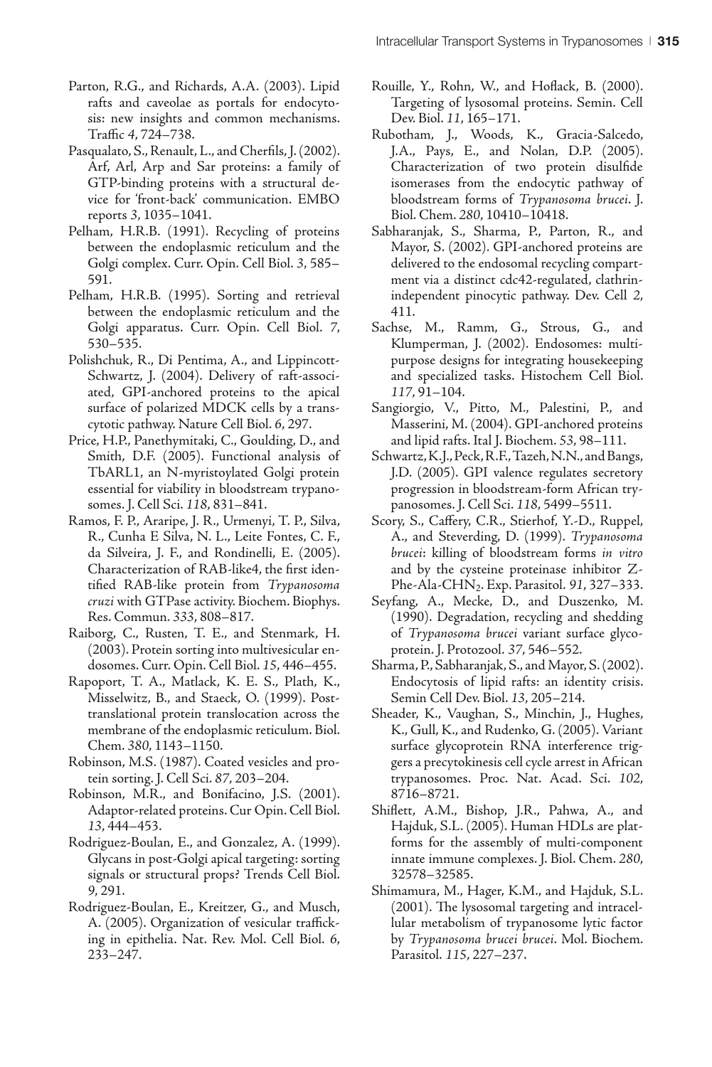Parton, R.G., and Richards, A.A. (2003). Lipid rafts and caveolae as portals for endocytosis: new insights and common mechanisms. Traffic *4*, 724–738.

Pasqualato, S., Renault, L., and Cherfils, J. (2002). Arf, Arl, Arp and Sar proteins: a family of GTP-binding proteins with a structural device for 'front-back' communication. EMBO reports *3*, 1035–1041.

Pelham, H.R.B. (1991). Recycling of proteins between the endoplasmic reticulum and the Golgi complex. Curr. Opin. Cell Biol. *3*, 585–591.

Pelham, H.R.B. (1995). Sorting and retrieval between the endoplasmic reticulum and the Golgi apparatus. Curr. Opin. Cell Biol. *7*, 530–535.

Polishchuk, R., Di Pentima, A., and Lippincott-Schwartz, J. (2004). Delivery of raft-associated, GPI-anchored proteins to the apical surface of polarized MDCK cells by a transcytotic pathway. Nature Cell Biol. *6*, 297.

Price, H.P., Panethymitaki, C., Goulding, D., and Smith, D.F. (2005). Functional analysis of TbARL1, an N-myristoylated Golgi protein essential for viability in bloodstream trypanosomes. J. Cell Sci. *118*, 831–841.

Ramos, F. P., Araripe, J. R., Urmenyi, T. P., Silva, R., Cunha E Silva, N. L., Leite Fontes, C. F., da Silveira, J. F., and Rondinelli, E. (2005). Characterization of RAB-like4, the first identified RAB-like protein from *Trypanosoma cruzi* with GTPase activity. Biochem. Biophys. Res. Commun. *333*, 808–817.

Raiborg, C., Rusten, T. E., and Stenmark, H. (2003). Protein sorting into multivesicular endosomes. Curr. Opin. Cell Biol. *15*, 446–455.

Rapoport, T. A., Matlack, K. E. S., Plath, K., Misselwitz, B., and Staeck, O. (1999). Posttranslational protein translocation across the membrane of the endoplasmic reticulum. Biol. Chem. *380*, 1143–1150.

Robinson, M.S. (1987). Coated vesicles and protein sorting. J. Cell Sci. *87*, 203–204.

Robinson, M.R., and Bonifacino, J.S. (2001). Adaptor-related proteins. Cur Opin. Cell Biol. *13*, 444–453.

Rodriguez-Boulan, E., and Gonzalez, A. (1999). Glycans in post-Golgi apical targeting: sorting signals or structural props? Trends Cell Biol. *9*, 291.

Rodriguez-Boulan, E., Kreitzer, G., and Musch, A. (2005). Organization of vesicular trafficking in epithelia. Nat. Rev. Mol. Cell Biol. *6*, 233–247.

Rouille, Y., Rohn, W., and Hoflack, B. (2000). Targeting of lysosomal proteins. Semin. Cell Dev. Biol. *11*, 165–171.

Rubotham, J., Woods, K., Gracia-Salcedo, J.A., Pays, E., and Nolan, D.P. (2005). Characterization of two protein disulfide isomerases from the endocytic pathway of bloodstream forms of *Trypanosoma brucei*. J. Biol. Chem. *280*, 10410–10418.

Sabharanjak, S., Sharma, P., Parton, R., and Mayor, S. (2002). GPI-anchored proteins are delivered to the endosomal recycling compartment via a distinct cdc42-regulated, clathrin-independent pinocytic pathway. Dev. Cell *2*, 411.

Sachse, M., Ramm, G., Strous, G., and Klumperman, J. (2002). Endosomes: multipurpose designs for integrating housekeeping and specialized tasks. Histochem Cell Biol. *117*, 91–104.

Sangiorgio, V., Pitto, M., Palestini, P., and Masserini, M. (2004). GPI-anchored proteins and lipid rafts. Ital J. Biochem. *53*, 98–111.

Schwartz, K.J., Peck, R.F., Tazeh, N.N., and Bangs, J.D. (2005). GPI valence regulates secretory progression in bloodstream-form African trypanosomes. J. Cell Sci. *118*, 5499–5511.

Scory, S., Caffery, C.R., Stierhof, Y.-D., Ruppel, A., and Steverding, D. (1999). *Trypanosoma brucei*: killing of bloodstream forms *in vitro* and by the cysteine proteinase inhibitor Z-Phe-Ala-$CHN_2$. Exp. Parasitol. *91*, 327–333.

Seyfang, A., Mecke, D., and Duszenko, M. (1990). Degradation, recycling and shedding of *Trypanosoma brucei* variant surface glycoprotein. J. Protozool. *37*, 546–552.

Sharma, P., Sabharanjak, S., and Mayor, S. (2002). Endocytosis of lipid rafts: an identity crisis. Semin Cell Dev. Biol. *13*, 205–214.

Sheader, K., Vaughan, S., Minchin, J., Hughes, K., Gull, K., and Rudenko, G. (2005). Variant surface glycoprotein RNA interference triggers a precytokinesis cell cycle arrest in African trypanosomes. Proc. Nat. Acad. Sci. *102*, 8716–8721.

Shiflett, A.M., Bishop, J.R., Pahwa, A., and Hajduk, S.L. (2005). Human HDLs are platforms for the assembly of multi-component innate immune complexes. J. Biol. Chem. *280*, 32578–32585.

Shimamura, M., Hager, K.M., and Hajduk, S.L. (2001). The lysosomal targeting and intracellular metabolism of trypanosome lytic factor by *Trypanosoma brucei brucei*. Mol. Biochem. Parasitol. *115*, 227–237.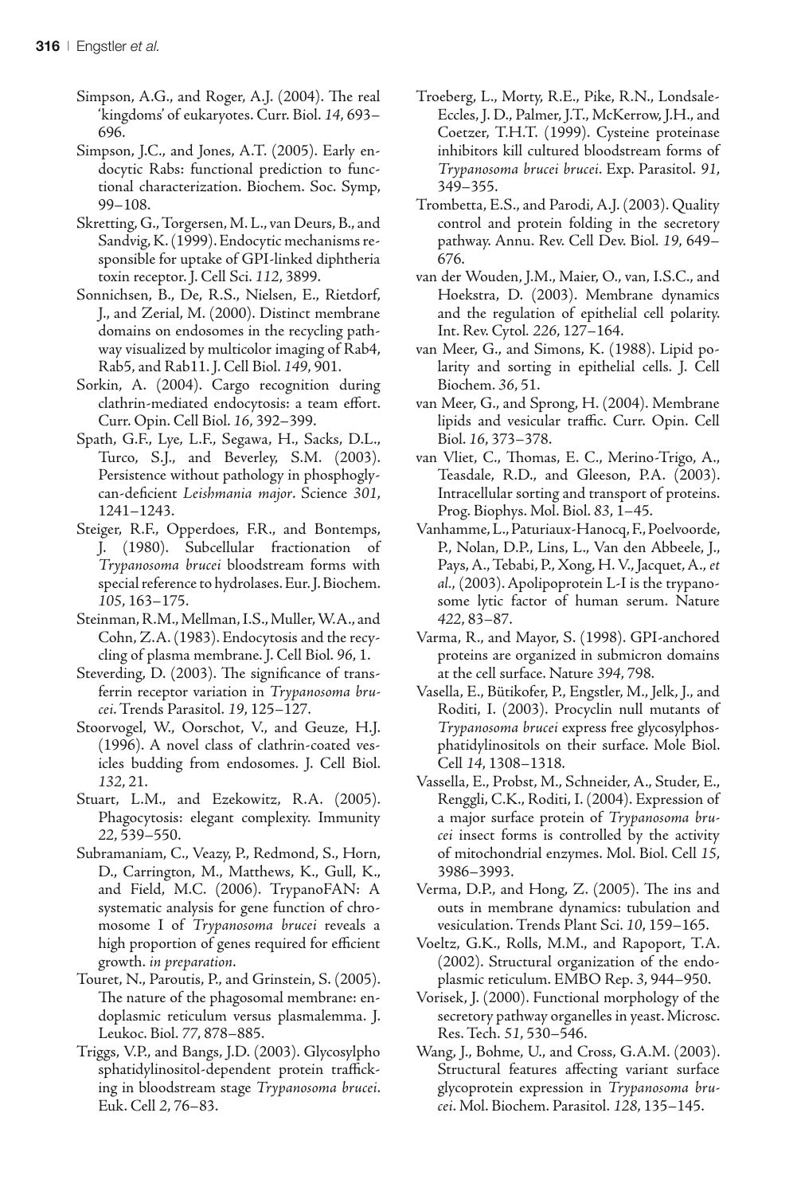Simpson, A.G., and Roger, A.J. (2004). The real 'kingdoms' of eukaryotes. Curr. Biol. *14*, 693–696.

Simpson, J.C., and Jones, A.T. (2005). Early endocytic Rabs: functional prediction to functional characterization. Biochem. Soc. Symp, 99–108.

Skretting, G., Torgersen, M. L., van Deurs, B., and Sandvig, K. (1999). Endocytic mechanisms responsible for uptake of GPI-linked diphtheria toxin receptor. J. Cell Sci. *112*, 3899.

Sonnichsen, B., De, R.S., Nielsen, E., Rietdorf, J., and Zerial, M. (2000). Distinct membrane domains on endosomes in the recycling pathway visualized by multicolor imaging of Rab4, Rab5, and Rab11. J. Cell Biol. *149*, 901.

Sorkin, A. (2004). Cargo recognition during clathrin-mediated endocytosis: a team effort. Curr. Opin. Cell Biol. *16*, 392–399.

Spath, G.F., Lye, L.F., Segawa, H., Sacks, D.L., Turco, S.J., and Beverley, S.M. (2003). Persistence without pathology in phosphoglycan-deficient *Leishmania major*. Science *301*, 1241–1243.

Steiger, R.F., Opperdoes, F.R., and Bontemps, J. (1980). Subcellular fractionation of *Trypanosoma brucei* bloodstream forms with special reference to hydrolases. Eur. J. Biochem. *105*, 163–175.

Steinman, R.M., Mellman, I.S., Muller, W.A., and Cohn, Z.A. (1983). Endocytosis and the recycling of plasma membrane. J. Cell Biol. *96*, 1.

Steverding, D. (2003). The significance of transferrin receptor variation in *Trypanosoma brucei*. Trends Parasitol. *19*, 125–127.

Stoorvogel, W., Oorschot, V., and Geuze, H.J. (1996). A novel class of clathrin-coated vesicles budding from endosomes. J. Cell Biol. *132*, 21.

Stuart, L.M., and Ezekowitz, R.A. (2005). Phagocytosis: elegant complexity. Immunity *22*, 539–550.

Subramaniam, C., Veazy, P., Redmond, S., Horn, D., Carrington, M., Matthews, K., Gull, K., and Field, M.C. (2006). TrypanoFAN: A systematic analysis for gene function of chromosome I of *Trypanosoma brucei* reveals a high proportion of genes required for efficient growth. *in preparation*.

Touret, N., Paroutis, P., and Grinstein, S. (2005). The nature of the phagosomal membrane: endoplasmic reticulum versus plasmalemma. J. Leukoc. Biol. *77*, 878–885.

Triggs, V.P., and Bangs, J.D. (2003). Glycosylpho sphatidylinositol-dependent protein trafficking in bloodstream stage *Trypanosoma brucei*. Euk. Cell *2*, 76–83.

Troeberg, L., Morty, R.E., Pike, R.N., Londsale-Eccles, J. D., Palmer, J.T., McKerrow, J.H., and Coetzer, T.H.T. (1999). Cysteine proteinase inhibitors kill cultured bloodstream forms of *Trypanosoma brucei brucei*. Exp. Parasitol. *91*, 349–355.

Trombetta, E.S., and Parodi, A.J. (2003). Quality control and protein folding in the secretory pathway. Annu. Rev. Cell Dev. Biol. *19*, 649–676.

van der Wouden, J.M., Maier, O., van, I.S.C., and Hoekstra, D. (2003). Membrane dynamics and the regulation of epithelial cell polarity. Int. Rev. Cytol. *226*, 127–164.

van Meer, G., and Simons, K. (1988). Lipid polarity and sorting in epithelial cells. J. Cell Biochem. *36*, 51.

van Meer, G., and Sprong, H. (2004). Membrane lipids and vesicular traffic. Curr. Opin. Cell Biol. *16*, 373–378.

van Vliet, C., Thomas, E. C., Merino-Trigo, A., Teasdale, R.D., and Gleeson, P.A. (2003). Intracellular sorting and transport of proteins. Prog. Biophys. Mol. Biol. *83*, 1–45.

Vanhamme, L., Paturiaux-Hanocq, F., Poelvoorde, P., Nolan, D.P., Lins, L., Van den Abbeele, J., Pays, A., Tebabi, P., Xong, H. V., Jacquet, A., *et al*., (2003). Apolipoprotein L-I is the trypanosome lytic factor of human serum. Nature *422*, 83–87.

Varma, R., and Mayor, S. (1998). GPI-anchored proteins are organized in submicron domains at the cell surface. Nature *394*, 798.

Vasella, E., Bütikofer, P., Engstler, M., Jelk, J., and Roditi, I. (2003). Procyclin null mutants of *Trypanosoma brucei* express free glycosylphosphatidylinositols on their surface. Mole Biol. Cell *14*, 1308–1318.

Vassella, E., Probst, M., Schneider, A., Studer, E., Renggli, C.K., Roditi, I. (2004). Expression of a major surface protein of *Trypanosoma brucei* insect forms is controlled by the activity of mitochondrial enzymes. Mol. Biol. Cell *15*, 3986–3993.

Verma, D.P., and Hong, Z. (2005). The ins and outs in membrane dynamics: tubulation and vesiculation. Trends Plant Sci. *10*, 159–165.

Voeltz, G.K., Rolls, M.M., and Rapoport, T.A. (2002). Structural organization of the endoplasmic reticulum. EMBO Rep. *3*, 944–950.

Vorisek, J. (2000). Functional morphology of the secretory pathway organelles in yeast. Microsc. Res. Tech. *51*, 530–546.

Wang, J., Bohme, U., and Cross, G.A.M. (2003). Structural features affecting variant surface glycoprotein expression in *Trypanosoma brucei*. Mol. Biochem. Parasitol. *128*, 135–145.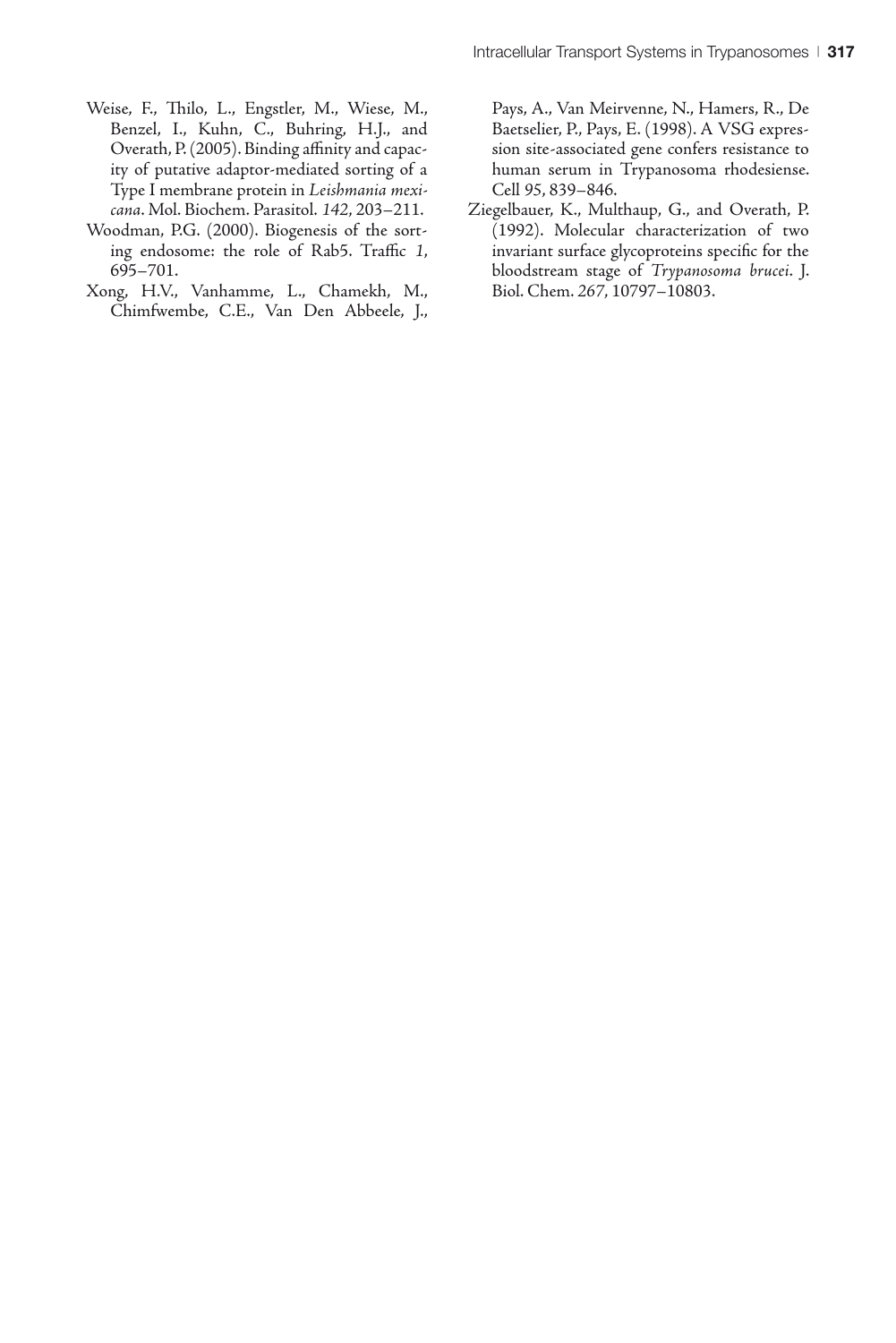Weise, F., Thilo, L., Engstler, M., Wiese, M., Benzel, I., Kuhn, C., Buhring, H.J., and Overath, P. (2005). Binding affinity and capacity of putative adaptor-mediated sorting of a Type I membrane protein in *Leishmania mexicana*. Mol. Biochem. Parasitol. *142*, 203–211.

Woodman, P.G. (2000). Biogenesis of the sorting endosome: the role of Rab5. Traffic *1*, 695–701.

Xong, H.V., Vanhamme, L., Chamekh, M., Chimfwembe, C.E., Van Den Abbeele, J., Pays, A., Van Meirvenne, N., Hamers, R., De Baetselier, P., Pays, E. (1998). A VSG expression site-associated gene confers resistance to human serum in Trypanosoma rhodesiense. Cell *95*, 839–846.

Ziegelbauer, K., Multhaup, G., and Overath, P. (1992). Molecular characterization of two invariant surface glycoproteins specific for the bloodstream stage of *Trypanosoma brucei*. J. Biol. Chem. *267*, 10797–10803.